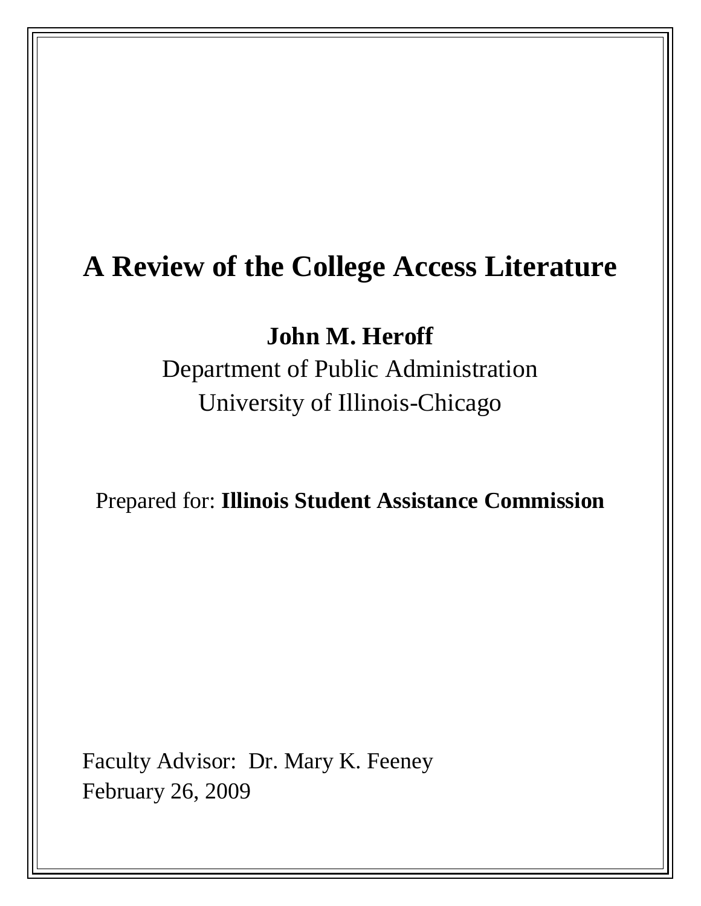# A Review of the College Access Literature

**John M. Heroff**

Department of Public Administration
University of Illinois-Chicago

Prepared for: **Illinois Student Assistance Commission**

Faculty Advisor: Dr. Mary K. Feeney
February 26, 2009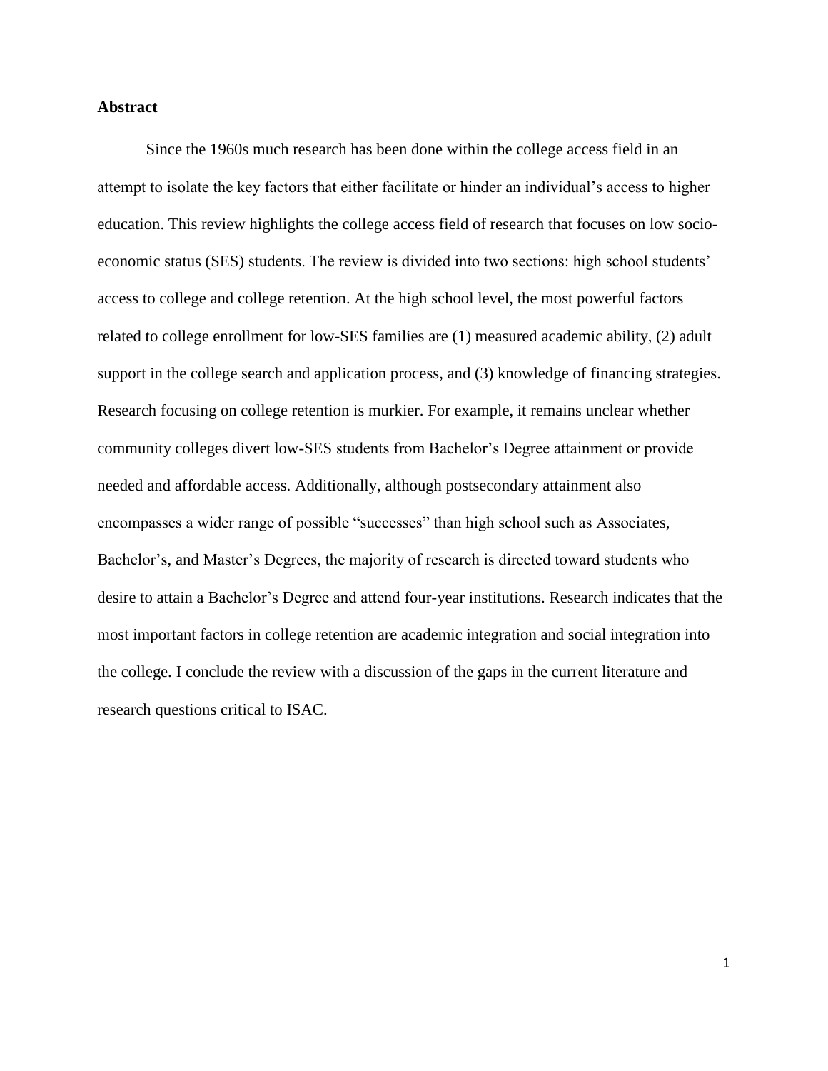## Abstract

Since the 1960s much research has been done within the college access field in an attempt to isolate the key factors that either facilitate or hinder an individual's access to higher education. This review highlights the college access field of research that focuses on low socio-economic status (SES) students. The review is divided into two sections: high school students' access to college and college retention. At the high school level, the most powerful factors related to college enrollment for low-SES families are (1) measured academic ability, (2) adult support in the college search and application process, and (3) knowledge of financing strategies. Research focusing on college retention is murkier. For example, it remains unclear whether community colleges divert low-SES students from Bachelor's Degree attainment or provide needed and affordable access. Additionally, although postsecondary attainment also encompasses a wider range of possible "successes" than high school such as Associates, Bachelor's, and Master's Degrees, the majority of research is directed toward students who desire to attain a Bachelor's Degree and attend four-year institutions. Research indicates that the most important factors in college retention are academic integration and social integration into the college. I conclude the review with a discussion of the gaps in the current literature and research questions critical to ISAC.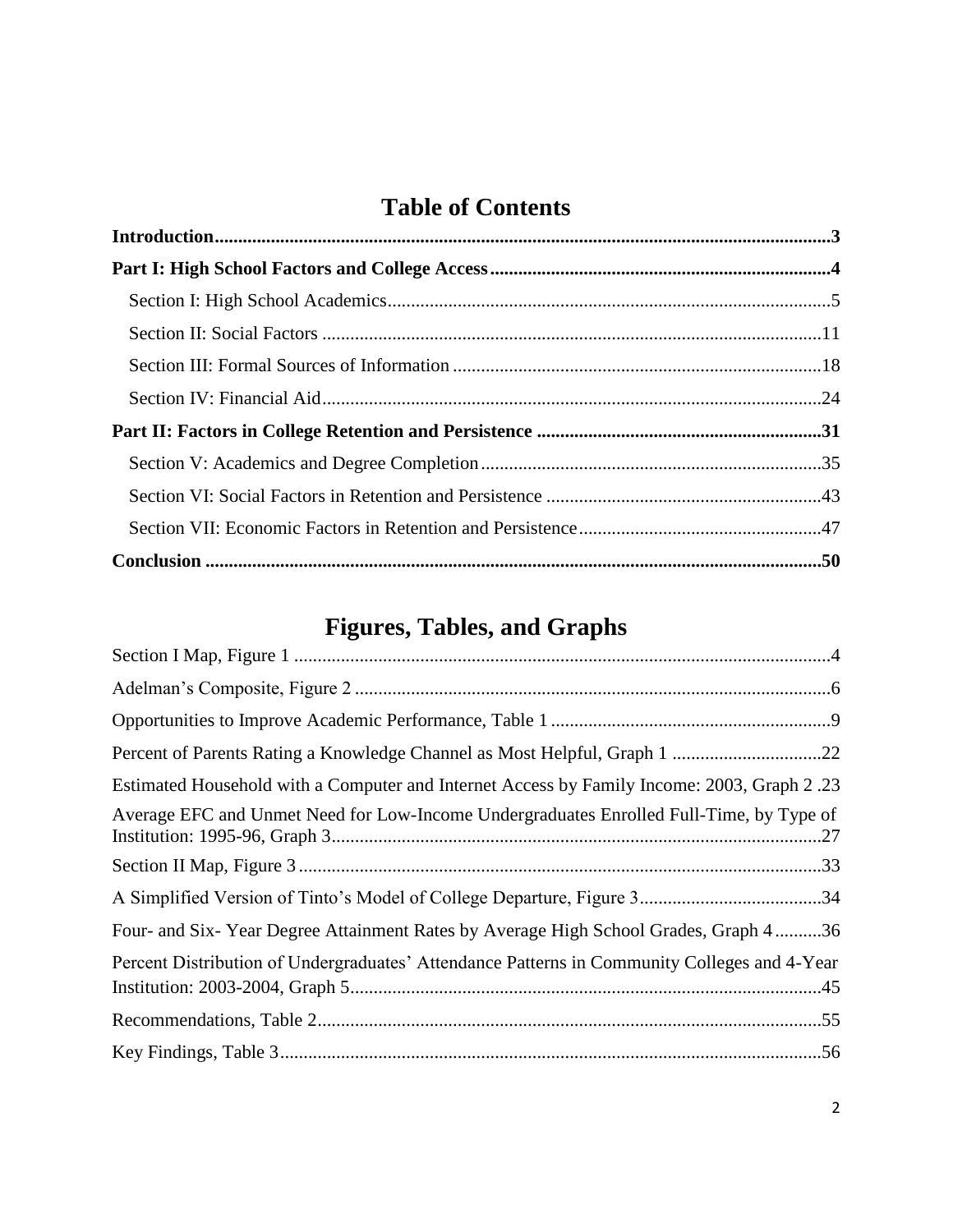# Table of Contents

**Introduction....................................................................................................................................3**

**Part I: High School Factors and College Access.........................................................................4**

Section I: High School Academics..............................................................................................5

Section II: Social Factors ..........................................................................................................11

Section III: Formal Sources of Information ..............................................................................18

Section IV: Financial Aid...........................................................................................................24

**Part II: Factors in College Retention and Persistence .............................................................31**

Section V: Academics and Degree Completion.........................................................................35

Section VI: Social Factors in Retention and Persistence ...........................................................43

Section VII: Economic Factors in Retention and Persistence....................................................47

**Conclusion ...................................................................................................................................50**

# Figures, Tables, and Graphs

Section I Map, Figure 1 ..................................................................................................................4

Adelman's Composite, Figure 2 .....................................................................................................6

Opportunities to Improve Academic Performance, Table 1 ............................................................9

Percent of Parents Rating a Knowledge Channel as Most Helpful, Graph 1 ................................22

Estimated Household with a Computer and Internet Access by Family Income: 2003, Graph 2 .23

Average EFC and Unmet Need for Low-Income Undergraduates Enrolled Full-Time, by Type of Institution: 1995-96, Graph 3........................................................................................................27

Section II Map, Figure 3 ................................................................................................................33

A Simplified Version of Tinto's Model of College Departure, Figure 3.......................................34

Four- and Six- Year Degree Attainment Rates by Average High School Grades, Graph 4 ..........36

Percent Distribution of Undergraduates' Attendance Patterns in Community Colleges and 4-Year Institution: 2003-2004, Graph 5....................................................................................................45

Recommendations, Table 2............................................................................................................55

Key Findings, Table 3....................................................................................................................56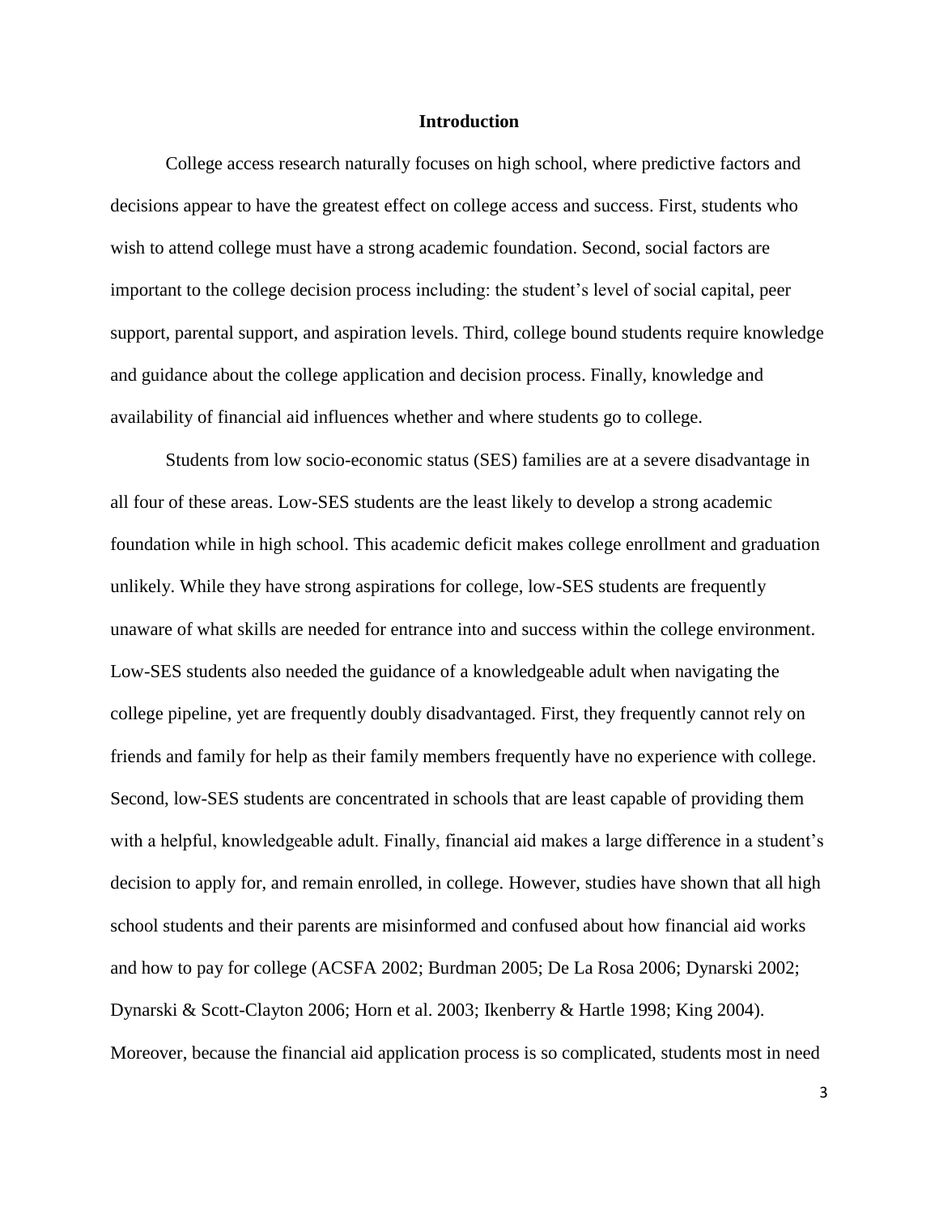## Introduction

College access research naturally focuses on high school, where predictive factors and decisions appear to have the greatest effect on college access and success. First, students who wish to attend college must have a strong academic foundation. Second, social factors are important to the college decision process including: the student's level of social capital, peer support, parental support, and aspiration levels. Third, college bound students require knowledge and guidance about the college application and decision process. Finally, knowledge and availability of financial aid influences whether and where students go to college.

Students from low socio-economic status (SES) families are at a severe disadvantage in all four of these areas. Low-SES students are the least likely to develop a strong academic foundation while in high school. This academic deficit makes college enrollment and graduation unlikely. While they have strong aspirations for college, low-SES students are frequently unaware of what skills are needed for entrance into and success within the college environment. Low-SES students also needed the guidance of a knowledgeable adult when navigating the college pipeline, yet are frequently doubly disadvantaged. First, they frequently cannot rely on friends and family for help as their family members frequently have no experience with college. Second, low-SES students are concentrated in schools that are least capable of providing them with a helpful, knowledgeable adult. Finally, financial aid makes a large difference in a student's decision to apply for, and remain enrolled, in college. However, studies have shown that all high school students and their parents are misinformed and confused about how financial aid works and how to pay for college (ACSFA 2002; Burdman 2005; De La Rosa 2006; Dynarski 2002; Dynarski & Scott-Clayton 2006; Horn et al. 2003; Ikenberry & Hartle 1998; King 2004). Moreover, because the financial aid application process is so complicated, students most in need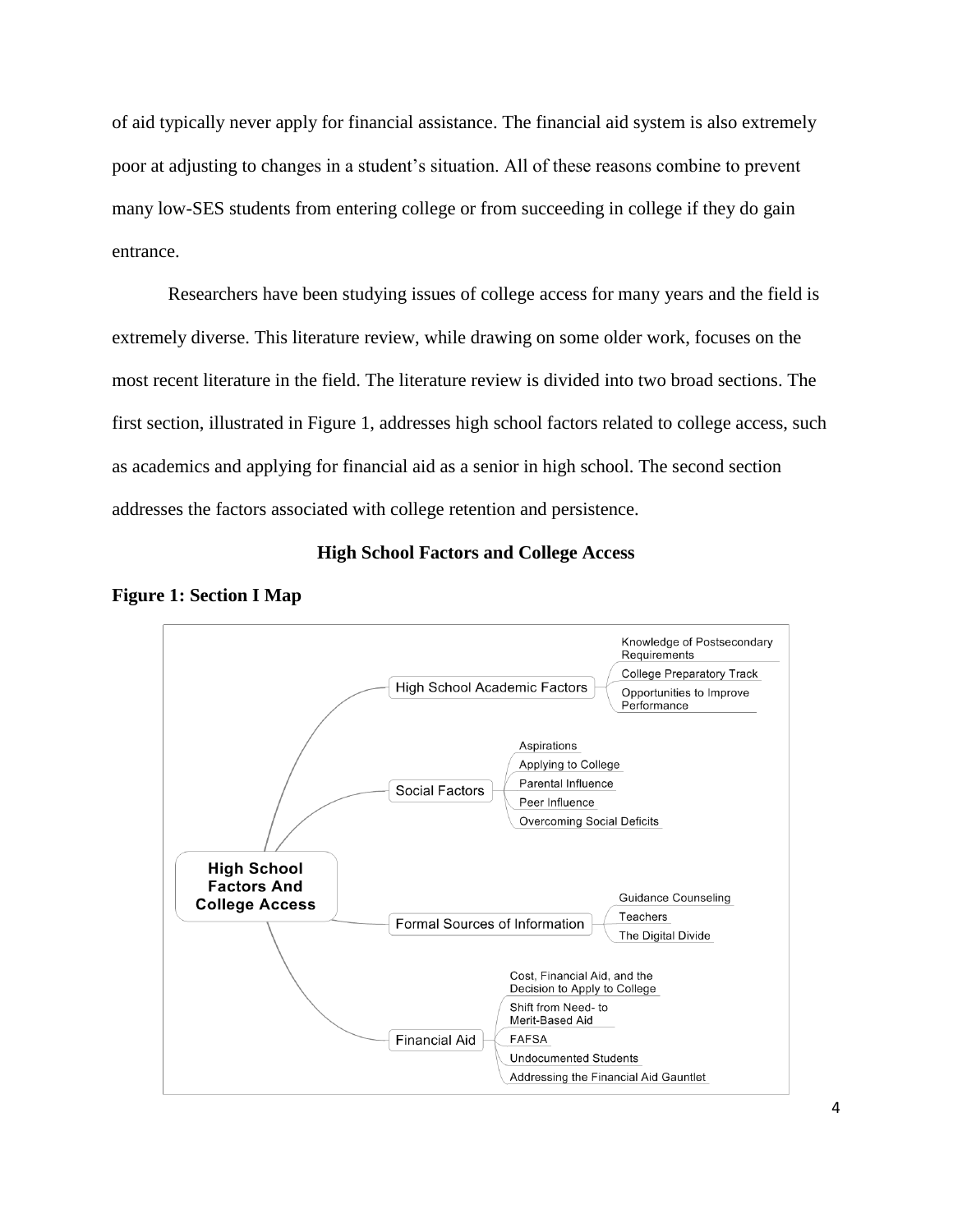of aid typically never apply for financial assistance. The financial aid system is also extremely poor at adjusting to changes in a student's situation. All of these reasons combine to prevent many low-SES students from entering college or from succeeding in college if they do gain entrance.

Researchers have been studying issues of college access for many years and the field is extremely diverse. This literature review, while drawing on some older work, focuses on the most recent literature in the field. The literature review is divided into two broad sections. The first section, illustrated in Figure 1, addresses high school factors related to college access, such as academics and applying for financial aid as a senior in high school. The second section addresses the factors associated with college retention and persistence.

## High School Factors and College Access

**Figure 1: Section I Map**

- **High School Factors And College Access**
  - High School Academic Factors
    - Knowledge of Postsecondary Requirements
    - College Preparatory Track
    - Opportunities to Improve Performance
  - Social Factors
    - Aspirations
    - Applying to College
    - Parental Influence
    - Peer Influence
    - Overcoming Social Deficits
  - Formal Sources of Information
    - Guidance Counseling
    - Teachers
    - The Digital Divide
  - Financial Aid
    - Cost, Financial Aid, and the Decision to Apply to College
    - Shift from Need- to Merit-Based Aid
    - FAFSA
    - Undocumented Students
    - Addressing the Financial Aid Gauntlet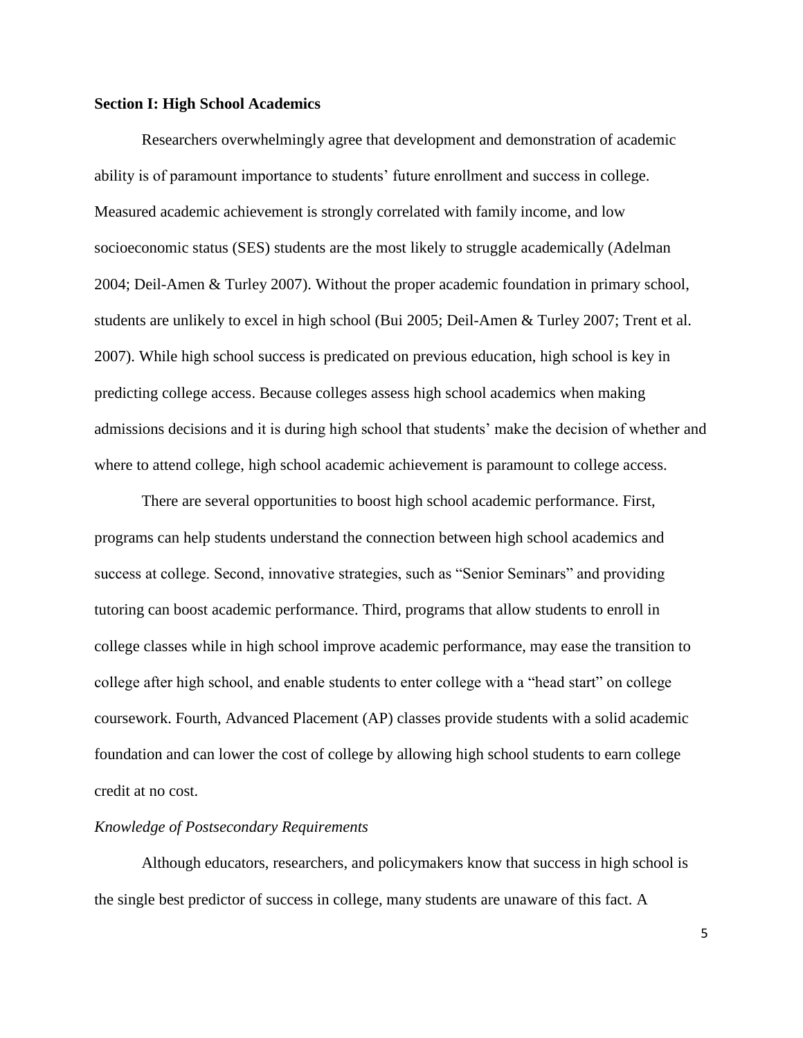## Section I: High School Academics

Researchers overwhelmingly agree that development and demonstration of academic ability is of paramount importance to students' future enrollment and success in college. Measured academic achievement is strongly correlated with family income, and low socioeconomic status (SES) students are the most likely to struggle academically (Adelman 2004; Deil-Amen & Turley 2007). Without the proper academic foundation in primary school, students are unlikely to excel in high school (Bui 2005; Deil-Amen & Turley 2007; Trent et al. 2007). While high school success is predicated on previous education, high school is key in predicting college access. Because colleges assess high school academics when making admissions decisions and it is during high school that students' make the decision of whether and where to attend college, high school academic achievement is paramount to college access.

There are several opportunities to boost high school academic performance. First, programs can help students understand the connection between high school academics and success at college. Second, innovative strategies, such as "Senior Seminars" and providing tutoring can boost academic performance. Third, programs that allow students to enroll in college classes while in high school improve academic performance, may ease the transition to college after high school, and enable students to enter college with a "head start" on college coursework. Fourth, Advanced Placement (AP) classes provide students with a solid academic foundation and can lower the cost of college by allowing high school students to earn college credit at no cost.

### *Knowledge of Postsecondary Requirements*

Although educators, researchers, and policymakers know that success in high school is the single best predictor of success in college, many students are unaware of this fact. A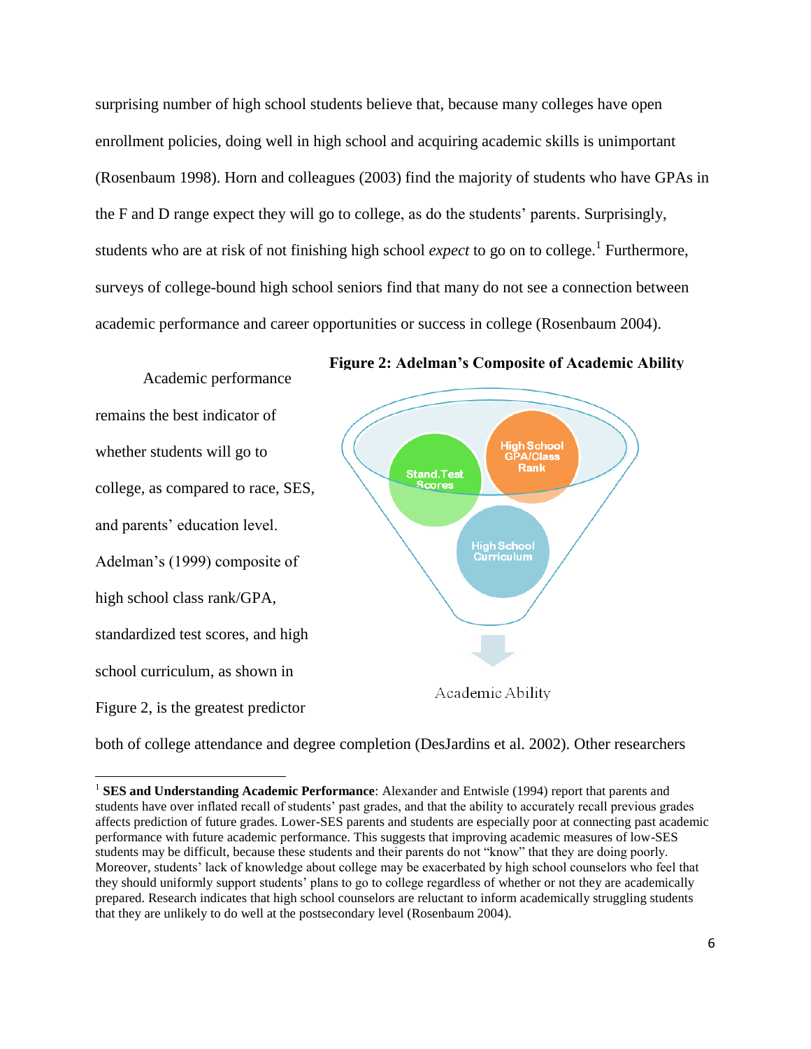surprising number of high school students believe that, because many colleges have open enrollment policies, doing well in high school and acquiring academic skills is unimportant (Rosenbaum 1998). Horn and colleagues (2003) find the majority of students who have GPAs in the F and D range expect they will go to college, as do the students' parents. Surprisingly, students who are at risk of not finishing high school *expect* to go on to college.[1] Furthermore, surveys of college-bound high school seniors find that many do not see a connection between academic performance and career opportunities or success in college (Rosenbaum 2004).

**Figure 2: Adelman's Composite of Academic Ability**

Stand.Test Scores

High School GPA/Class Rank

High School Curriculum

Academic Ability

Academic performance remains the best indicator of whether students will go to college, as compared to race, SES, and parents' education level. Adelman's (1999) composite of high school class rank/GPA, standardized test scores, and high school curriculum, as shown in Figure 2, is the greatest predictor both of college attendance and degree completion (DesJardins et al. 2002). Other researchers

[1] **SES and Understanding Academic Performance**: Alexander and Entwisle (1994) report that parents and students have over inflated recall of students' past grades, and that the ability to accurately recall previous grades affects prediction of future grades. Lower-SES parents and students are especially poor at connecting past academic performance with future academic performance. This suggests that improving academic measures of low-SES students may be difficult, because these students and their parents do not "know" that they are doing poorly. Moreover, students' lack of knowledge about college may be exacerbated by high school counselors who feel that they should uniformly support students' plans to go to college regardless of whether or not they are academically prepared. Research indicates that high school counselors are reluctant to inform academically struggling students that they are unlikely to do well at the postsecondary level (Rosenbaum 2004).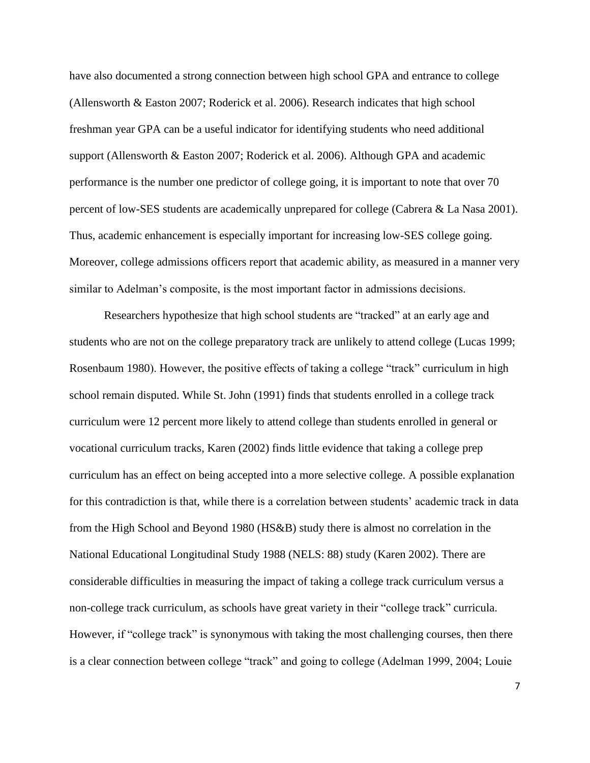have also documented a strong connection between high school GPA and entrance to college (Allensworth & Easton 2007; Roderick et al. 2006). Research indicates that high school freshman year GPA can be a useful indicator for identifying students who need additional support (Allensworth & Easton 2007; Roderick et al. 2006). Although GPA and academic performance is the number one predictor of college going, it is important to note that over 70 percent of low-SES students are academically unprepared for college (Cabrera & La Nasa 2001). Thus, academic enhancement is especially important for increasing low-SES college going. Moreover, college admissions officers report that academic ability, as measured in a manner very similar to Adelman's composite, is the most important factor in admissions decisions.

Researchers hypothesize that high school students are "tracked" at an early age and students who are not on the college preparatory track are unlikely to attend college (Lucas 1999; Rosenbaum 1980). However, the positive effects of taking a college "track" curriculum in high school remain disputed. While St. John (1991) finds that students enrolled in a college track curriculum were 12 percent more likely to attend college than students enrolled in general or vocational curriculum tracks, Karen (2002) finds little evidence that taking a college prep curriculum has an effect on being accepted into a more selective college. A possible explanation for this contradiction is that, while there is a correlation between students' academic track in data from the High School and Beyond 1980 (HS&B) study there is almost no correlation in the National Educational Longitudinal Study 1988 (NELS: 88) study (Karen 2002). There are considerable difficulties in measuring the impact of taking a college track curriculum versus a non-college track curriculum, as schools have great variety in their "college track" curricula. However, if "college track" is synonymous with taking the most challenging courses, then there is a clear connection between college "track" and going to college (Adelman 1999, 2004; Louie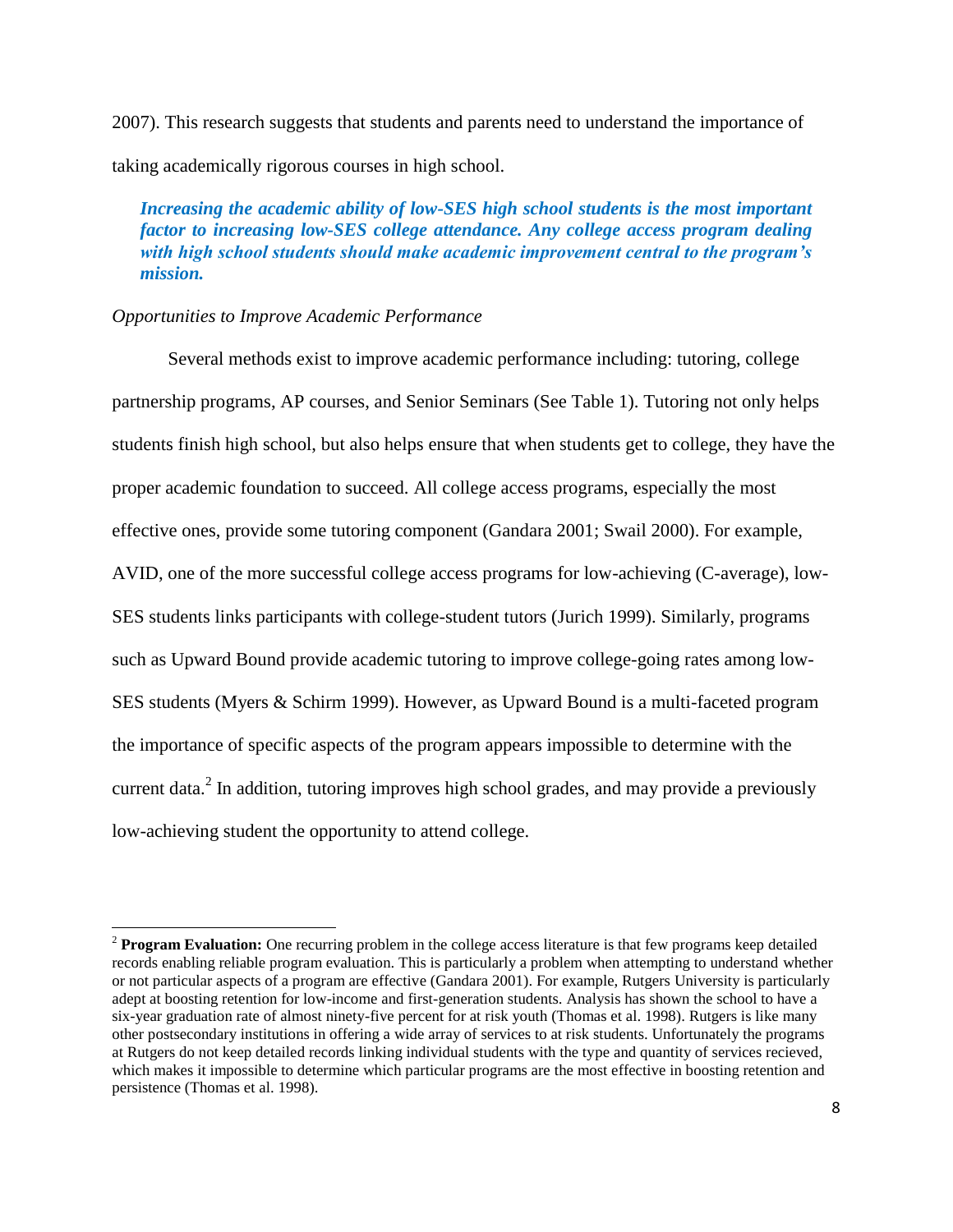2007). This research suggests that students and parents need to understand the importance of taking academically rigorous courses in high school.

> ***Increasing the academic ability of low-SES high school students is the most important factor to increasing low-SES college attendance. Any college access program dealing with high school students should make academic improvement central to the program's mission.***

*Opportunities to Improve Academic Performance*

Several methods exist to improve academic performance including: tutoring, college partnership programs, AP courses, and Senior Seminars (See Table 1). Tutoring not only helps students finish high school, but also helps ensure that when students get to college, they have the proper academic foundation to succeed. All college access programs, especially the most effective ones, provide some tutoring component (Gandara 2001; Swail 2000). For example, AVID, one of the more successful college access programs for low-achieving (C-average), low-SES students links participants with college-student tutors (Jurich 1999). Similarly, programs such as Upward Bound provide academic tutoring to improve college-going rates among low-SES students (Myers & Schirm 1999). However, as Upward Bound is a multi-faceted program the importance of specific aspects of the program appears impossible to determine with the current data.[2] In addition, tutoring improves high school grades, and may provide a previously low-achieving student the opportunity to attend college.

---

[2] **Program Evaluation:** One recurring problem in the college access literature is that few programs keep detailed records enabling reliable program evaluation. This is particularly a problem when attempting to understand whether or not particular aspects of a program are effective (Gandara 2001). For example, Rutgers University is particularly adept at boosting retention for low-income and first-generation students. Analysis has shown the school to have a six-year graduation rate of almost ninety-five percent for at risk youth (Thomas et al. 1998). Rutgers is like many other postsecondary institutions in offering a wide array of services to at risk students. Unfortunately the programs at Rutgers do not keep detailed records linking individual students with the type and quantity of services recieved, which makes it impossible to determine which particular programs are the most effective in boosting retention and persistence (Thomas et al. 1998).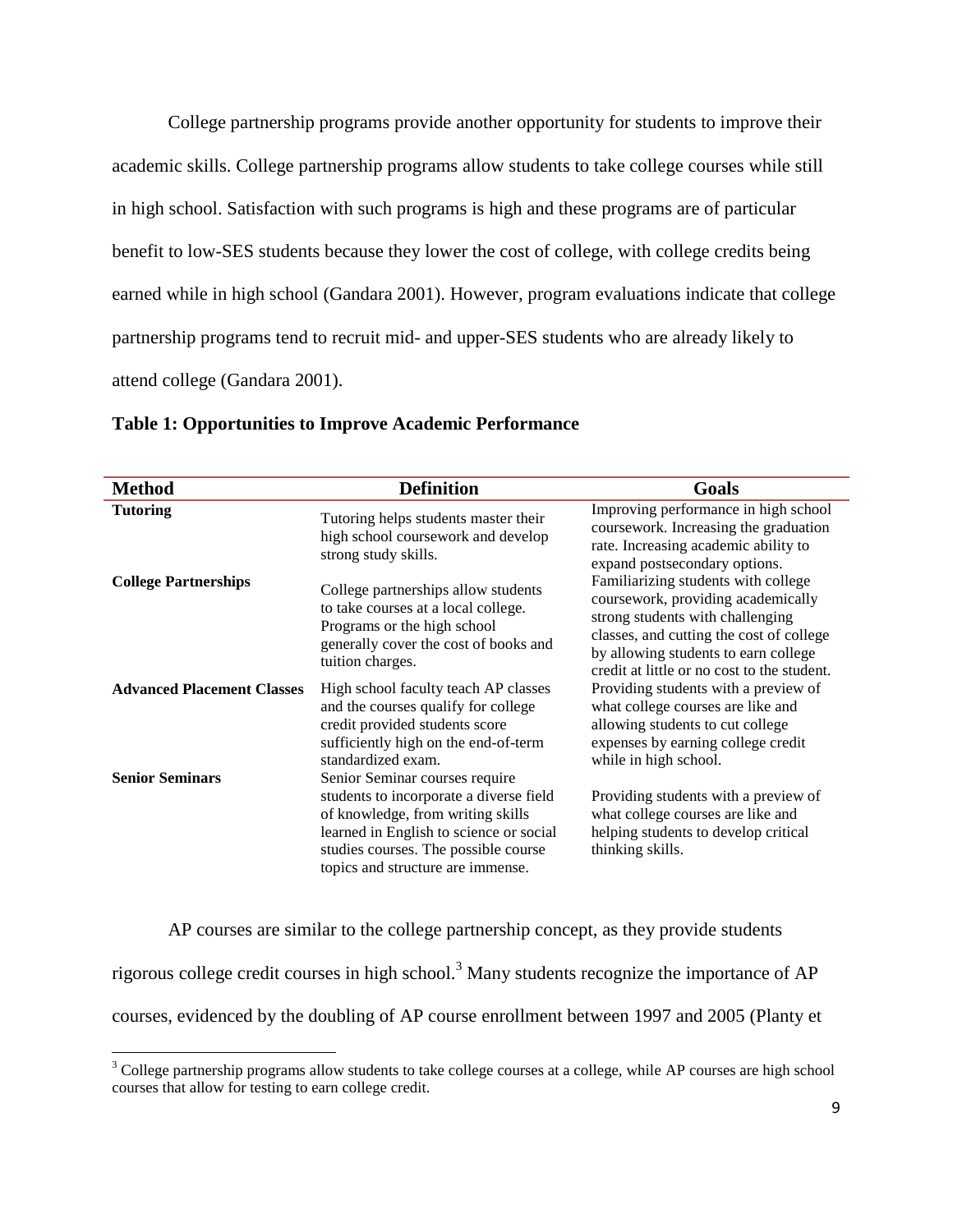College partnership programs provide another opportunity for students to improve their academic skills. College partnership programs allow students to take college courses while still in high school. Satisfaction with such programs is high and these programs are of particular benefit to low-SES students because they lower the cost of college, with college credits being earned while in high school (Gandara 2001). However, program evaluations indicate that college partnership programs tend to recruit mid- and upper-SES students who are already likely to attend college (Gandara 2001).

**Table 1: Opportunities to Improve Academic Performance**

| Method | Definition | Goals |
|---|---|---|
| **Tutoring** | Tutoring helps students master their high school coursework and develop strong study skills. | Improving performance in high school coursework. Increasing the graduation rate. Increasing academic ability to expand postsecondary options. |
| **College Partnerships** | College partnerships allow students to take courses at a local college. Programs or the high school generally cover the cost of books and tuition charges. | Familiarizing students with college coursework, providing academically strong students with challenging classes, and cutting the cost of college by allowing students to earn college credit at little or no cost to the student. |
| **Advanced Placement Classes** | High school faculty teach AP classes and the courses qualify for college credit provided students score sufficiently high on the end-of-term standardized exam. | Providing students with a preview of what college courses are like and allowing students to cut college expenses by earning college credit while in high school. |
| **Senior Seminars** | Senior Seminar courses require students to incorporate a diverse field of knowledge, from writing skills learned in English to science or social studies courses. The possible course topics and structure are immense. | Providing students with a preview of what college courses are like and helping students to develop critical thinking skills. |

AP courses are similar to the college partnership concept, as they provide students rigorous college credit courses in high school.[3] Many students recognize the importance of AP courses, evidenced by the doubling of AP course enrollment between 1997 and 2005 (Planty et

[3] College partnership programs allow students to take college courses at a college, while AP courses are high school courses that allow for testing to earn college credit.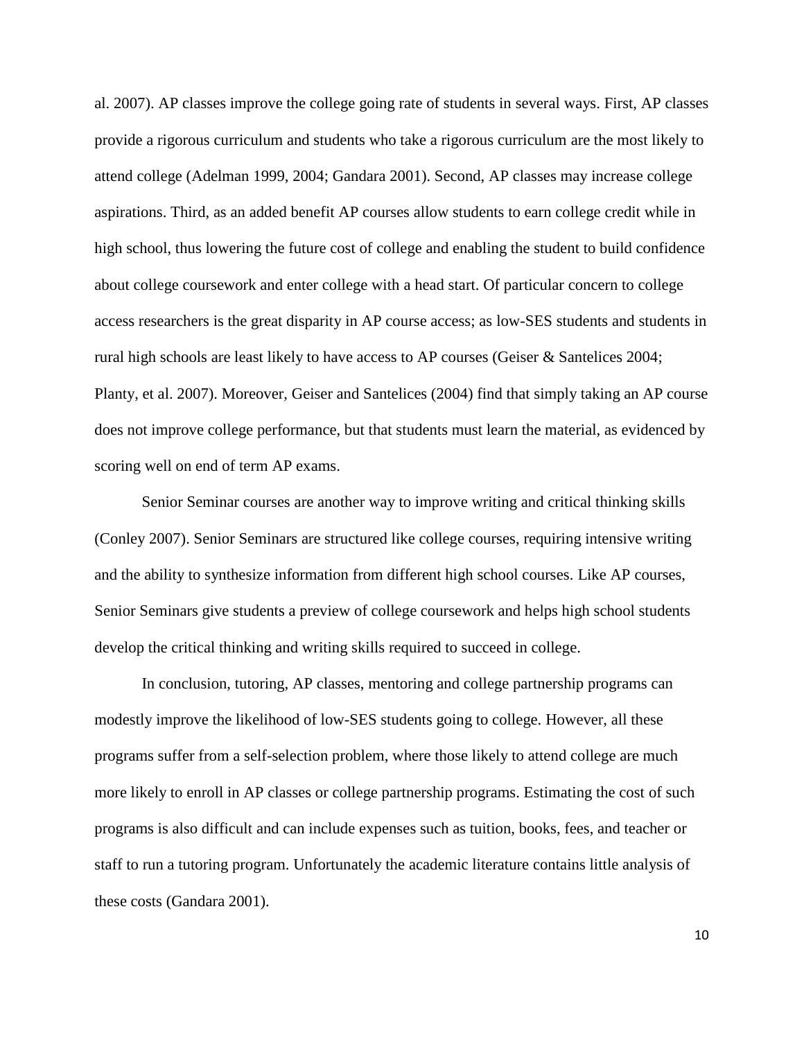al. 2007). AP classes improve the college going rate of students in several ways. First, AP classes provide a rigorous curriculum and students who take a rigorous curriculum are the most likely to attend college (Adelman 1999, 2004; Gandara 2001). Second, AP classes may increase college aspirations. Third, as an added benefit AP courses allow students to earn college credit while in high school, thus lowering the future cost of college and enabling the student to build confidence about college coursework and enter college with a head start. Of particular concern to college access researchers is the great disparity in AP course access; as low-SES students and students in rural high schools are least likely to have access to AP courses (Geiser & Santelices 2004; Planty, et al. 2007). Moreover, Geiser and Santelices (2004) find that simply taking an AP course does not improve college performance, but that students must learn the material, as evidenced by scoring well on end of term AP exams.

Senior Seminar courses are another way to improve writing and critical thinking skills (Conley 2007). Senior Seminars are structured like college courses, requiring intensive writing and the ability to synthesize information from different high school courses. Like AP courses, Senior Seminars give students a preview of college coursework and helps high school students develop the critical thinking and writing skills required to succeed in college.

In conclusion, tutoring, AP classes, mentoring and college partnership programs can modestly improve the likelihood of low-SES students going to college. However, all these programs suffer from a self-selection problem, where those likely to attend college are much more likely to enroll in AP classes or college partnership programs. Estimating the cost of such programs is also difficult and can include expenses such as tuition, books, fees, and teacher or staff to run a tutoring program. Unfortunately the academic literature contains little analysis of these costs (Gandara 2001).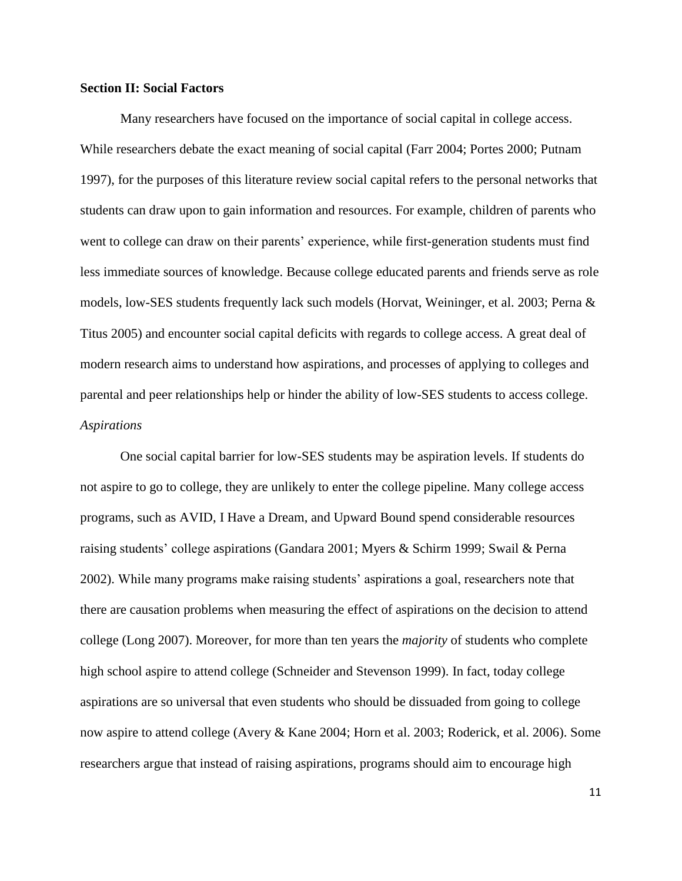## Section II: Social Factors

Many researchers have focused on the importance of social capital in college access. While researchers debate the exact meaning of social capital (Farr 2004; Portes 2000; Putnam 1997), for the purposes of this literature review social capital refers to the personal networks that students can draw upon to gain information and resources. For example, children of parents who went to college can draw on their parents' experience, while first-generation students must find less immediate sources of knowledge. Because college educated parents and friends serve as role models, low-SES students frequently lack such models (Horvat, Weininger, et al. 2003; Perna & Titus 2005) and encounter social capital deficits with regards to college access. A great deal of modern research aims to understand how aspirations, and processes of applying to colleges and parental and peer relationships help or hinder the ability of low-SES students to access college.

### *Aspirations*

One social capital barrier for low-SES students may be aspiration levels. If students do not aspire to go to college, they are unlikely to enter the college pipeline. Many college access programs, such as AVID, I Have a Dream, and Upward Bound spend considerable resources raising students' college aspirations (Gandara 2001; Myers & Schirm 1999; Swail & Perna 2002). While many programs make raising students' aspirations a goal, researchers note that there are causation problems when measuring the effect of aspirations on the decision to attend college (Long 2007). Moreover, for more than ten years the *majority* of students who complete high school aspire to attend college (Schneider and Stevenson 1999). In fact, today college aspirations are so universal that even students who should be dissuaded from going to college now aspire to attend college (Avery & Kane 2004; Horn et al. 2003; Roderick, et al. 2006). Some researchers argue that instead of raising aspirations, programs should aim to encourage high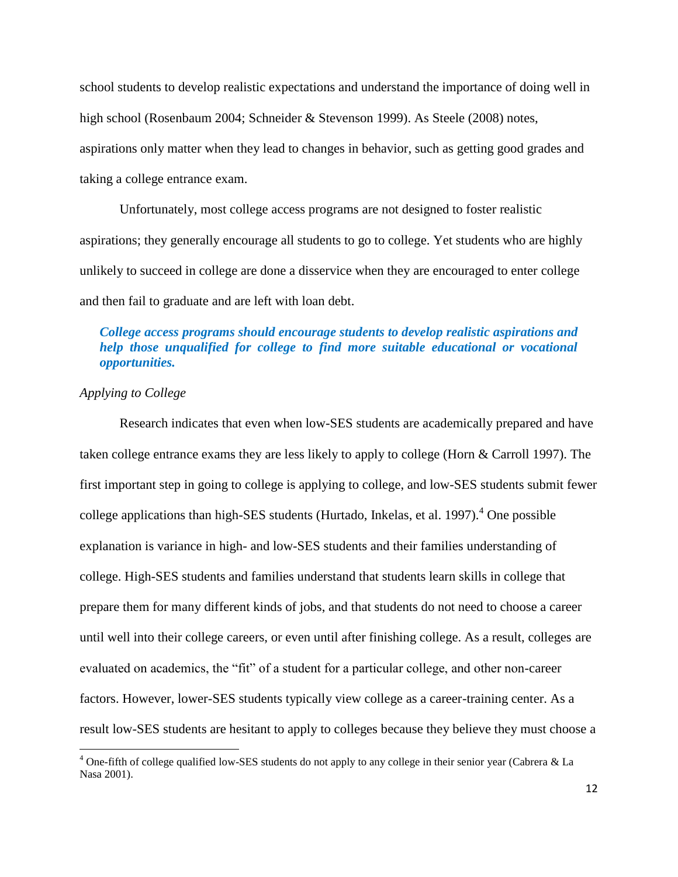school students to develop realistic expectations and understand the importance of doing well in high school (Rosenbaum 2004; Schneider & Stevenson 1999). As Steele (2008) notes, aspirations only matter when they lead to changes in behavior, such as getting good grades and taking a college entrance exam.

Unfortunately, most college access programs are not designed to foster realistic aspirations; they generally encourage all students to go to college. Yet students who are highly unlikely to succeed in college are done a disservice when they are encouraged to enter college and then fail to graduate and are left with loan debt.

***College access programs should encourage students to develop realistic aspirations and help those unqualified for college to find more suitable educational or vocational opportunities.***

*Applying to College*

Research indicates that even when low-SES students are academically prepared and have taken college entrance exams they are less likely to apply to college (Horn & Carroll 1997). The first important step in going to college is applying to college, and low-SES students submit fewer college applications than high-SES students (Hurtado, Inkelas, et al. 1997).[4] One possible explanation is variance in high- and low-SES students and their families understanding of college. High-SES students and families understand that students learn skills in college that prepare them for many different kinds of jobs, and that students do not need to choose a career until well into their college careers, or even until after finishing college. As a result, colleges are evaluated on academics, the "fit" of a student for a particular college, and other non-career factors. However, lower-SES students typically view college as a career-training center. As a result low-SES students are hesitant to apply to colleges because they believe they must choose a

[4] One-fifth of college qualified low-SES students do not apply to any college in their senior year (Cabrera & La Nasa 2001).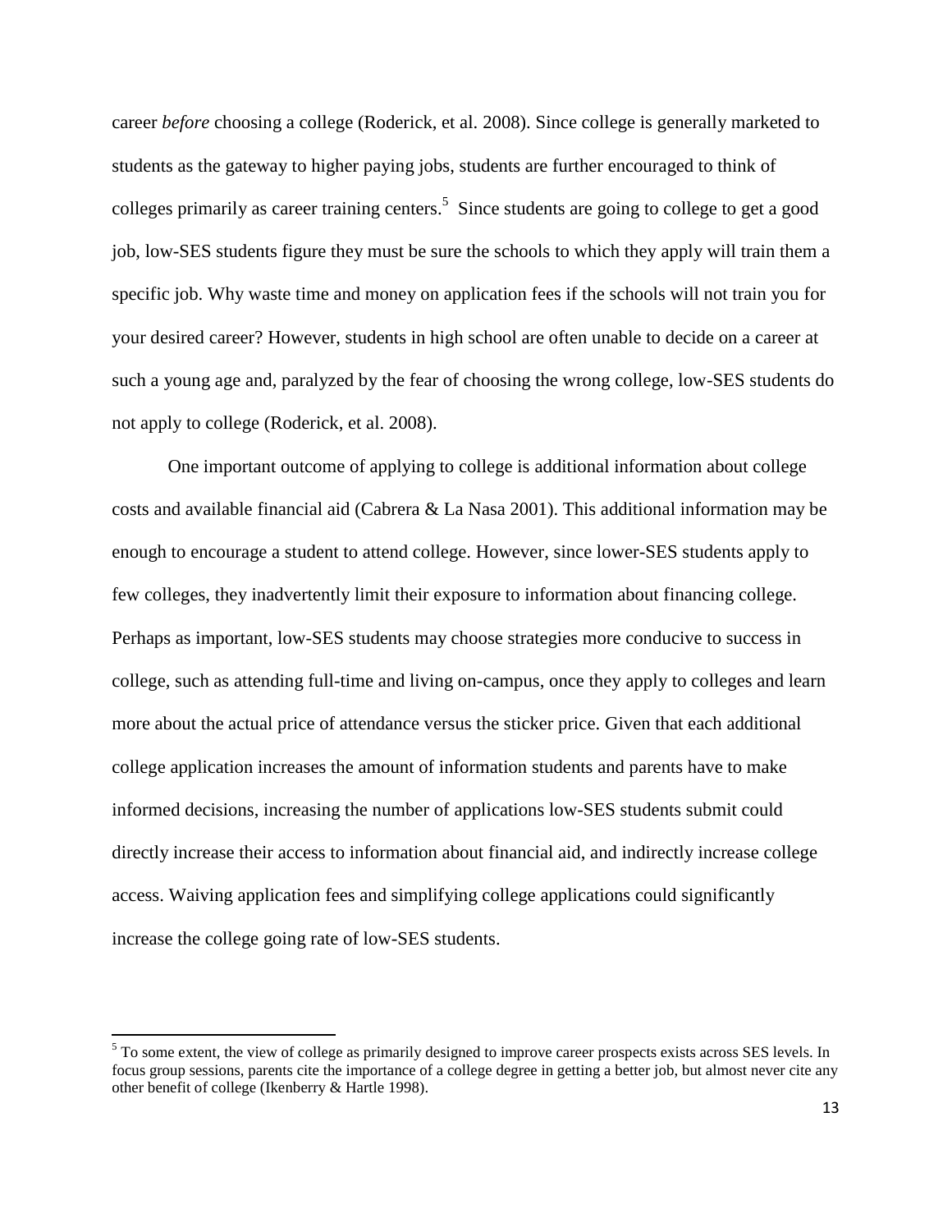career *before* choosing a college (Roderick, et al. 2008). Since college is generally marketed to students as the gateway to higher paying jobs, students are further encouraged to think of colleges primarily as career training centers.[5] Since students are going to college to get a good job, low-SES students figure they must be sure the schools to which they apply will train them a specific job. Why waste time and money on application fees if the schools will not train you for your desired career? However, students in high school are often unable to decide on a career at such a young age and, paralyzed by the fear of choosing the wrong college, low-SES students do not apply to college (Roderick, et al. 2008).

One important outcome of applying to college is additional information about college costs and available financial aid (Cabrera & La Nasa 2001). This additional information may be enough to encourage a student to attend college. However, since lower-SES students apply to few colleges, they inadvertently limit their exposure to information about financing college. Perhaps as important, low-SES students may choose strategies more conducive to success in college, such as attending full-time and living on-campus, once they apply to colleges and learn more about the actual price of attendance versus the sticker price. Given that each additional college application increases the amount of information students and parents have to make informed decisions, increasing the number of applications low-SES students submit could directly increase their access to information about financial aid, and indirectly increase college access. Waiving application fees and simplifying college applications could significantly increase the college going rate of low-SES students.

[5] To some extent, the view of college as primarily designed to improve career prospects exists across SES levels. In focus group sessions, parents cite the importance of a college degree in getting a better job, but almost never cite any other benefit of college (Ikenberry & Hartle 1998).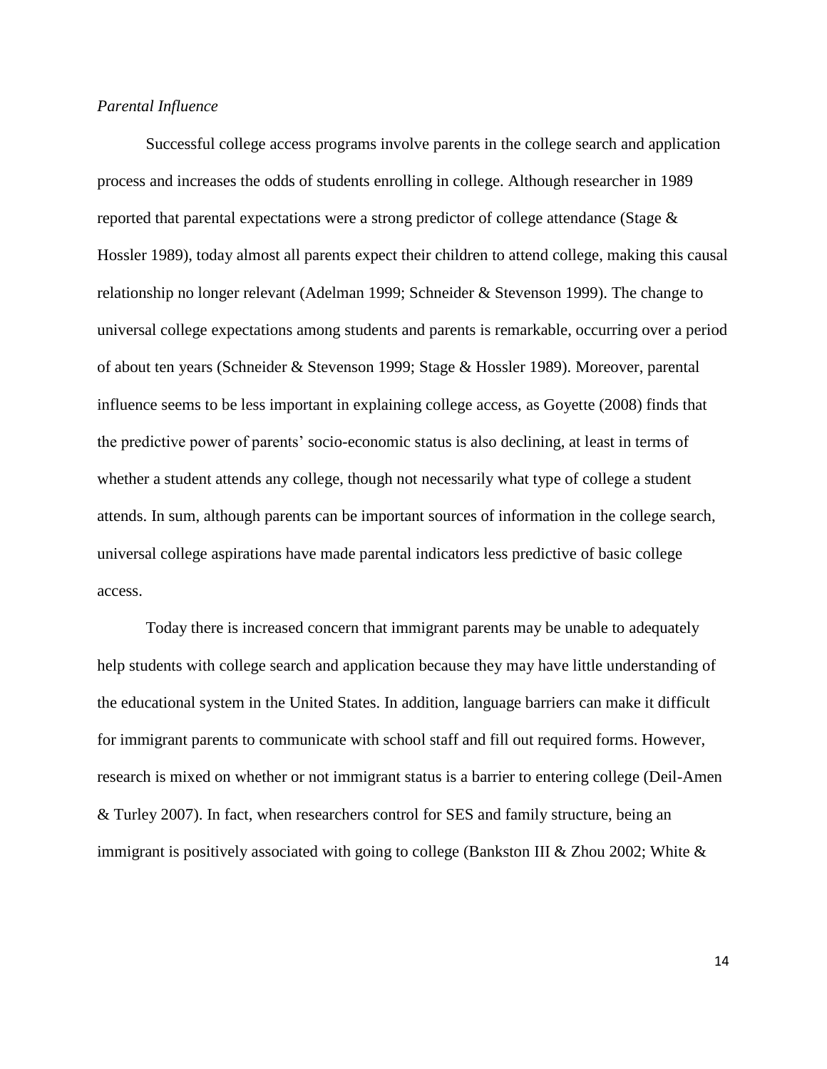*Parental Influence*

Successful college access programs involve parents in the college search and application process and increases the odds of students enrolling in college. Although researcher in 1989 reported that parental expectations were a strong predictor of college attendance (Stage & Hossler 1989), today almost all parents expect their children to attend college, making this causal relationship no longer relevant (Adelman 1999; Schneider & Stevenson 1999). The change to universal college expectations among students and parents is remarkable, occurring over a period of about ten years (Schneider & Stevenson 1999; Stage & Hossler 1989). Moreover, parental influence seems to be less important in explaining college access, as Goyette (2008) finds that the predictive power of parents' socio-economic status is also declining, at least in terms of whether a student attends any college, though not necessarily what type of college a student attends. In sum, although parents can be important sources of information in the college search, universal college aspirations have made parental indicators less predictive of basic college access.

Today there is increased concern that immigrant parents may be unable to adequately help students with college search and application because they may have little understanding of the educational system in the United States. In addition, language barriers can make it difficult for immigrant parents to communicate with school staff and fill out required forms. However, research is mixed on whether or not immigrant status is a barrier to entering college (Deil-Amen & Turley 2007). In fact, when researchers control for SES and family structure, being an immigrant is positively associated with going to college (Bankston III & Zhou 2002; White &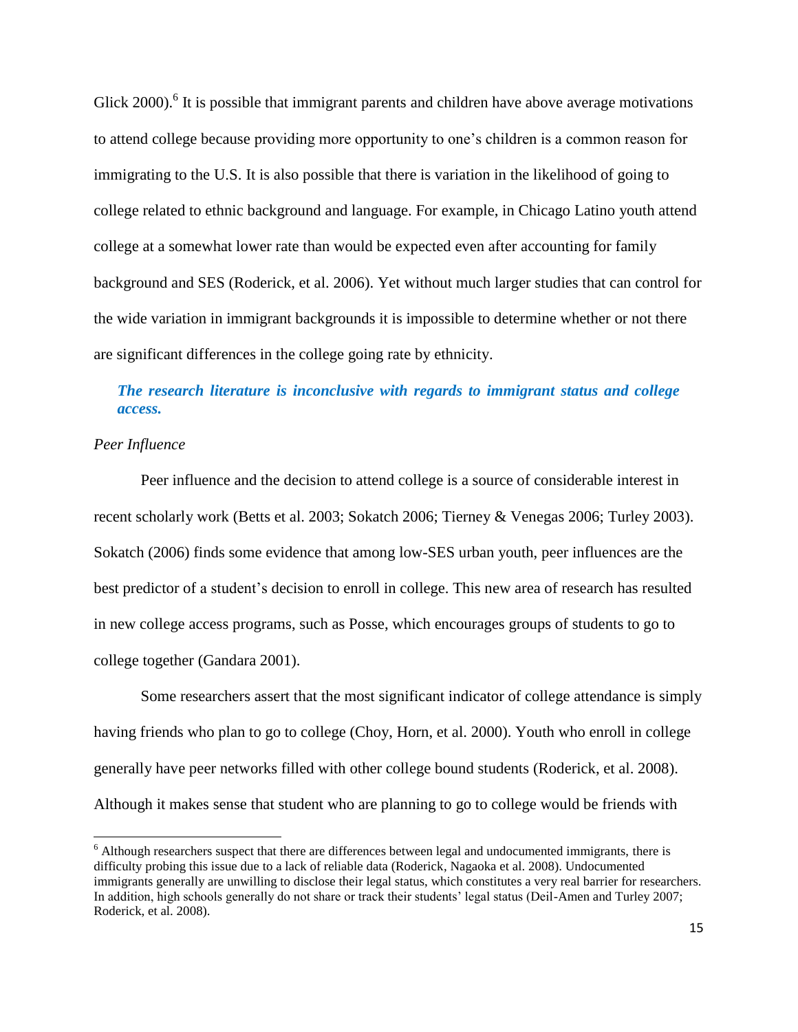Glick 2000).[6] It is possible that immigrant parents and children have above average motivations to attend college because providing more opportunity to one's children is a common reason for immigrating to the U.S. It is also possible that there is variation in the likelihood of going to college related to ethnic background and language. For example, in Chicago Latino youth attend college at a somewhat lower rate than would be expected even after accounting for family background and SES (Roderick, et al. 2006). Yet without much larger studies that can control for the wide variation in immigrant backgrounds it is impossible to determine whether or not there are significant differences in the college going rate by ethnicity.

***The research literature is inconclusive with regards to immigrant status and college access.***

*Peer Influence*

Peer influence and the decision to attend college is a source of considerable interest in recent scholarly work (Betts et al. 2003; Sokatch 2006; Tierney & Venegas 2006; Turley 2003). Sokatch (2006) finds some evidence that among low-SES urban youth, peer influences are the best predictor of a student's decision to enroll in college. This new area of research has resulted in new college access programs, such as Posse, which encourages groups of students to go to college together (Gandara 2001).

Some researchers assert that the most significant indicator of college attendance is simply having friends who plan to go to college (Choy, Horn, et al. 2000). Youth who enroll in college generally have peer networks filled with other college bound students (Roderick, et al. 2008). Although it makes sense that student who are planning to go to college would be friends with

[6] Although researchers suspect that there are differences between legal and undocumented immigrants, there is difficulty probing this issue due to a lack of reliable data (Roderick, Nagaoka et al. 2008). Undocumented immigrants generally are unwilling to disclose their legal status, which constitutes a very real barrier for researchers. In addition, high schools generally do not share or track their students' legal status (Deil-Amen and Turley 2007; Roderick, et al. 2008).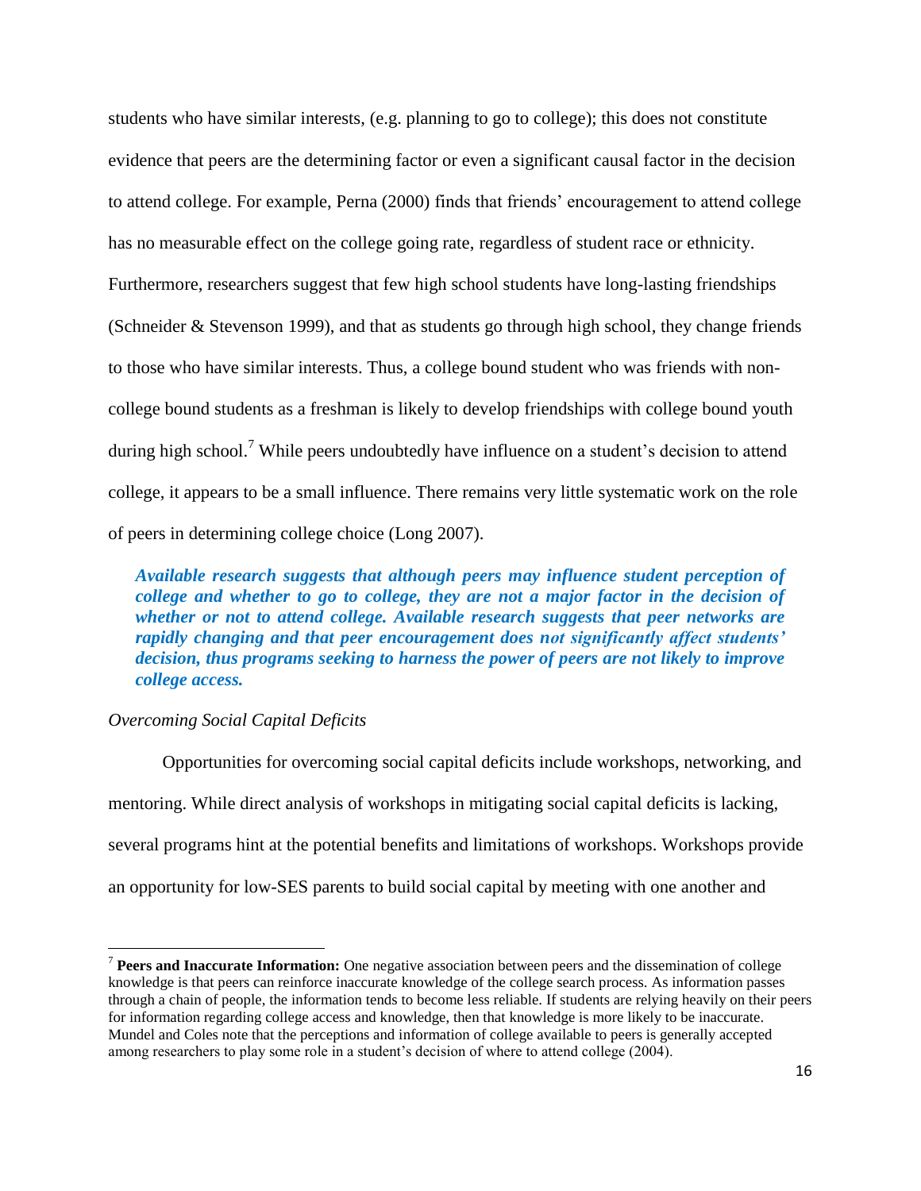students who have similar interests, (e.g. planning to go to college); this does not constitute evidence that peers are the determining factor or even a significant causal factor in the decision to attend college. For example, Perna (2000) finds that friends' encouragement to attend college has no measurable effect on the college going rate, regardless of student race or ethnicity. Furthermore, researchers suggest that few high school students have long-lasting friendships (Schneider & Stevenson 1999), and that as students go through high school, they change friends to those who have similar interests. Thus, a college bound student who was friends with non-college bound students as a freshman is likely to develop friendships with college bound youth during high school.[7] While peers undoubtedly have influence on a student's decision to attend college, it appears to be a small influence. There remains very little systematic work on the role of peers in determining college choice (Long 2007).

> ***Available research suggests that although peers may influence student perception of college and whether to go to college, they are not a major factor in the decision of whether or not to attend college. Available research suggests that peer networks are rapidly changing and that peer encouragement does not significantly affect students' decision, thus programs seeking to harness the power of peers are not likely to improve college access.***

*Overcoming Social Capital Deficits*

Opportunities for overcoming social capital deficits include workshops, networking, and mentoring. While direct analysis of workshops in mitigating social capital deficits is lacking, several programs hint at the potential benefits and limitations of workshops. Workshops provide an opportunity for low-SES parents to build social capital by meeting with one another and

---

[7] **Peers and Inaccurate Information:** One negative association between peers and the dissemination of college knowledge is that peers can reinforce inaccurate knowledge of the college search process. As information passes through a chain of people, the information tends to become less reliable. If students are relying heavily on their peers for information regarding college access and knowledge, then that knowledge is more likely to be inaccurate. Mundel and Coles note that the perceptions and information of college available to peers is generally accepted among researchers to play some role in a student's decision of where to attend college (2004).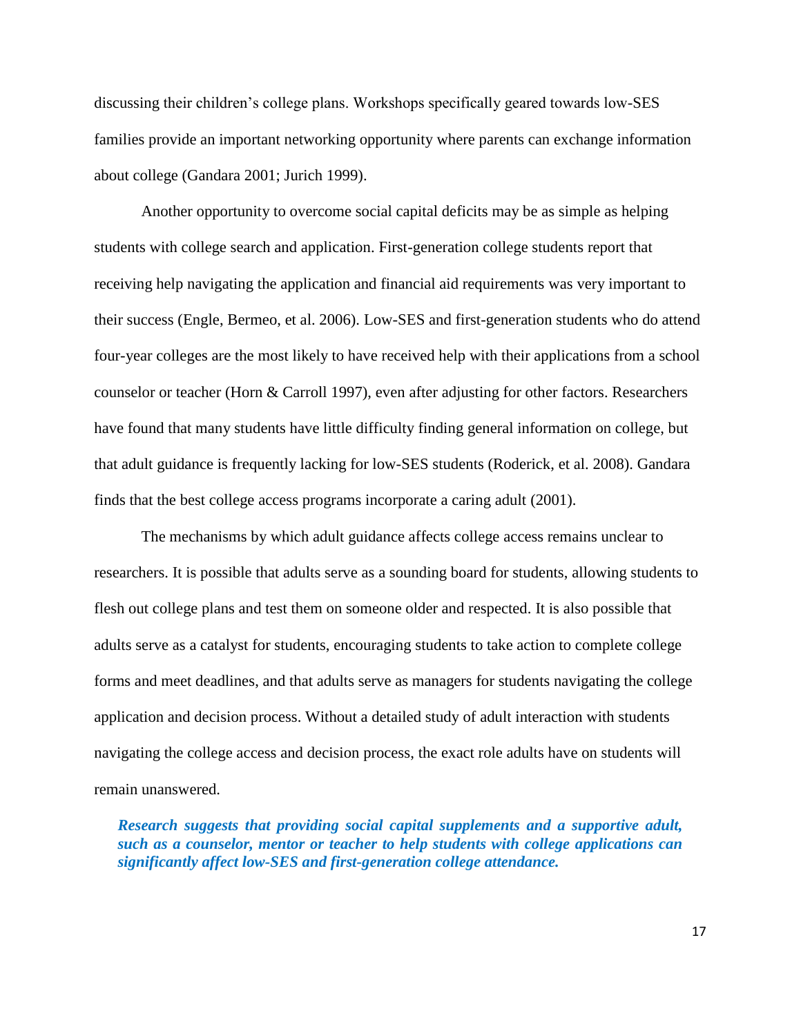discussing their children's college plans. Workshops specifically geared towards low-SES families provide an important networking opportunity where parents can exchange information about college (Gandara 2001; Jurich 1999).

Another opportunity to overcome social capital deficits may be as simple as helping students with college search and application. First-generation college students report that receiving help navigating the application and financial aid requirements was very important to their success (Engle, Bermeo, et al. 2006). Low-SES and first-generation students who do attend four-year colleges are the most likely to have received help with their applications from a school counselor or teacher (Horn & Carroll 1997), even after adjusting for other factors. Researchers have found that many students have little difficulty finding general information on college, but that adult guidance is frequently lacking for low-SES students (Roderick, et al. 2008). Gandara finds that the best college access programs incorporate a caring adult (2001).

The mechanisms by which adult guidance affects college access remains unclear to researchers. It is possible that adults serve as a sounding board for students, allowing students to flesh out college plans and test them on someone older and respected. It is also possible that adults serve as a catalyst for students, encouraging students to take action to complete college forms and meet deadlines, and that adults serve as managers for students navigating the college application and decision process. Without a detailed study of adult interaction with students navigating the college access and decision process, the exact role adults have on students will remain unanswered.

***Research suggests that providing social capital supplements and a supportive adult, such as a counselor, mentor or teacher to help students with college applications can significantly affect low-SES and first-generation college attendance.***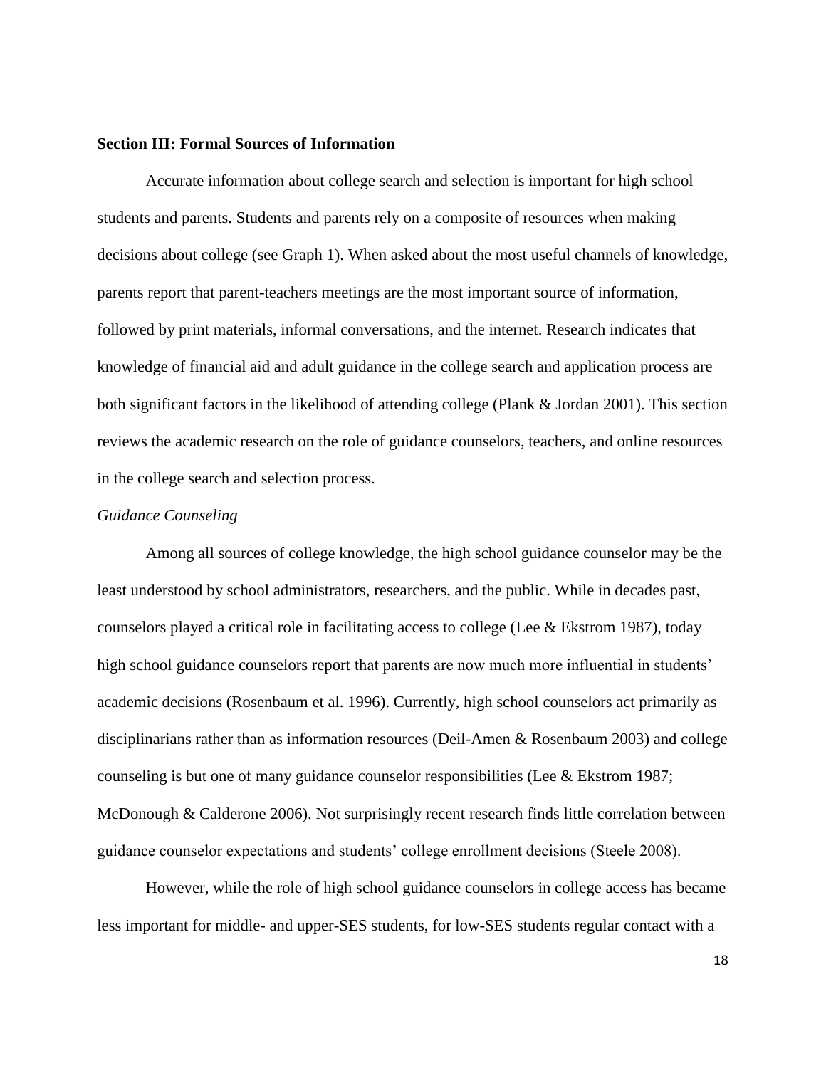## Section III: Formal Sources of Information

Accurate information about college search and selection is important for high school students and parents. Students and parents rely on a composite of resources when making decisions about college (see Graph 1). When asked about the most useful channels of knowledge, parents report that parent-teachers meetings are the most important source of information, followed by print materials, informal conversations, and the internet. Research indicates that knowledge of financial aid and adult guidance in the college search and application process are both significant factors in the likelihood of attending college (Plank & Jordan 2001). This section reviews the academic research on the role of guidance counselors, teachers, and online resources in the college search and selection process.

### *Guidance Counseling*

Among all sources of college knowledge, the high school guidance counselor may be the least understood by school administrators, researchers, and the public. While in decades past, counselors played a critical role in facilitating access to college (Lee & Ekstrom 1987), today high school guidance counselors report that parents are now much more influential in students' academic decisions (Rosenbaum et al. 1996). Currently, high school counselors act primarily as disciplinarians rather than as information resources (Deil-Amen & Rosenbaum 2003) and college counseling is but one of many guidance counselor responsibilities (Lee & Ekstrom 1987; McDonough & Calderone 2006). Not surprisingly recent research finds little correlation between guidance counselor expectations and students' college enrollment decisions (Steele 2008).

However, while the role of high school guidance counselors in college access has became less important for middle- and upper-SES students, for low-SES students regular contact with a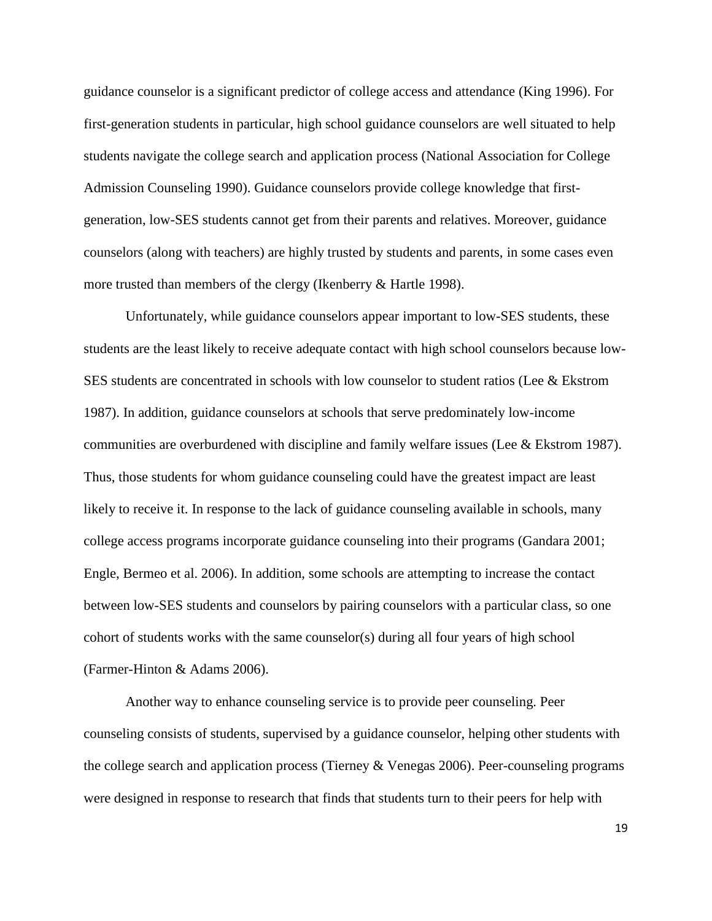guidance counselor is a significant predictor of college access and attendance (King 1996). For first-generation students in particular, high school guidance counselors are well situated to help students navigate the college search and application process (National Association for College Admission Counseling 1990). Guidance counselors provide college knowledge that first-generation, low-SES students cannot get from their parents and relatives. Moreover, guidance counselors (along with teachers) are highly trusted by students and parents, in some cases even more trusted than members of the clergy (Ikenberry & Hartle 1998).

Unfortunately, while guidance counselors appear important to low-SES students, these students are the least likely to receive adequate contact with high school counselors because low-SES students are concentrated in schools with low counselor to student ratios (Lee & Ekstrom 1987). In addition, guidance counselors at schools that serve predominately low-income communities are overburdened with discipline and family welfare issues (Lee & Ekstrom 1987). Thus, those students for whom guidance counseling could have the greatest impact are least likely to receive it. In response to the lack of guidance counseling available in schools, many college access programs incorporate guidance counseling into their programs (Gandara 2001; Engle, Bermeo et al. 2006). In addition, some schools are attempting to increase the contact between low-SES students and counselors by pairing counselors with a particular class, so one cohort of students works with the same counselor(s) during all four years of high school (Farmer-Hinton & Adams 2006).

Another way to enhance counseling service is to provide peer counseling. Peer counseling consists of students, supervised by a guidance counselor, helping other students with the college search and application process (Tierney & Venegas 2006). Peer-counseling programs were designed in response to research that finds that students turn to their peers for help with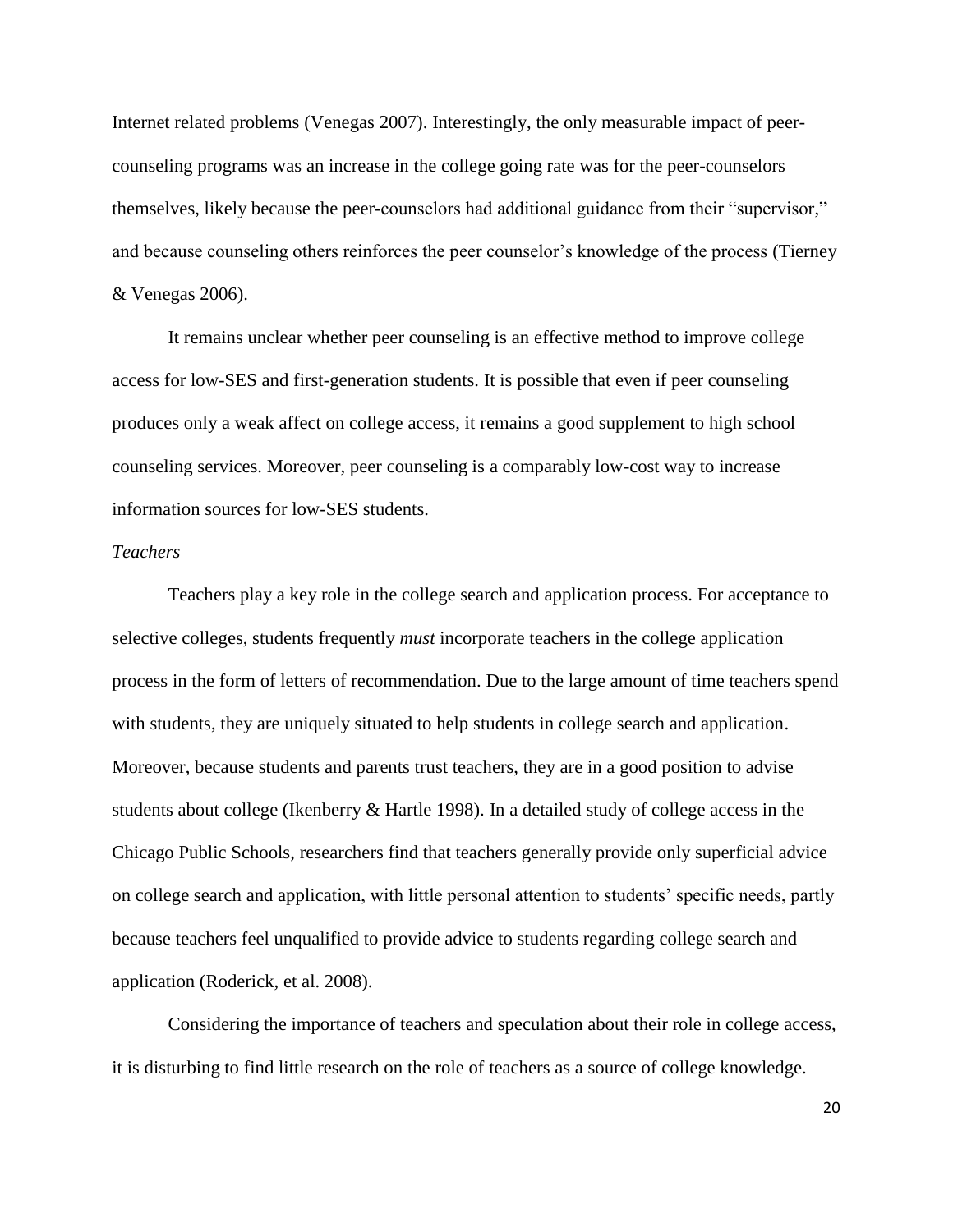Internet related problems (Venegas 2007). Interestingly, the only measurable impact of peer-counseling programs was an increase in the college going rate was for the peer-counselors themselves, likely because the peer-counselors had additional guidance from their "supervisor," and because counseling others reinforces the peer counselor's knowledge of the process (Tierney & Venegas 2006).

It remains unclear whether peer counseling is an effective method to improve college access for low-SES and first-generation students. It is possible that even if peer counseling produces only a weak affect on college access, it remains a good supplement to high school counseling services. Moreover, peer counseling is a comparably low-cost way to increase information sources for low-SES students.

*Teachers*

Teachers play a key role in the college search and application process. For acceptance to selective colleges, students frequently *must* incorporate teachers in the college application process in the form of letters of recommendation. Due to the large amount of time teachers spend with students, they are uniquely situated to help students in college search and application. Moreover, because students and parents trust teachers, they are in a good position to advise students about college (Ikenberry & Hartle 1998). In a detailed study of college access in the Chicago Public Schools, researchers find that teachers generally provide only superficial advice on college search and application, with little personal attention to students' specific needs, partly because teachers feel unqualified to provide advice to students regarding college search and application (Roderick, et al. 2008).

Considering the importance of teachers and speculation about their role in college access, it is disturbing to find little research on the role of teachers as a source of college knowledge.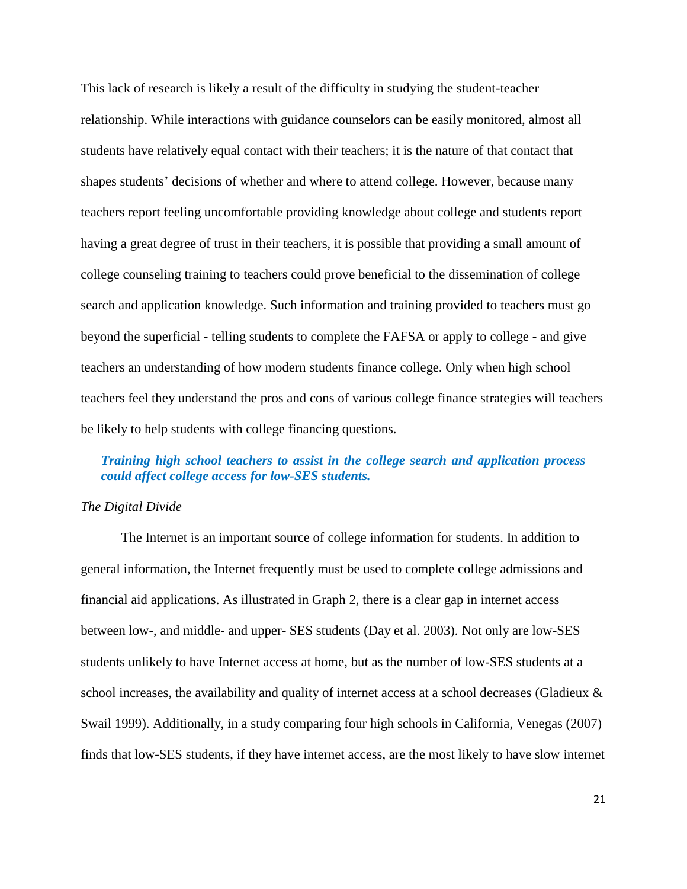This lack of research is likely a result of the difficulty in studying the student-teacher relationship. While interactions with guidance counselors can be easily monitored, almost all students have relatively equal contact with their teachers; it is the nature of that contact that shapes students' decisions of whether and where to attend college. However, because many teachers report feeling uncomfortable providing knowledge about college and students report having a great degree of trust in their teachers, it is possible that providing a small amount of college counseling training to teachers could prove beneficial to the dissemination of college search and application knowledge. Such information and training provided to teachers must go beyond the superficial - telling students to complete the FAFSA or apply to college - and give teachers an understanding of how modern students finance college. Only when high school teachers feel they understand the pros and cons of various college finance strategies will teachers be likely to help students with college financing questions.

> ***Training high school teachers to assist in the college search and application process could affect college access for low-SES students.***

*The Digital Divide*

The Internet is an important source of college information for students. In addition to general information, the Internet frequently must be used to complete college admissions and financial aid applications. As illustrated in Graph 2, there is a clear gap in internet access between low-, and middle- and upper- SES students (Day et al. 2003). Not only are low-SES students unlikely to have Internet access at home, but as the number of low-SES students at a school increases, the availability and quality of internet access at a school decreases (Gladieux & Swail 1999). Additionally, in a study comparing four high schools in California, Venegas (2007) finds that low-SES students, if they have internet access, are the most likely to have slow internet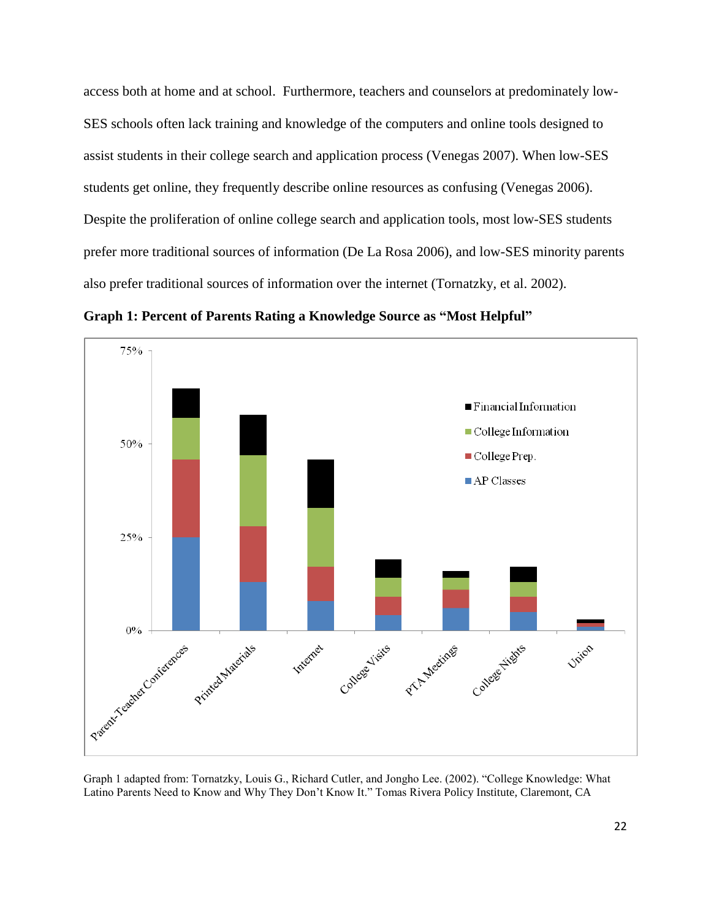access both at home and at school. Furthermore, teachers and counselors at predominately low-SES schools often lack training and knowledge of the computers and online tools designed to assist students in their college search and application process (Venegas 2007). When low-SES students get online, they frequently describe online resources as confusing (Venegas 2006). Despite the proliferation of online college search and application tools, most low-SES students prefer more traditional sources of information (De La Rosa 2006), and low-SES minority parents also prefer traditional sources of information over the internet (Tornatzky, et al. 2002).

**Graph 1: Percent of Parents Rating a Knowledge Source as "Most Helpful"**

Graph 1 adapted from: Tornatzky, Louis G., Richard Cutler, and Jongho Lee. (2002). "College Knowledge: What Latino Parents Need to Know and Why They Don't Know It." Tomas Rivera Policy Institute, Claremont, CA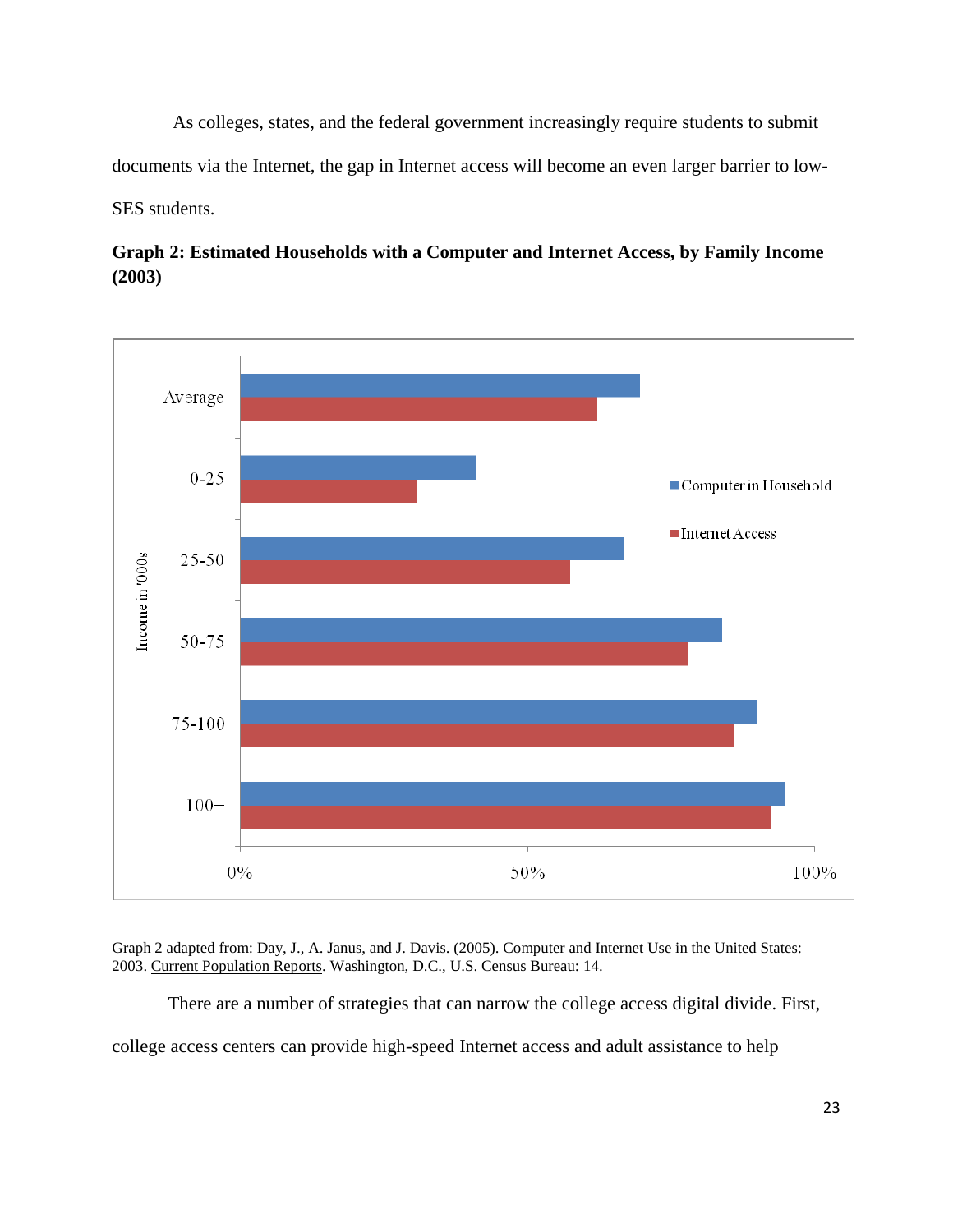As colleges, states, and the federal government increasingly require students to submit documents via the Internet, the gap in Internet access will become an even larger barrier to low-SES students.

**Graph 2: Estimated Households with a Computer and Internet Access, by Family Income (2003)**

Graph 2 adapted from: Day, J., A. Janus, and J. Davis. (2005). Computer and Internet Use in the United States: 2003. Current Population Reports. Washington, D.C., U.S. Census Bureau: 14.

There are a number of strategies that can narrow the college access digital divide. First, college access centers can provide high-speed Internet access and adult assistance to help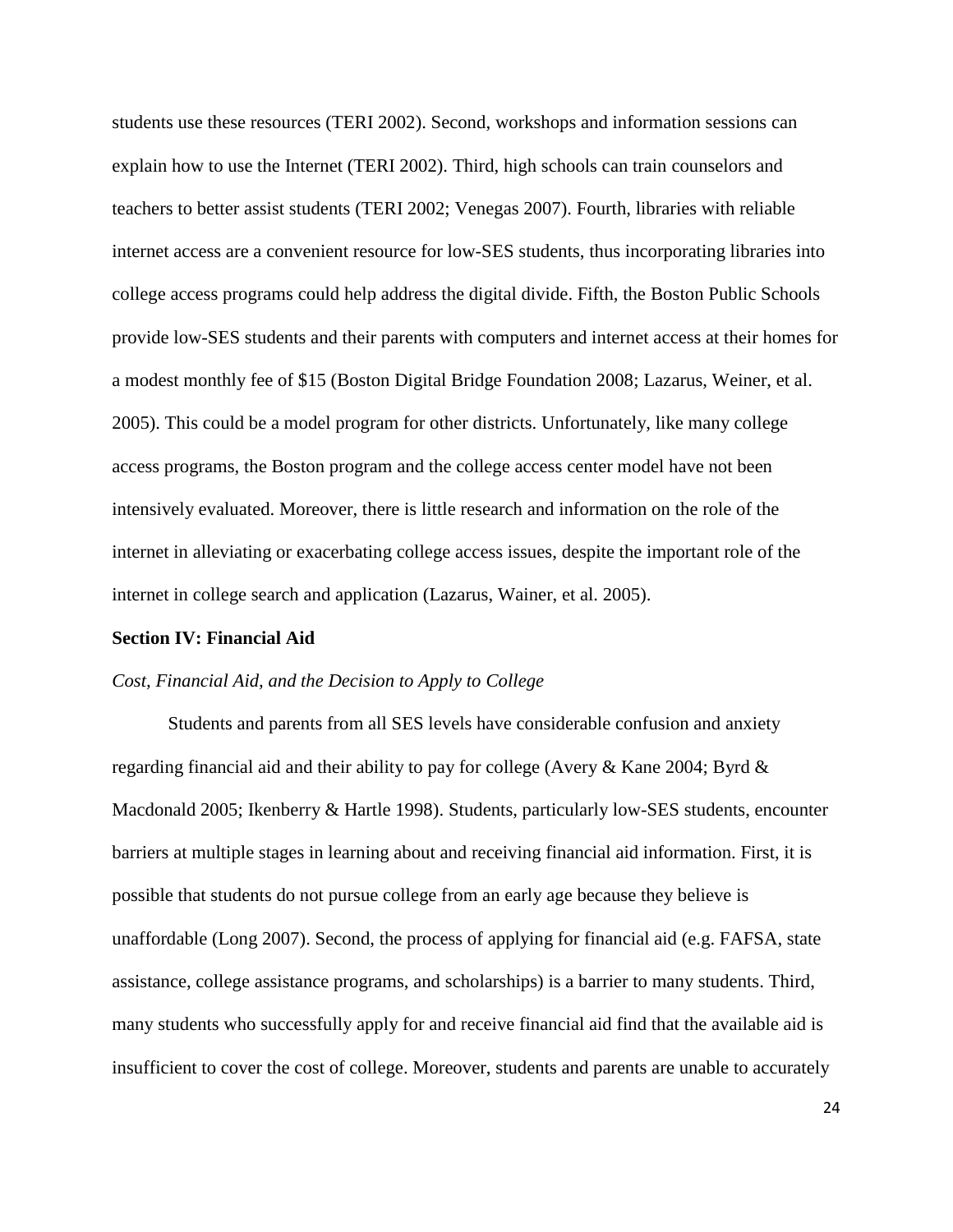students use these resources (TERI 2002). Second, workshops and information sessions can explain how to use the Internet (TERI 2002). Third, high schools can train counselors and teachers to better assist students (TERI 2002; Venegas 2007). Fourth, libraries with reliable internet access are a convenient resource for low-SES students, thus incorporating libraries into college access programs could help address the digital divide. Fifth, the Boston Public Schools provide low-SES students and their parents with computers and internet access at their homes for a modest monthly fee of $15 (Boston Digital Bridge Foundation 2008; Lazarus, Weiner, et al. 2005). This could be a model program for other districts. Unfortunately, like many college access programs, the Boston program and the college access center model have not been intensively evaluated. Moreover, there is little research and information on the role of the internet in alleviating or exacerbating college access issues, despite the important role of the internet in college search and application (Lazarus, Wainer, et al. 2005).

**Section IV: Financial Aid**

*Cost, Financial Aid, and the Decision to Apply to College*

Students and parents from all SES levels have considerable confusion and anxiety regarding financial aid and their ability to pay for college (Avery & Kane 2004; Byrd & Macdonald 2005; Ikenberry & Hartle 1998). Students, particularly low-SES students, encounter barriers at multiple stages in learning about and receiving financial aid information. First, it is possible that students do not pursue college from an early age because they believe is unaffordable (Long 2007). Second, the process of applying for financial aid (e.g. FAFSA, state assistance, college assistance programs, and scholarships) is a barrier to many students. Third, many students who successfully apply for and receive financial aid find that the available aid is insufficient to cover the cost of college. Moreover, students and parents are unable to accurately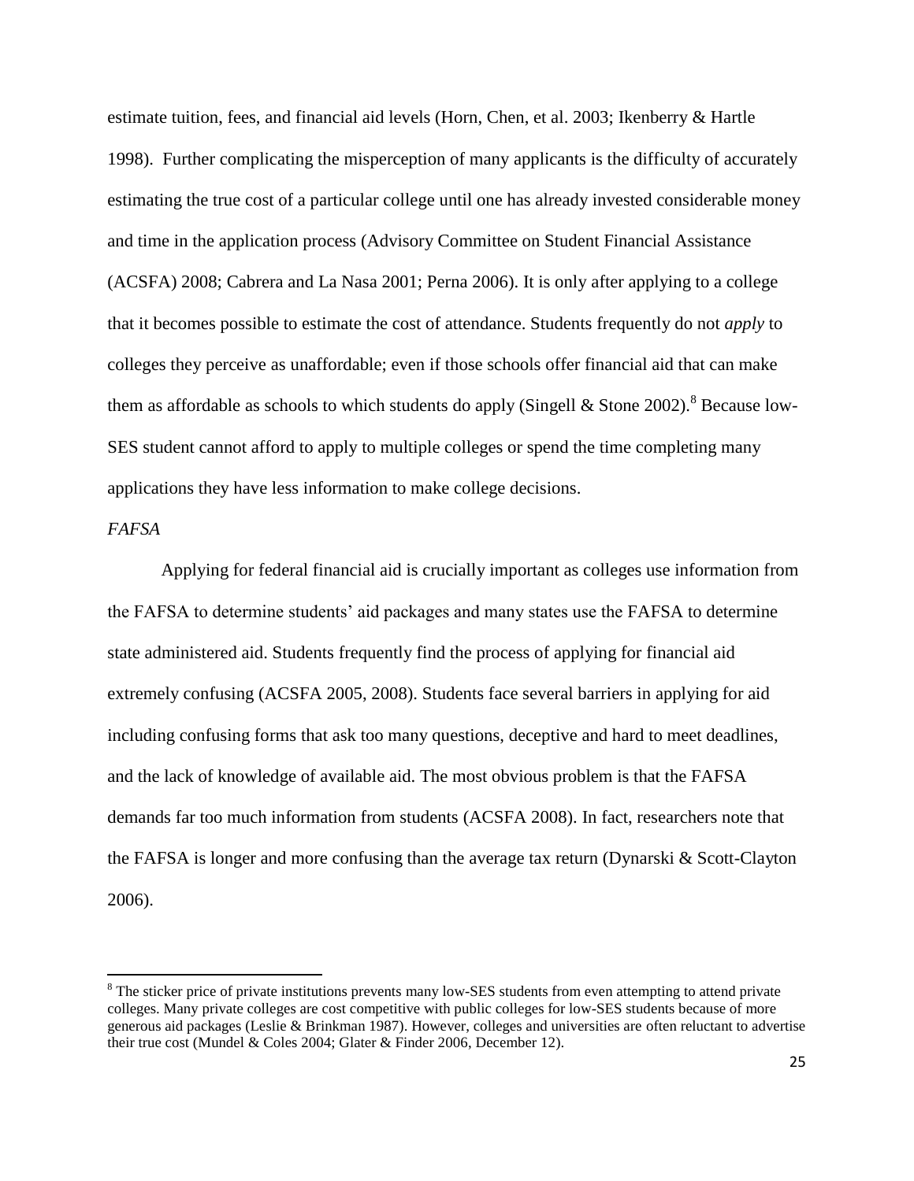estimate tuition, fees, and financial aid levels (Horn, Chen, et al. 2003; Ikenberry & Hartle 1998). Further complicating the misperception of many applicants is the difficulty of accurately estimating the true cost of a particular college until one has already invested considerable money and time in the application process (Advisory Committee on Student Financial Assistance (ACSFA) 2008; Cabrera and La Nasa 2001; Perna 2006). It is only after applying to a college that it becomes possible to estimate the cost of attendance. Students frequently do not *apply* to colleges they perceive as unaffordable; even if those schools offer financial aid that can make them as affordable as schools to which students do apply (Singell & Stone 2002).[8] Because low-SES student cannot afford to apply to multiple colleges or spend the time completing many applications they have less information to make college decisions.

*FAFSA*

Applying for federal financial aid is crucially important as colleges use information from the FAFSA to determine students' aid packages and many states use the FAFSA to determine state administered aid. Students frequently find the process of applying for financial aid extremely confusing (ACSFA 2005, 2008). Students face several barriers in applying for aid including confusing forms that ask too many questions, deceptive and hard to meet deadlines, and the lack of knowledge of available aid. The most obvious problem is that the FAFSA demands far too much information from students (ACSFA 2008). In fact, researchers note that the FAFSA is longer and more confusing than the average tax return (Dynarski & Scott-Clayton 2006).

---

[8] The sticker price of private institutions prevents many low-SES students from even attempting to attend private colleges. Many private colleges are cost competitive with public colleges for low-SES students because of more generous aid packages (Leslie & Brinkman 1987). However, colleges and universities are often reluctant to advertise their true cost (Mundel & Coles 2004; Glater & Finder 2006, December 12).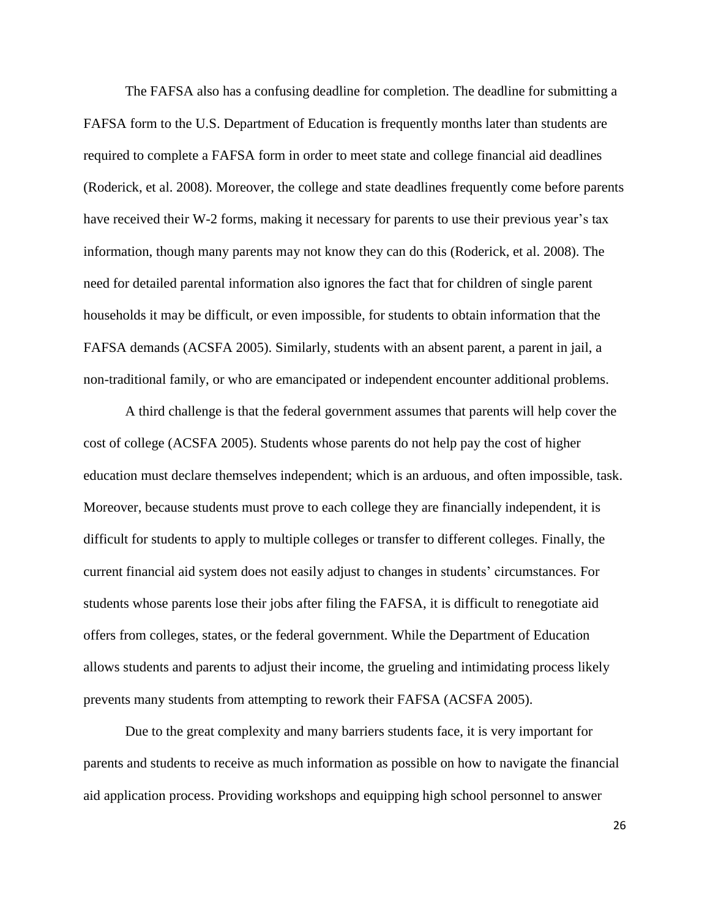The FAFSA also has a confusing deadline for completion. The deadline for submitting a FAFSA form to the U.S. Department of Education is frequently months later than students are required to complete a FAFSA form in order to meet state and college financial aid deadlines (Roderick, et al. 2008). Moreover, the college and state deadlines frequently come before parents have received their W-2 forms, making it necessary for parents to use their previous year's tax information, though many parents may not know they can do this (Roderick, et al. 2008). The need for detailed parental information also ignores the fact that for children of single parent households it may be difficult, or even impossible, for students to obtain information that the FAFSA demands (ACSFA 2005). Similarly, students with an absent parent, a parent in jail, a non-traditional family, or who are emancipated or independent encounter additional problems.

A third challenge is that the federal government assumes that parents will help cover the cost of college (ACSFA 2005). Students whose parents do not help pay the cost of higher education must declare themselves independent; which is an arduous, and often impossible, task. Moreover, because students must prove to each college they are financially independent, it is difficult for students to apply to multiple colleges or transfer to different colleges. Finally, the current financial aid system does not easily adjust to changes in students' circumstances. For students whose parents lose their jobs after filing the FAFSA, it is difficult to renegotiate aid offers from colleges, states, or the federal government. While the Department of Education allows students and parents to adjust their income, the grueling and intimidating process likely prevents many students from attempting to rework their FAFSA (ACSFA 2005).

Due to the great complexity and many barriers students face, it is very important for parents and students to receive as much information as possible on how to navigate the financial aid application process. Providing workshops and equipping high school personnel to answer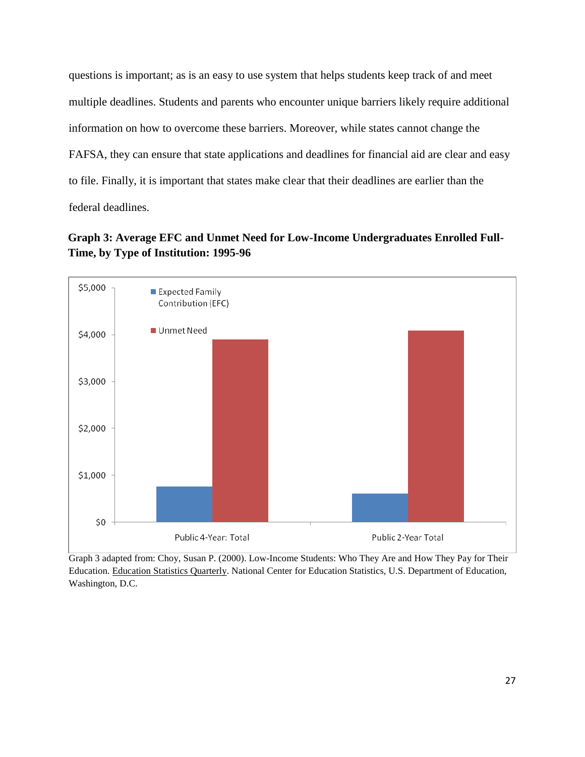questions is important; as is an easy to use system that helps students keep track of and meet multiple deadlines. Students and parents who encounter unique barriers likely require additional information on how to overcome these barriers. Moreover, while states cannot change the FAFSA, they can ensure that state applications and deadlines for financial aid are clear and easy to file. Finally, it is important that states make clear that their deadlines are earlier than the federal deadlines.

**Graph 3: Average EFC and Unmet Need for Low-Income Undergraduates Enrolled Full-Time, by Type of Institution: 1995-96**

Graph 3 adapted from: Choy, Susan P. (2000). Low-Income Students: Who They Are and How They Pay for Their Education. Education Statistics Quarterly. National Center for Education Statistics, U.S. Department of Education, Washington, D.C.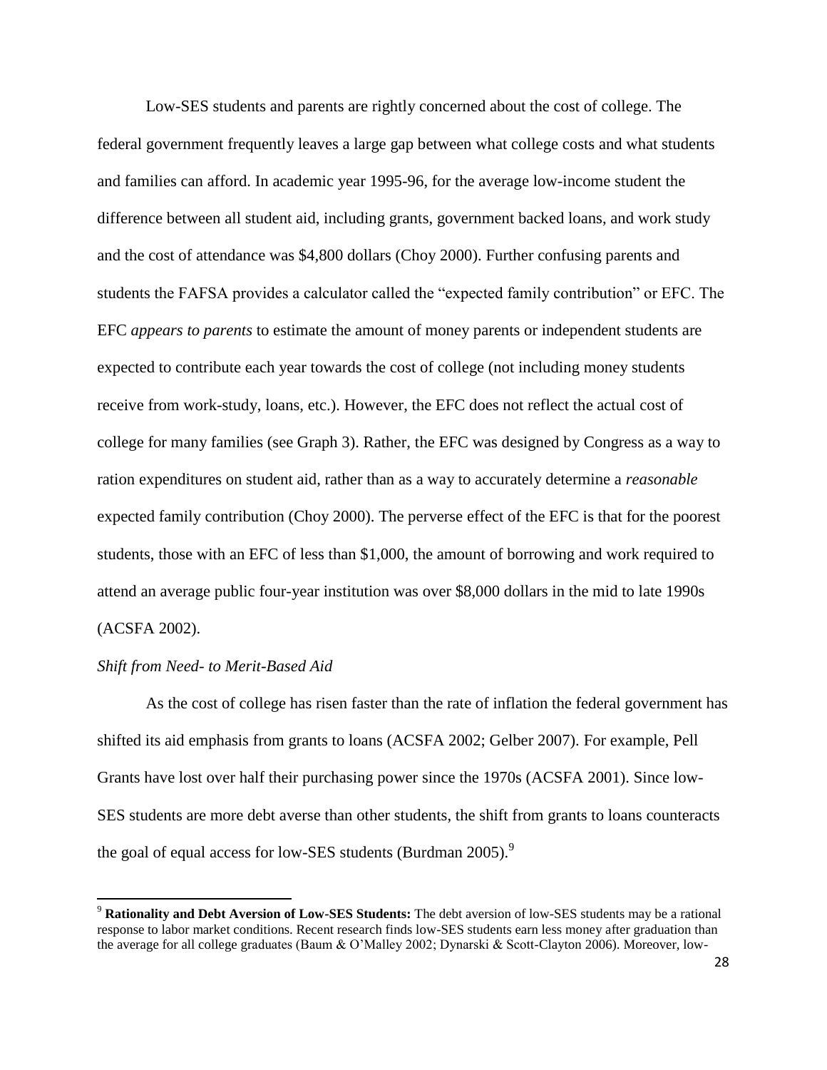Low-SES students and parents are rightly concerned about the cost of college. The federal government frequently leaves a large gap between what college costs and what students and families can afford. In academic year 1995-96, for the average low-income student the difference between all student aid, including grants, government backed loans, and work study and the cost of attendance was $4,800 dollars (Choy 2000). Further confusing parents and students the FAFSA provides a calculator called the "expected family contribution" or EFC. The EFC *appears to parents* to estimate the amount of money parents or independent students are expected to contribute each year towards the cost of college (not including money students receive from work-study, loans, etc.). However, the EFC does not reflect the actual cost of college for many families (see Graph 3). Rather, the EFC was designed by Congress as a way to ration expenditures on student aid, rather than as a way to accurately determine a *reasonable* expected family contribution (Choy 2000). The perverse effect of the EFC is that for the poorest students, those with an EFC of less than $1,000, the amount of borrowing and work required to attend an average public four-year institution was over $8,000 dollars in the mid to late 1990s (ACSFA 2002).

*Shift from Need- to Merit-Based Aid*

As the cost of college has risen faster than the rate of inflation the federal government has shifted its aid emphasis from grants to loans (ACSFA 2002; Gelber 2007). For example, Pell Grants have lost over half their purchasing power since the 1970s (ACSFA 2001). Since low-SES students are more debt averse than other students, the shift from grants to loans counteracts the goal of equal access for low-SES students (Burdman 2005).[9]

[9] **Rationality and Debt Aversion of Low-SES Students:** The debt aversion of low-SES students may be a rational response to labor market conditions. Recent research finds low-SES students earn less money after graduation than the average for all college graduates (Baum & O'Malley 2002; Dynarski & Scott-Clayton 2006). Moreover, low-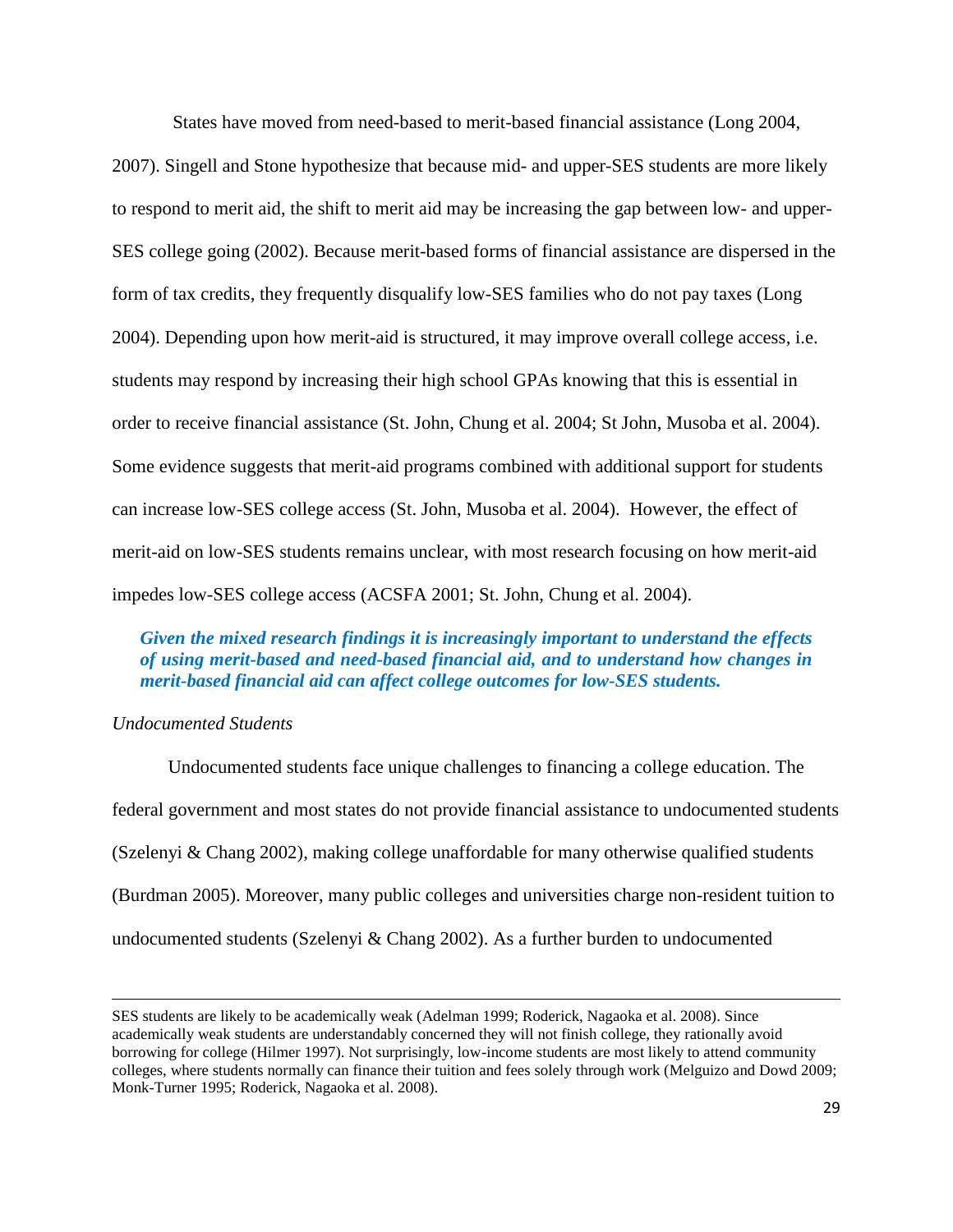States have moved from need-based to merit-based financial assistance (Long 2004, 2007). Singell and Stone hypothesize that because mid- and upper-SES students are more likely to respond to merit aid, the shift to merit aid may be increasing the gap between low- and upper-SES college going (2002). Because merit-based forms of financial assistance are dispersed in the form of tax credits, they frequently disqualify low-SES families who do not pay taxes (Long 2004). Depending upon how merit-aid is structured, it may improve overall college access, i.e. students may respond by increasing their high school GPAs knowing that this is essential in order to receive financial assistance (St. John, Chung et al. 2004; St John, Musoba et al. 2004). Some evidence suggests that merit-aid programs combined with additional support for students can increase low-SES college access (St. John, Musoba et al. 2004). However, the effect of merit-aid on low-SES students remains unclear, with most research focusing on how merit-aid impedes low-SES college access (ACSFA 2001; St. John, Chung et al. 2004).

***Given the mixed research findings it is increasingly important to understand the effects of using merit-based and need-based financial aid, and to understand how changes in merit-based financial aid can affect college outcomes for low-SES students.***

*Undocumented Students*

Undocumented students face unique challenges to financing a college education. The federal government and most states do not provide financial assistance to undocumented students (Szelenyi & Chang 2002), making college unaffordable for many otherwise qualified students (Burdman 2005). Moreover, many public colleges and universities charge non-resident tuition to undocumented students (Szelenyi & Chang 2002). As a further burden to undocumented

---

SES students are likely to be academically weak (Adelman 1999; Roderick, Nagaoka et al. 2008). Since academically weak students are understandably concerned they will not finish college, they rationally avoid borrowing for college (Hilmer 1997). Not surprisingly, low-income students are most likely to attend community colleges, where students normally can finance their tuition and fees solely through work (Melguizo and Dowd 2009; Monk-Turner 1995; Roderick, Nagaoka et al. 2008).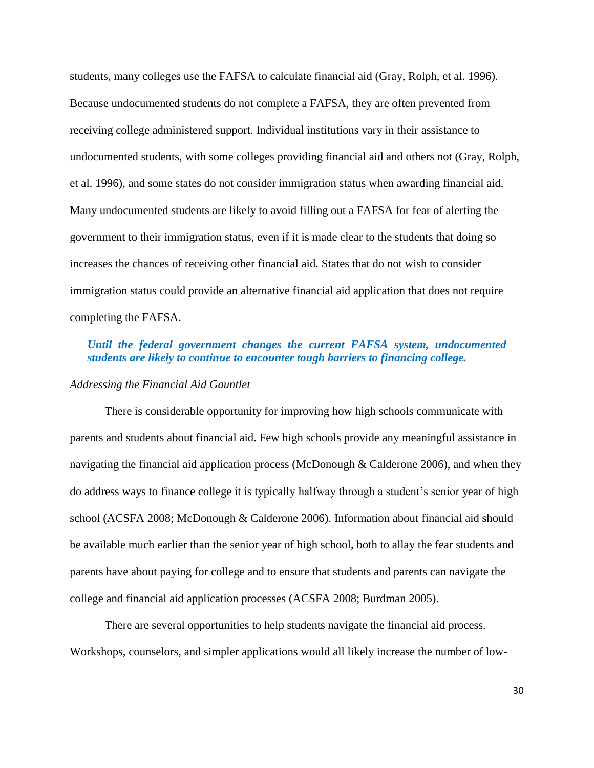students, many colleges use the FAFSA to calculate financial aid (Gray, Rolph, et al. 1996). Because undocumented students do not complete a FAFSA, they are often prevented from receiving college administered support. Individual institutions vary in their assistance to undocumented students, with some colleges providing financial aid and others not (Gray, Rolph, et al. 1996), and some states do not consider immigration status when awarding financial aid. Many undocumented students are likely to avoid filling out a FAFSA for fear of alerting the government to their immigration status, even if it is made clear to the students that doing so increases the chances of receiving other financial aid. States that do not wish to consider immigration status could provide an alternative financial aid application that does not require completing the FAFSA.

> ***Until the federal government changes the current FAFSA system, undocumented students are likely to continue to encounter tough barriers to financing college.***

*Addressing the Financial Aid Gauntlet*

There is considerable opportunity for improving how high schools communicate with parents and students about financial aid. Few high schools provide any meaningful assistance in navigating the financial aid application process (McDonough & Calderone 2006), and when they do address ways to finance college it is typically halfway through a student's senior year of high school (ACSFA 2008; McDonough & Calderone 2006). Information about financial aid should be available much earlier than the senior year of high school, both to allay the fear students and parents have about paying for college and to ensure that students and parents can navigate the college and financial aid application processes (ACSFA 2008; Burdman 2005).

There are several opportunities to help students navigate the financial aid process. Workshops, counselors, and simpler applications would all likely increase the number of low-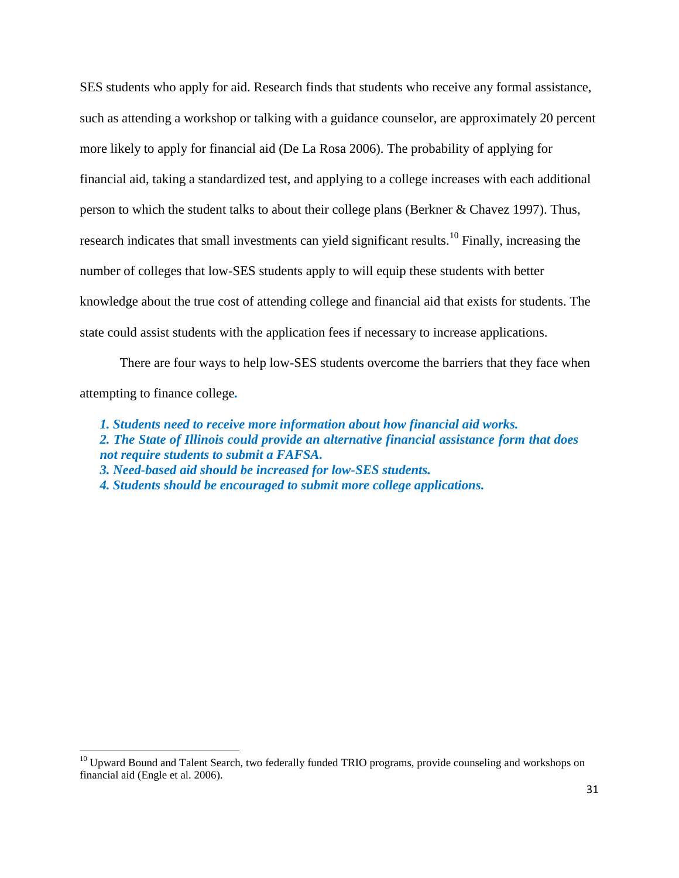SES students who apply for aid. Research finds that students who receive any formal assistance, such as attending a workshop or talking with a guidance counselor, are approximately 20 percent more likely to apply for financial aid (De La Rosa 2006). The probability of applying for financial aid, taking a standardized test, and applying to a college increases with each additional person to which the student talks to about their college plans (Berkner & Chavez 1997). Thus, research indicates that small investments can yield significant results.[10] Finally, increasing the number of colleges that low-SES students apply to will equip these students with better knowledge about the true cost of attending college and financial aid that exists for students. The state could assist students with the application fees if necessary to increase applications.

There are four ways to help low-SES students overcome the barriers that they face when attempting to finance college.

***1. Students need to receive more information about how financial aid works.***
***2. The State of Illinois could provide an alternative financial assistance form that does not require students to submit a FAFSA.***
***3. Need-based aid should be increased for low-SES students.***
***4. Students should be encouraged to submit more college applications.***

---

[10] Upward Bound and Talent Search, two federally funded TRIO programs, provide counseling and workshops on financial aid (Engle et al. 2006).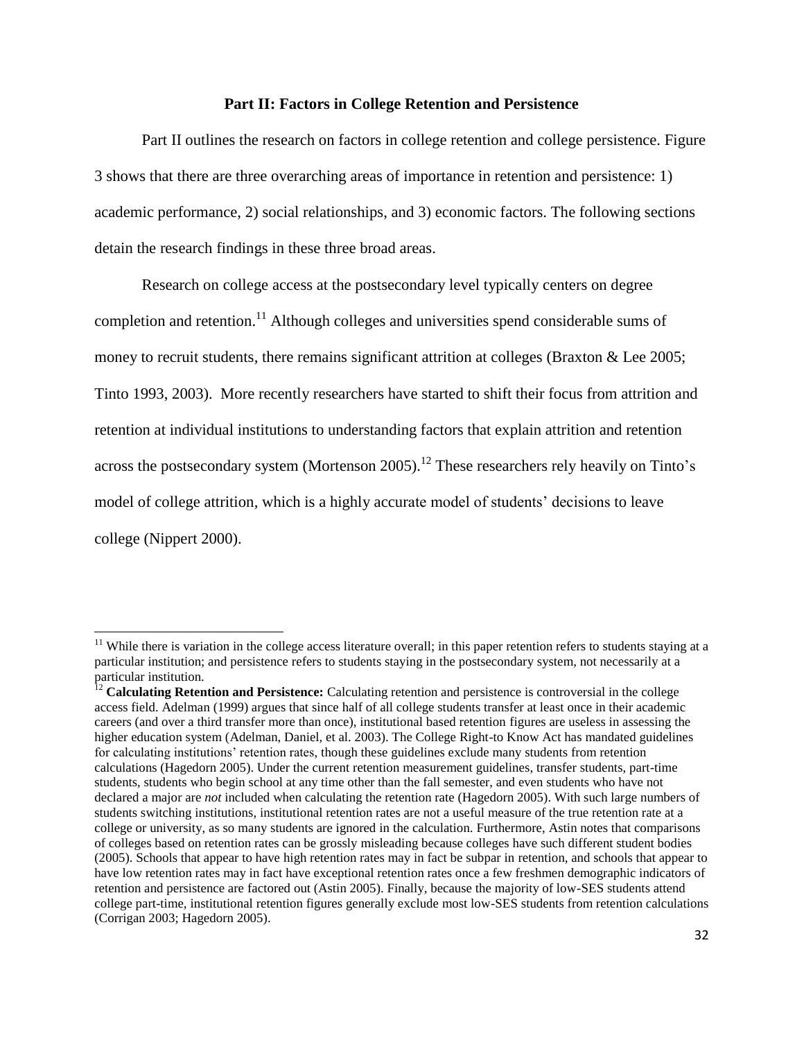## Part II: Factors in College Retention and Persistence

Part II outlines the research on factors in college retention and college persistence. Figure 3 shows that there are three overarching areas of importance in retention and persistence: 1) academic performance, 2) social relationships, and 3) economic factors. The following sections detain the research findings in these three broad areas.

Research on college access at the postsecondary level typically centers on degree completion and retention.[11] Although colleges and universities spend considerable sums of money to recruit students, there remains significant attrition at colleges (Braxton & Lee 2005; Tinto 1993, 2003). More recently researchers have started to shift their focus from attrition and retention at individual institutions to understanding factors that explain attrition and retention across the postsecondary system (Mortenson 2005).[12] These researchers rely heavily on Tinto's model of college attrition, which is a highly accurate model of students' decisions to leave college (Nippert 2000).

---

[11] While there is variation in the college access literature overall; in this paper retention refers to students staying at a particular institution; and persistence refers to students staying in the postsecondary system, not necessarily at a particular institution.

[12] **Calculating Retention and Persistence:** Calculating retention and persistence is controversial in the college access field. Adelman (1999) argues that since half of all college students transfer at least once in their academic careers (and over a third transfer more than once), institutional based retention figures are useless in assessing the higher education system (Adelman, Daniel, et al. 2003). The College Right-to Know Act has mandated guidelines for calculating institutions' retention rates, though these guidelines exclude many students from retention calculations (Hagedorn 2005). Under the current retention measurement guidelines, transfer students, part-time students, students who begin school at any time other than the fall semester, and even students who have not declared a major are *not* included when calculating the retention rate (Hagedorn 2005). With such large numbers of students switching institutions, institutional retention rates are not a useful measure of the true retention rate at a college or university, as so many students are ignored in the calculation. Furthermore, Astin notes that comparisons of colleges based on retention rates can be grossly misleading because colleges have such different student bodies (2005). Schools that appear to have high retention rates may in fact be subpar in retention, and schools that appear to have low retention rates may in fact have exceptional retention rates once a few freshmen demographic indicators of retention and persistence are factored out (Astin 2005). Finally, because the majority of low-SES students attend college part-time, institutional retention figures generally exclude most low-SES students from retention calculations (Corrigan 2003; Hagedorn 2005).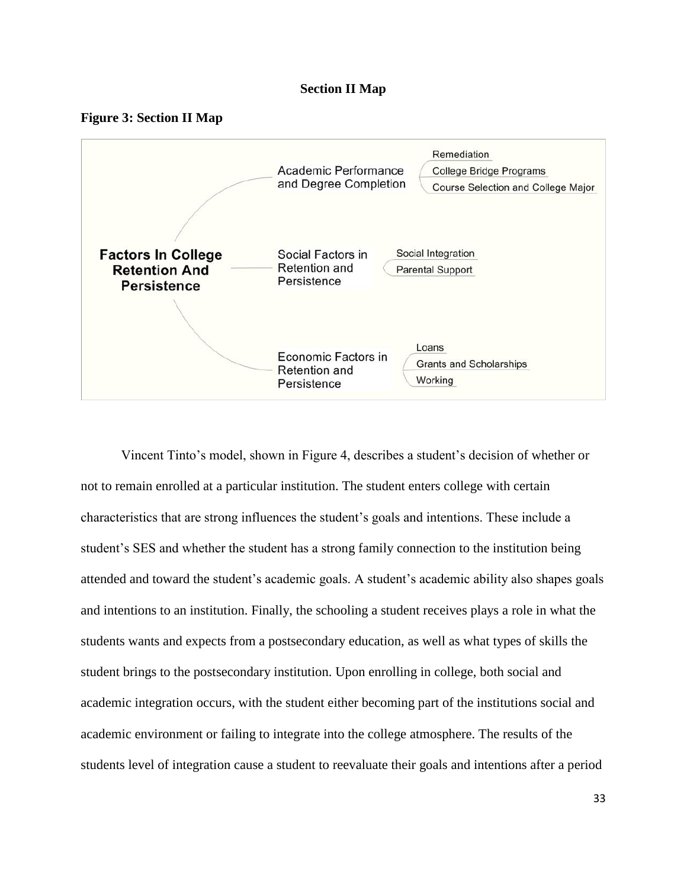## Section II Map

**Figure 3: Section II Map**

- **Factors In College Retention And Persistence**
  - Academic Performance and Degree Completion
    - Remediation
    - College Bridge Programs
    - Course Selection and College Major
  - Social Factors in Retention and Persistence
    - Social Integration
    - Parental Support
  - Economic Factors in Retention and Persistence
    - Loans
    - Grants and Scholarships
    - Working

Vincent Tinto's model, shown in Figure 4, describes a student's decision of whether or not to remain enrolled at a particular institution. The student enters college with certain characteristics that are strong influences the student's goals and intentions. These include a student's SES and whether the student has a strong family connection to the institution being attended and toward the student's academic goals. A student's academic ability also shapes goals and intentions to an institution. Finally, the schooling a student receives plays a role in what the students wants and expects from a postsecondary education, as well as what types of skills the student brings to the postsecondary institution. Upon enrolling in college, both social and academic integration occurs, with the student either becoming part of the institutions social and academic environment or failing to integrate into the college atmosphere. The results of the students level of integration cause a student to reevaluate their goals and intentions after a period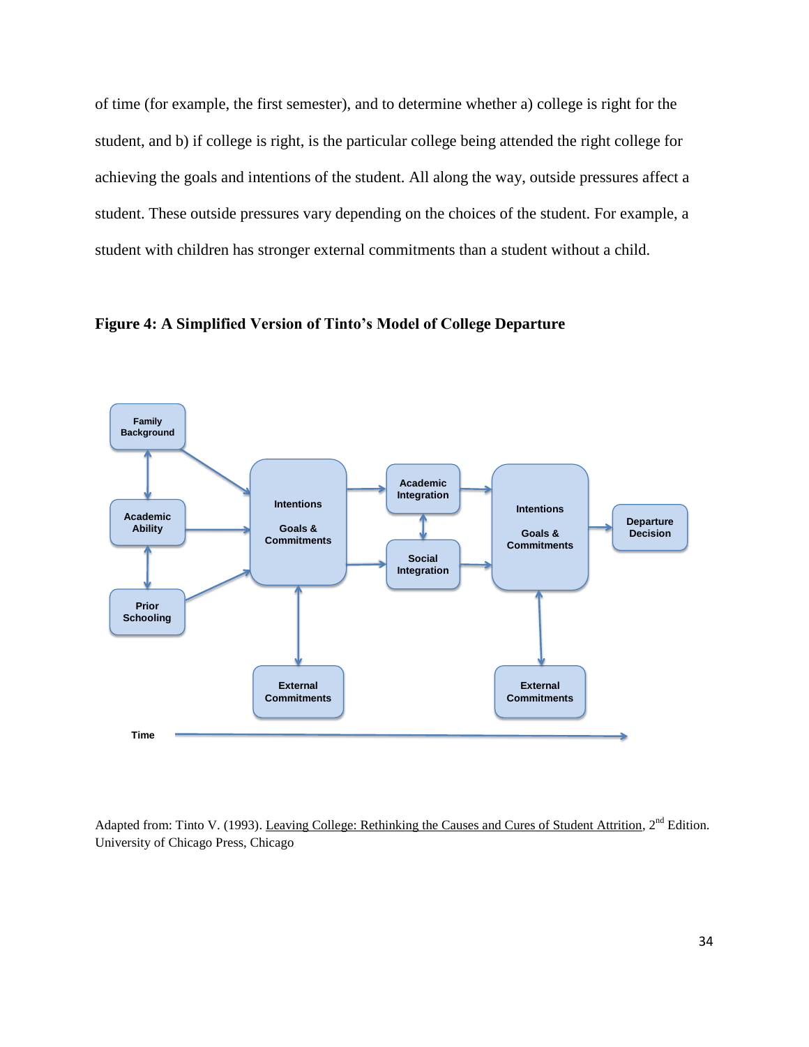of time (for example, the first semester), and to determine whether a) college is right for the student, and b) if college is right, is the particular college being attended the right college for achieving the goals and intentions of the student. All along the way, outside pressures affect a student. These outside pressures vary depending on the choices of the student. For example, a student with children has stronger external commitments than a student without a child.

**Figure 4: A Simplified Version of Tinto's Model of College Departure**

Family Background

Academic Ability

Prior Schooling

Intentions

Goals & Commitments

Academic Integration

Social Integration

Intentions

Goals & Commitments

Departure Decision

External Commitments

External Commitments

Time

Adapted from: Tinto V. (1993). Leaving College: Rethinking the Causes and Cures of Student Attrition, 2[nd] Edition. University of Chicago Press, Chicago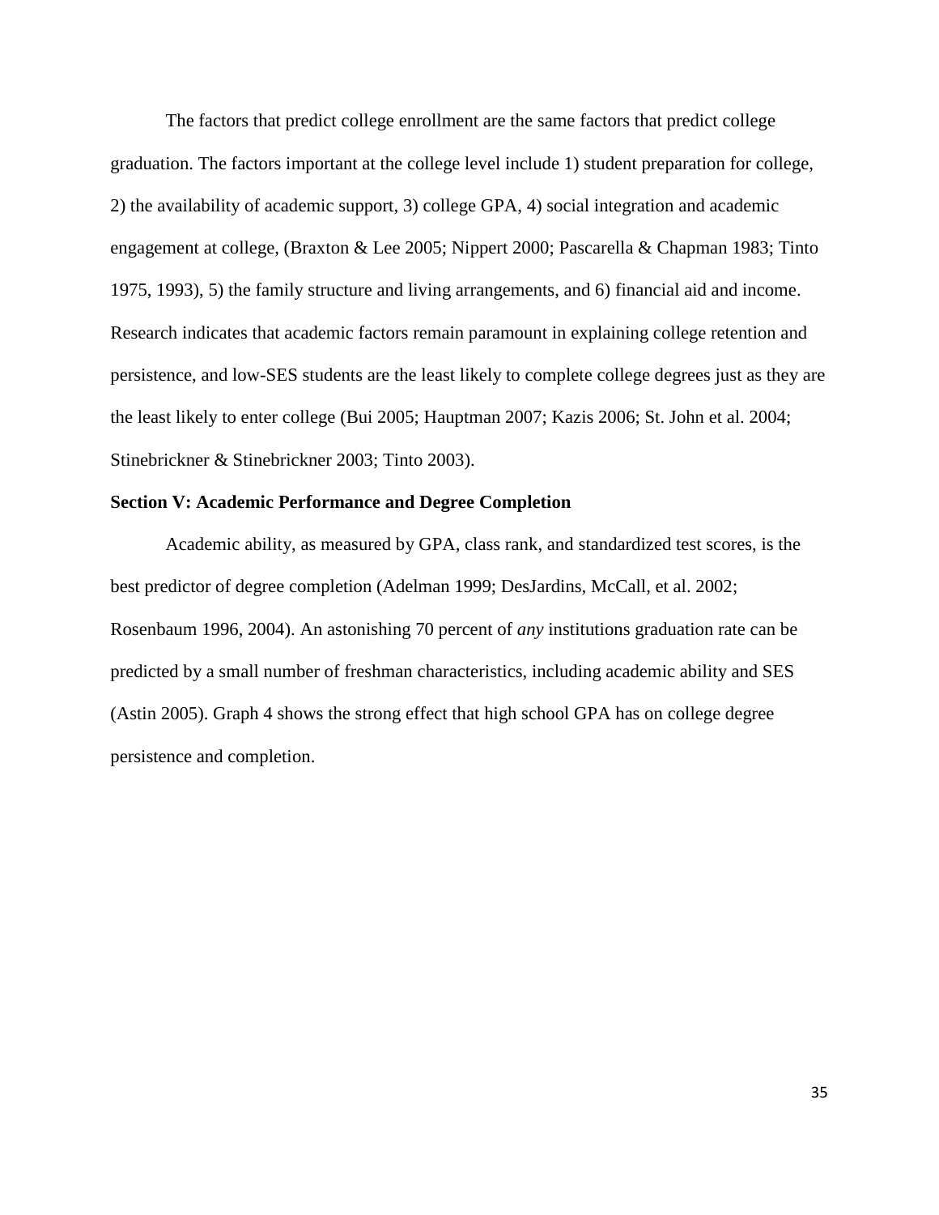The factors that predict college enrollment are the same factors that predict college graduation. The factors important at the college level include 1) student preparation for college, 2) the availability of academic support, 3) college GPA, 4) social integration and academic engagement at college, (Braxton & Lee 2005; Nippert 2000; Pascarella & Chapman 1983; Tinto 1975, 1993), 5) the family structure and living arrangements, and 6) financial aid and income. Research indicates that academic factors remain paramount in explaining college retention and persistence, and low-SES students are the least likely to complete college degrees just as they are the least likely to enter college (Bui 2005; Hauptman 2007; Kazis 2006; St. John et al. 2004; Stinebrickner & Stinebrickner 2003; Tinto 2003).

**Section V: Academic Performance and Degree Completion**

Academic ability, as measured by GPA, class rank, and standardized test scores, is the best predictor of degree completion (Adelman 1999; DesJardins, McCall, et al. 2002; Rosenbaum 1996, 2004). An astonishing 70 percent of *any* institutions graduation rate can be predicted by a small number of freshman characteristics, including academic ability and SES (Astin 2005). Graph 4 shows the strong effect that high school GPA has on college degree persistence and completion.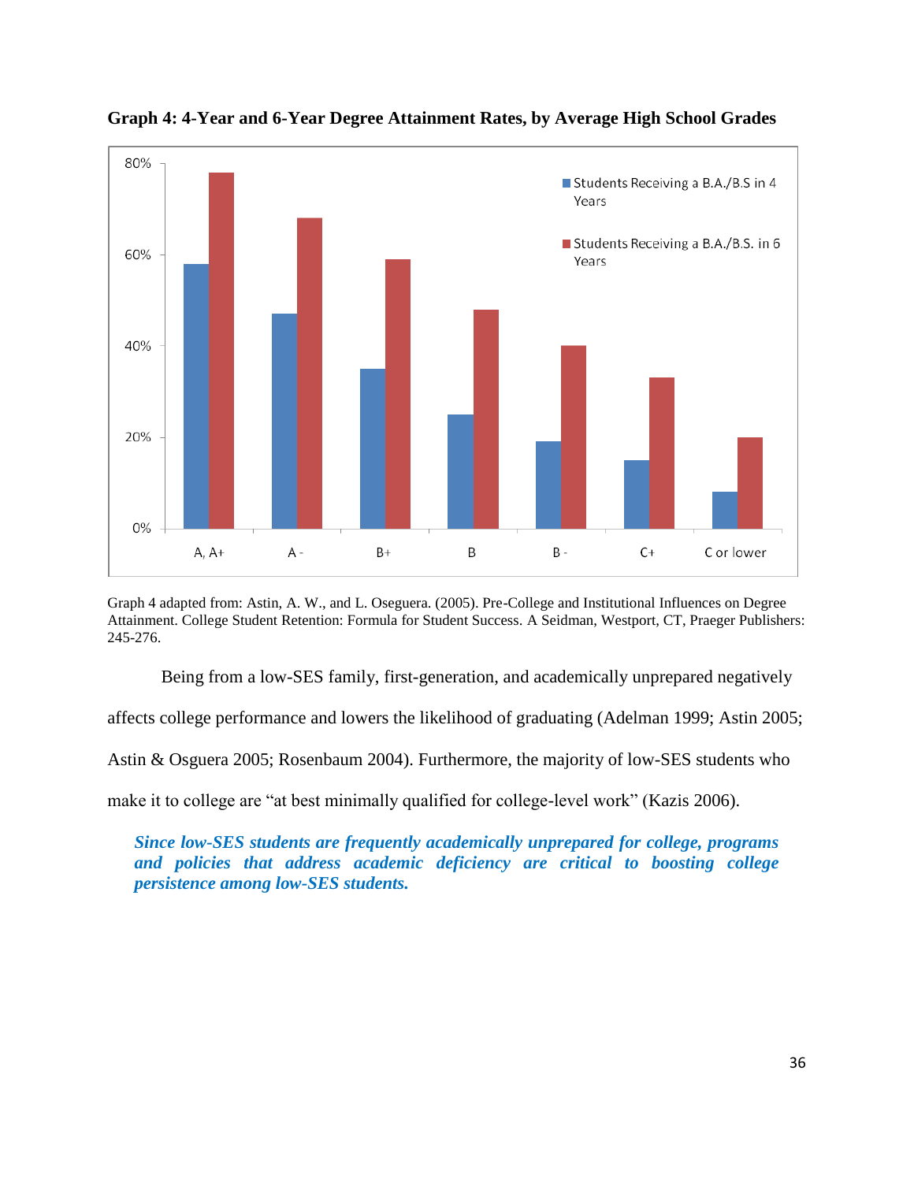**Graph 4: 4-Year and 6-Year Degree Attainment Rates, by Average High School Grades**

Graph 4 adapted from: Astin, A. W., and L. Oseguera. (2005). Pre-College and Institutional Influences on Degree Attainment. College Student Retention: Formula for Student Success. A Seidman, Westport, CT, Praeger Publishers: 245-276.

Being from a low-SES family, first-generation, and academically unprepared negatively affects college performance and lowers the likelihood of graduating (Adelman 1999; Astin 2005; Astin & Osguera 2005; Rosenbaum 2004). Furthermore, the majority of low-SES students who make it to college are "at best minimally qualified for college-level work" (Kazis 2006).

***Since low-SES students are frequently academically unprepared for college, programs and policies that address academic deficiency are critical to boosting college persistence among low-SES students.***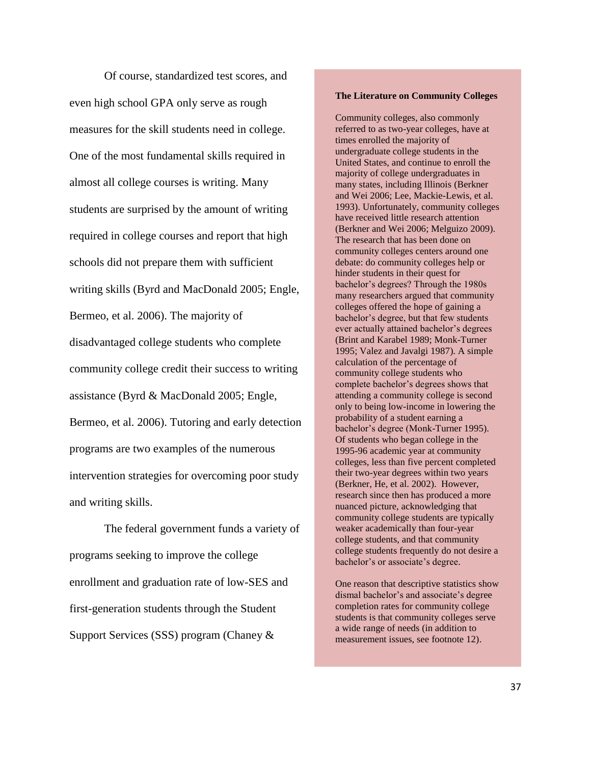Of course, standardized test scores, and even high school GPA only serve as rough measures for the skill students need in college. One of the most fundamental skills required in almost all college courses is writing. Many students are surprised by the amount of writing required in college courses and report that high schools did not prepare them with sufficient writing skills (Byrd and MacDonald 2005; Engle, Bermeo, et al. 2006). The majority of disadvantaged college students who complete community college credit their success to writing assistance (Byrd & MacDonald 2005; Engle, Bermeo, et al. 2006). Tutoring and early detection programs are two examples of the numerous intervention strategies for overcoming poor study and writing skills.

The federal government funds a variety of programs seeking to improve the college enrollment and graduation rate of low-SES and first-generation students through the Student Support Services (SSS) program (Chaney &

**The Literature on Community Colleges**

Community colleges, also commonly referred to as two-year colleges, have at times enrolled the majority of undergraduate college students in the United States, and continue to enroll the majority of college undergraduates in many states, including Illinois (Berkner and Wei 2006; Lee, Mackie-Lewis, et al. 1993). Unfortunately, community colleges have received little research attention (Berkner and Wei 2006; Melguizo 2009). The research that has been done on community colleges centers around one debate: do community colleges help or hinder students in their quest for bachelor's degrees? Through the 1980s many researchers argued that community colleges offered the hope of gaining a bachelor's degree, but that few students ever actually attained bachelor's degrees (Brint and Karabel 1989; Monk-Turner 1995; Valez and Javalgi 1987). A simple calculation of the percentage of community college students who complete bachelor's degrees shows that attending a community college is second only to being low-income in lowering the probability of a student earning a bachelor's degree (Monk-Turner 1995). Of students who began college in the 1995-96 academic year at community colleges, less than five percent completed their two-year degrees within two years (Berkner, He, et al. 2002). However, research since then has produced a more nuanced picture, acknowledging that community college students are typically weaker academically than four-year college students, and that community college students frequently do not desire a bachelor's or associate's degree.

One reason that descriptive statistics show dismal bachelor's and associate's degree completion rates for community college students is that community colleges serve a wide range of needs (in addition to measurement issues, see footnote 12).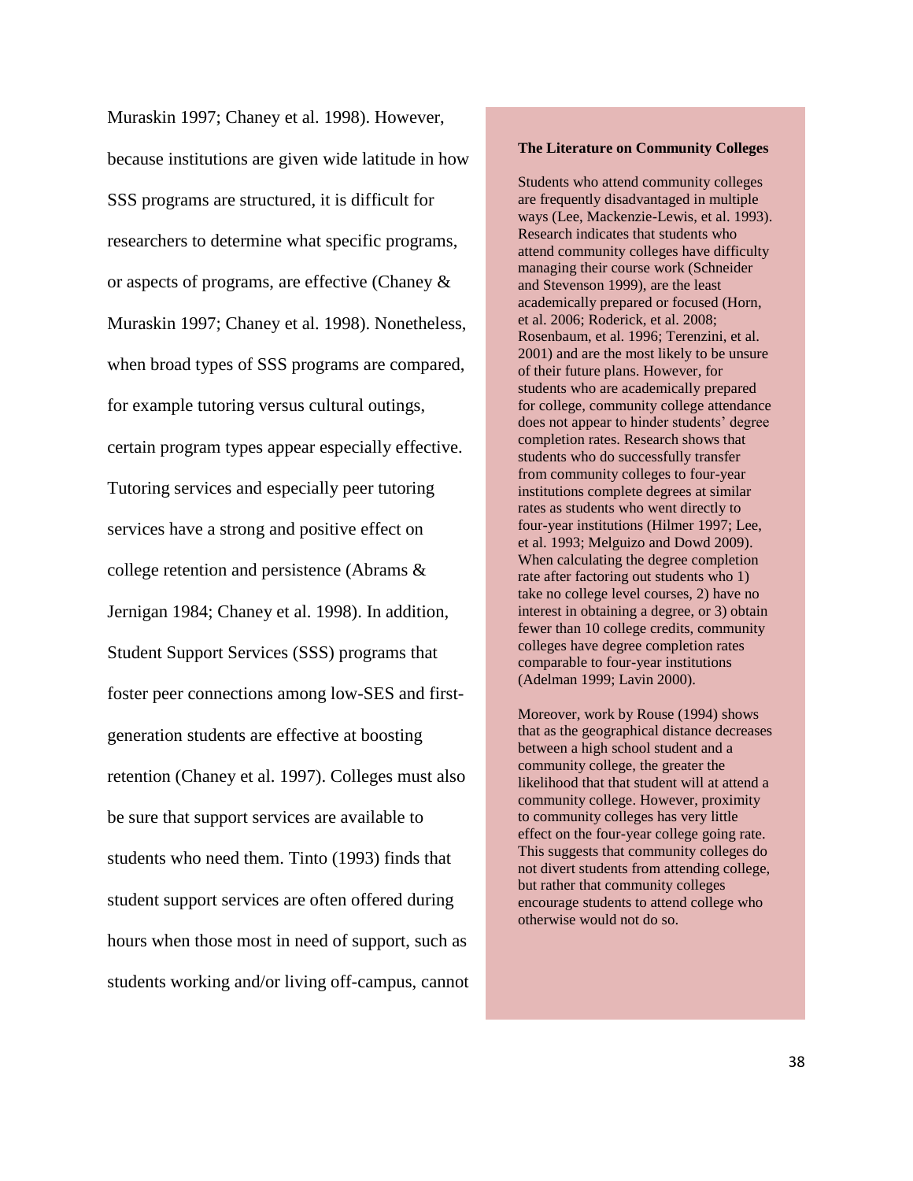Muraskin 1997; Chaney et al. 1998). However, because institutions are given wide latitude in how SSS programs are structured, it is difficult for researchers to determine what specific programs, or aspects of programs, are effective (Chaney & Muraskin 1997; Chaney et al. 1998). Nonetheless, when broad types of SSS programs are compared, for example tutoring versus cultural outings, certain program types appear especially effective. Tutoring services and especially peer tutoring services have a strong and positive effect on college retention and persistence (Abrams & Jernigan 1984; Chaney et al. 1998). In addition, Student Support Services (SSS) programs that foster peer connections among low-SES and first-generation students are effective at boosting retention (Chaney et al. 1997). Colleges must also be sure that support services are available to students who need them. Tinto (1993) finds that student support services are often offered during hours when those most in need of support, such as students working and/or living off-campus, cannot

**The Literature on Community Colleges**

Students who attend community colleges are frequently disadvantaged in multiple ways (Lee, Mackenzie-Lewis, et al. 1993). Research indicates that students who attend community colleges have difficulty managing their course work (Schneider and Stevenson 1999), are the least academically prepared or focused (Horn, et al. 2006; Roderick, et al. 2008; Rosenbaum, et al. 1996; Terenzini, et al. 2001) and are the most likely to be unsure of their future plans. However, for students who are academically prepared for college, community college attendance does not appear to hinder students' degree completion rates. Research shows that students who do successfully transfer from community colleges to four-year institutions complete degrees at similar rates as students who went directly to four-year institutions (Hilmer 1997; Lee, et al. 1993; Melguizo and Dowd 2009). When calculating the degree completion rate after factoring out students who 1) take no college level courses, 2) have no interest in obtaining a degree, or 3) obtain fewer than 10 college credits, community colleges have degree completion rates comparable to four-year institutions (Adelman 1999; Lavin 2000).

Moreover, work by Rouse (1994) shows that as the geographical distance decreases between a high school student and a community college, the greater the likelihood that that student will at attend a community college. However, proximity to community colleges has very little effect on the four-year college going rate. This suggests that community colleges do not divert students from attending college, but rather that community colleges encourage students to attend college who otherwise would not do so.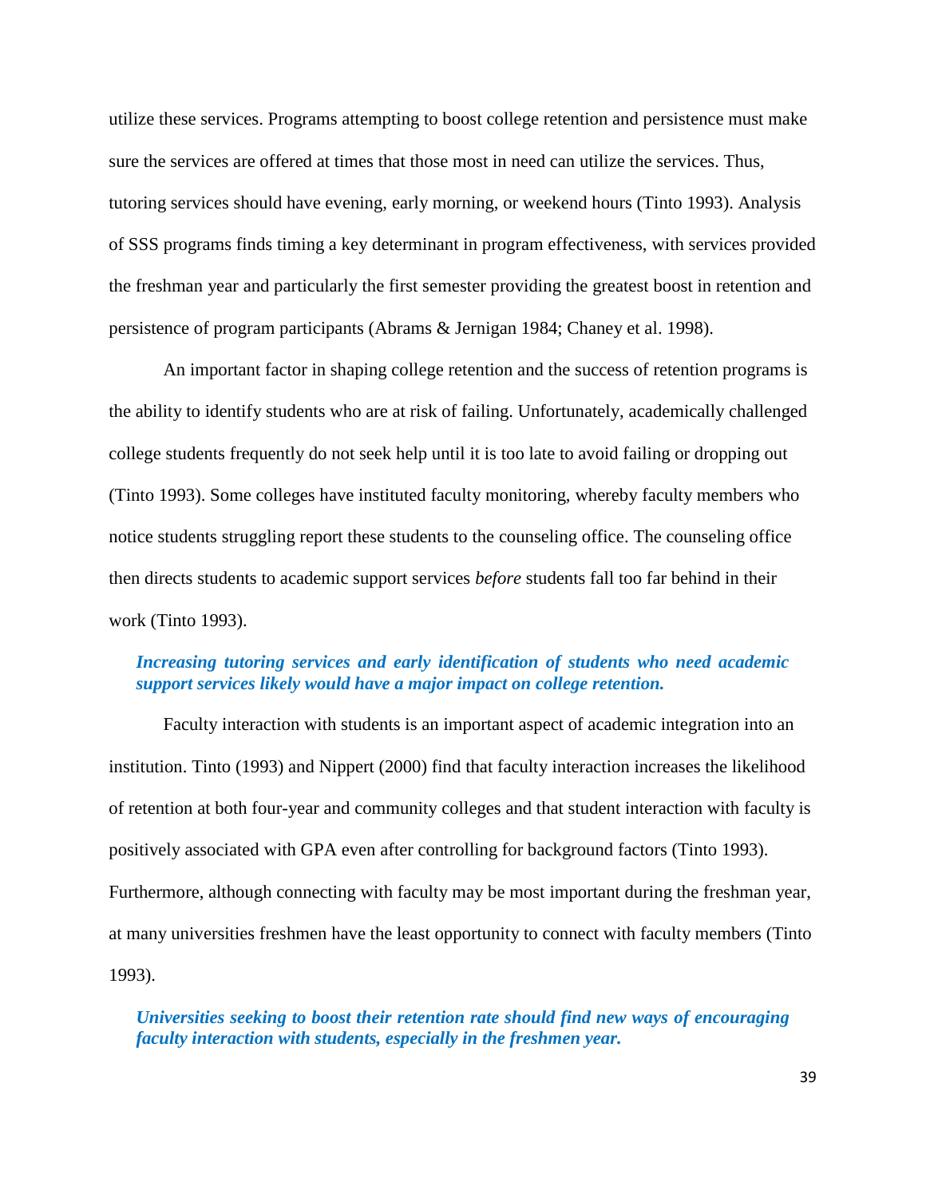utilize these services. Programs attempting to boost college retention and persistence must make sure the services are offered at times that those most in need can utilize the services. Thus, tutoring services should have evening, early morning, or weekend hours (Tinto 1993). Analysis of SSS programs finds timing a key determinant in program effectiveness, with services provided the freshman year and particularly the first semester providing the greatest boost in retention and persistence of program participants (Abrams & Jernigan 1984; Chaney et al. 1998).

An important factor in shaping college retention and the success of retention programs is the ability to identify students who are at risk of failing. Unfortunately, academically challenged college students frequently do not seek help until it is too late to avoid failing or dropping out (Tinto 1993). Some colleges have instituted faculty monitoring, whereby faculty members who notice students struggling report these students to the counseling office. The counseling office then directs students to academic support services *before* students fall too far behind in their work (Tinto 1993).

***Increasing tutoring services and early identification of students who need academic support services likely would have a major impact on college retention.***

Faculty interaction with students is an important aspect of academic integration into an institution. Tinto (1993) and Nippert (2000) find that faculty interaction increases the likelihood of retention at both four-year and community colleges and that student interaction with faculty is positively associated with GPA even after controlling for background factors (Tinto 1993). Furthermore, although connecting with faculty may be most important during the freshman year, at many universities freshmen have the least opportunity to connect with faculty members (Tinto 1993).

***Universities seeking to boost their retention rate should find new ways of encouraging faculty interaction with students, especially in the freshmen year.***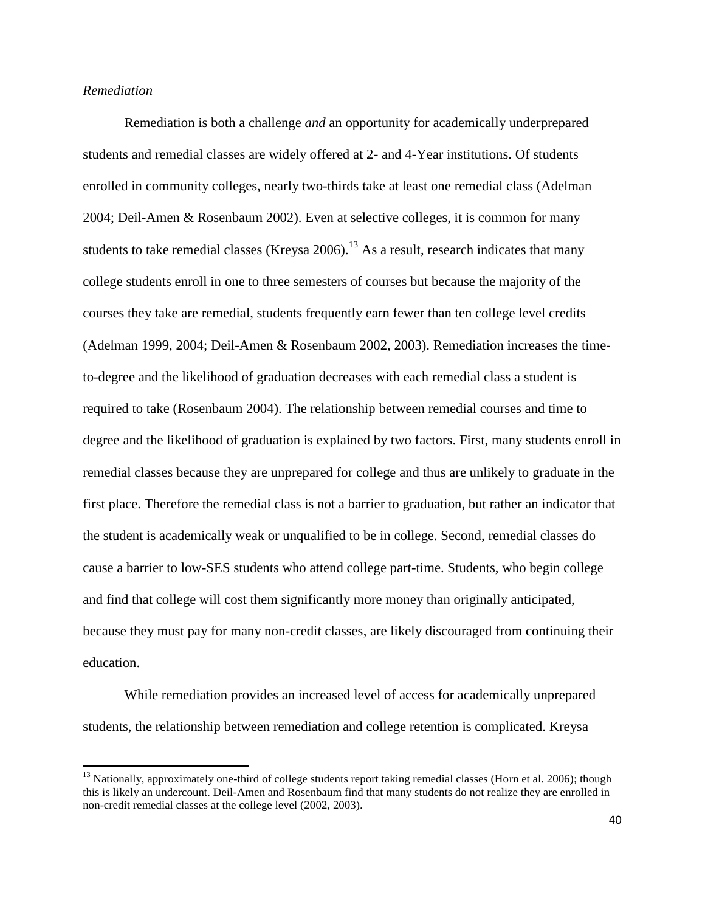*Remediation*

Remediation is both a challenge *and* an opportunity for academically underprepared students and remedial classes are widely offered at 2- and 4-Year institutions. Of students enrolled in community colleges, nearly two-thirds take at least one remedial class (Adelman 2004; Deil-Amen & Rosenbaum 2002). Even at selective colleges, it is common for many students to take remedial classes (Kreysa 2006).[13] As a result, research indicates that many college students enroll in one to three semesters of courses but because the majority of the courses they take are remedial, students frequently earn fewer than ten college level credits (Adelman 1999, 2004; Deil-Amen & Rosenbaum 2002, 2003). Remediation increases the time-to-degree and the likelihood of graduation decreases with each remedial class a student is required to take (Rosenbaum 2004). The relationship between remedial courses and time to degree and the likelihood of graduation is explained by two factors. First, many students enroll in remedial classes because they are unprepared for college and thus are unlikely to graduate in the first place. Therefore the remedial class is not a barrier to graduation, but rather an indicator that the student is academically weak or unqualified to be in college. Second, remedial classes do cause a barrier to low-SES students who attend college part-time. Students, who begin college and find that college will cost them significantly more money than originally anticipated, because they must pay for many non-credit classes, are likely discouraged from continuing their education.

While remediation provides an increased level of access for academically unprepared students, the relationship between remediation and college retention is complicated. Kreysa

[13] Nationally, approximately one-third of college students report taking remedial classes (Horn et al. 2006); though this is likely an undercount. Deil-Amen and Rosenbaum find that many students do not realize they are enrolled in non-credit remedial classes at the college level (2002, 2003).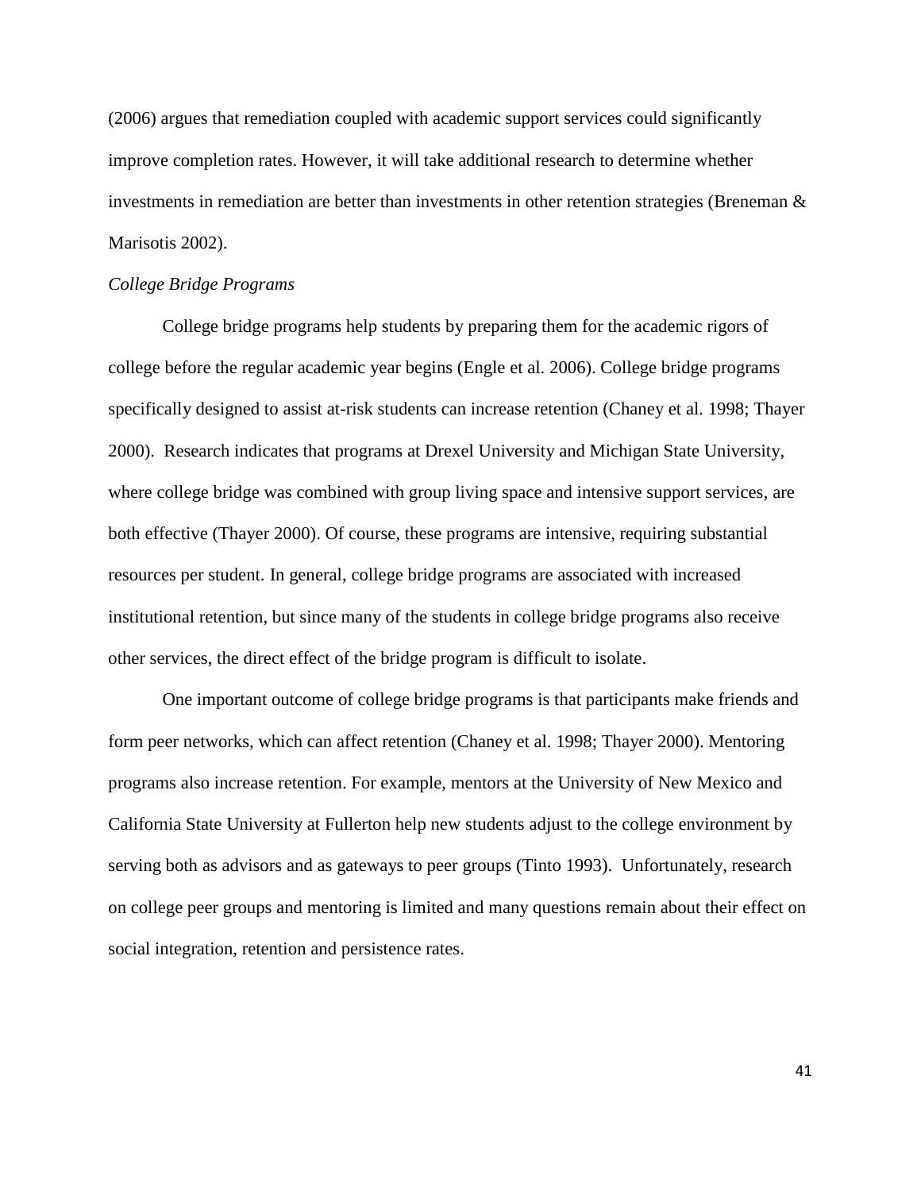(2006) argues that remediation coupled with academic support services could significantly improve completion rates. However, it will take additional research to determine whether investments in remediation are better than investments in other retention strategies (Breneman & Marisotis 2002).

*College Bridge Programs*

College bridge programs help students by preparing them for the academic rigors of college before the regular academic year begins (Engle et al. 2006). College bridge programs specifically designed to assist at-risk students can increase retention (Chaney et al. 1998; Thayer 2000). Research indicates that programs at Drexel University and Michigan State University, where college bridge was combined with group living space and intensive support services, are both effective (Thayer 2000). Of course, these programs are intensive, requiring substantial resources per student. In general, college bridge programs are associated with increased institutional retention, but since many of the students in college bridge programs also receive other services, the direct effect of the bridge program is difficult to isolate.

One important outcome of college bridge programs is that participants make friends and form peer networks, which can affect retention (Chaney et al. 1998; Thayer 2000). Mentoring programs also increase retention. For example, mentors at the University of New Mexico and California State University at Fullerton help new students adjust to the college environment by serving both as advisors and as gateways to peer groups (Tinto 1993). Unfortunately, research on college peer groups and mentoring is limited and many questions remain about their effect on social integration, retention and persistence rates.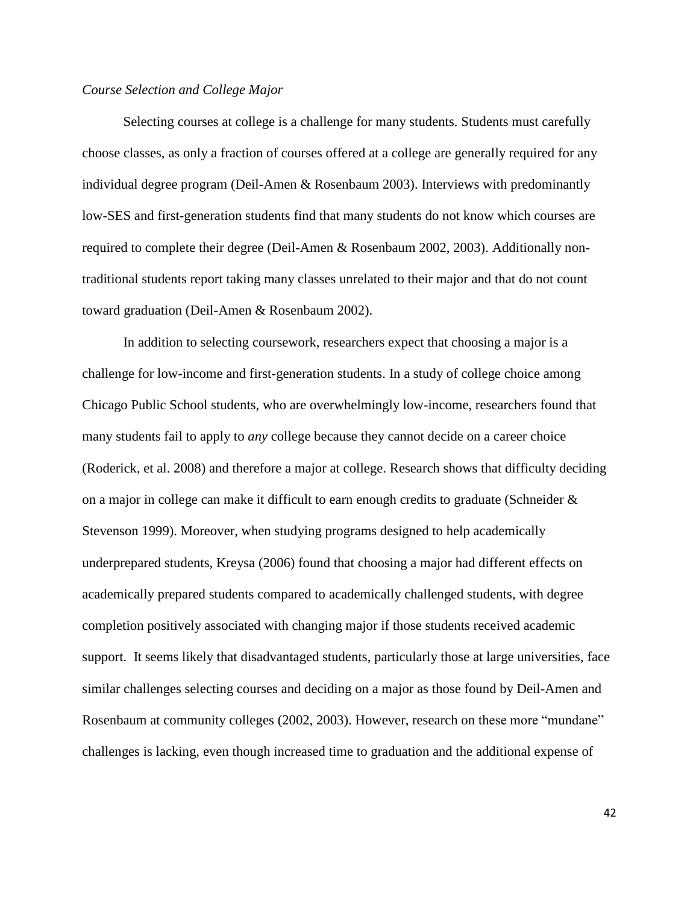*Course Selection and College Major*

Selecting courses at college is a challenge for many students. Students must carefully choose classes, as only a fraction of courses offered at a college are generally required for any individual degree program (Deil-Amen & Rosenbaum 2003). Interviews with predominantly low-SES and first-generation students find that many students do not know which courses are required to complete their degree (Deil-Amen & Rosenbaum 2002, 2003). Additionally non-traditional students report taking many classes unrelated to their major and that do not count toward graduation (Deil-Amen & Rosenbaum 2002).

In addition to selecting coursework, researchers expect that choosing a major is a challenge for low-income and first-generation students. In a study of college choice among Chicago Public School students, who are overwhelmingly low-income, researchers found that many students fail to apply to *any* college because they cannot decide on a career choice (Roderick, et al. 2008) and therefore a major at college. Research shows that difficulty deciding on a major in college can make it difficult to earn enough credits to graduate (Schneider & Stevenson 1999). Moreover, when studying programs designed to help academically underprepared students, Kreysa (2006) found that choosing a major had different effects on academically prepared students compared to academically challenged students, with degree completion positively associated with changing major if those students received academic support. It seems likely that disadvantaged students, particularly those at large universities, face similar challenges selecting courses and deciding on a major as those found by Deil-Amen and Rosenbaum at community colleges (2002, 2003). However, research on these more "mundane" challenges is lacking, even though increased time to graduation and the additional expense of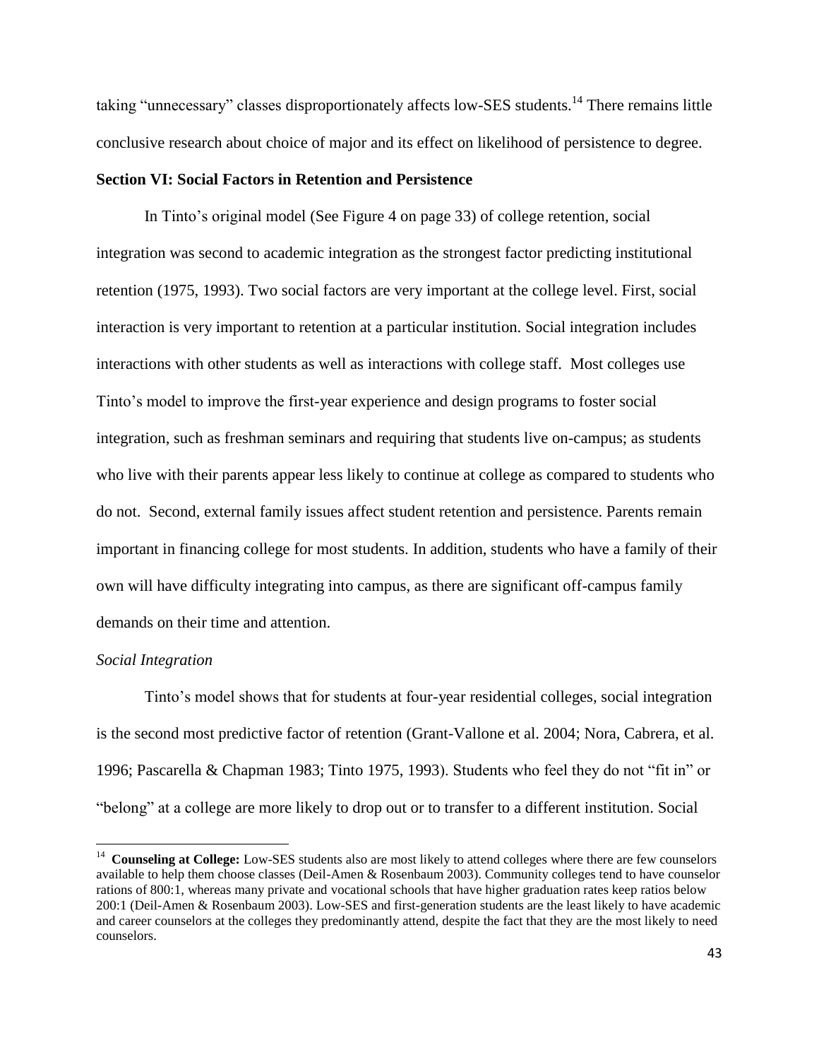taking "unnecessary" classes disproportionately affects low-SES students.[14] There remains little conclusive research about choice of major and its effect on likelihood of persistence to degree.

**Section VI: Social Factors in Retention and Persistence**

In Tinto's original model (See Figure 4 on page 33) of college retention, social integration was second to academic integration as the strongest factor predicting institutional retention (1975, 1993). Two social factors are very important at the college level. First, social interaction is very important to retention at a particular institution. Social integration includes interactions with other students as well as interactions with college staff. Most colleges use Tinto's model to improve the first-year experience and design programs to foster social integration, such as freshman seminars and requiring that students live on-campus; as students who live with their parents appear less likely to continue at college as compared to students who do not. Second, external family issues affect student retention and persistence. Parents remain important in financing college for most students. In addition, students who have a family of their own will have difficulty integrating into campus, as there are significant off-campus family demands on their time and attention.

*Social Integration*

Tinto's model shows that for students at four-year residential colleges, social integration is the second most predictive factor of retention (Grant-Vallone et al. 2004; Nora, Cabrera, et al. 1996; Pascarella & Chapman 1983; Tinto 1975, 1993). Students who feel they do not "fit in" or "belong" at a college are more likely to drop out or to transfer to a different institution. Social

---

[14] **Counseling at College:** Low-SES students also are most likely to attend colleges where there are few counselors available to help them choose classes (Deil-Amen & Rosenbaum 2003). Community colleges tend to have counselor rations of 800:1, whereas many private and vocational schools that have higher graduation rates keep ratios below 200:1 (Deil-Amen & Rosenbaum 2003). Low-SES and first-generation students are the least likely to have academic and career counselors at the colleges they predominantly attend, despite the fact that they are the most likely to need counselors.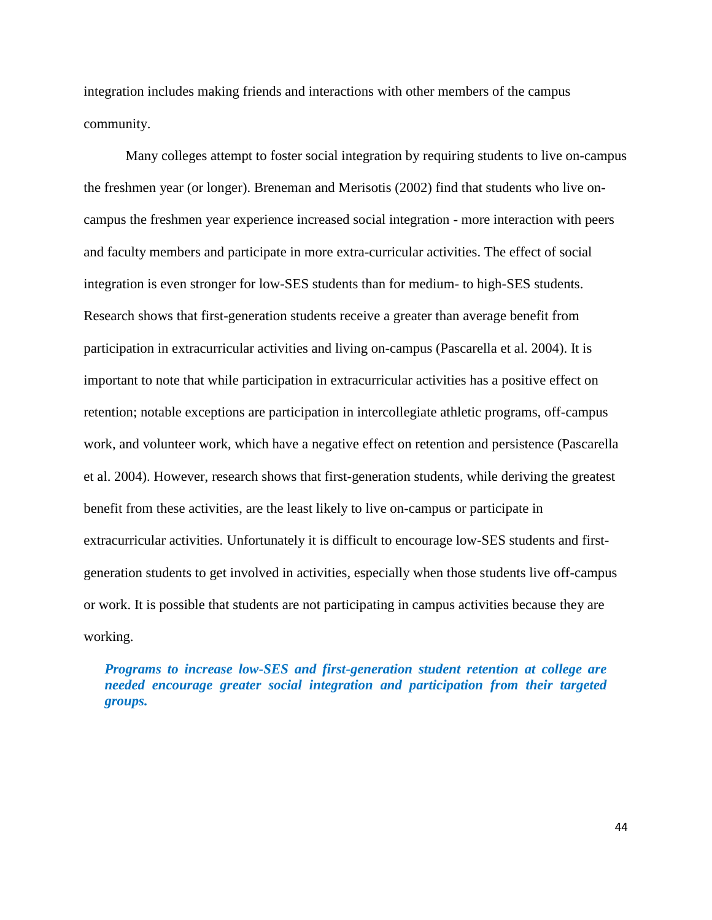integration includes making friends and interactions with other members of the campus community.

Many colleges attempt to foster social integration by requiring students to live on-campus the freshmen year (or longer). Breneman and Merisotis (2002) find that students who live on-campus the freshmen year experience increased social integration - more interaction with peers and faculty members and participate in more extra-curricular activities. The effect of social integration is even stronger for low-SES students than for medium- to high-SES students. Research shows that first-generation students receive a greater than average benefit from participation in extracurricular activities and living on-campus (Pascarella et al. 2004). It is important to note that while participation in extracurricular activities has a positive effect on retention; notable exceptions are participation in intercollegiate athletic programs, off-campus work, and volunteer work, which have a negative effect on retention and persistence (Pascarella et al. 2004). However, research shows that first-generation students, while deriving the greatest benefit from these activities, are the least likely to live on-campus or participate in extracurricular activities. Unfortunately it is difficult to encourage low-SES students and first-generation students to get involved in activities, especially when those students live off-campus or work. It is possible that students are not participating in campus activities because they are working.

> ***Programs to increase low-SES and first-generation student retention at college are needed encourage greater social integration and participation from their targeted groups.***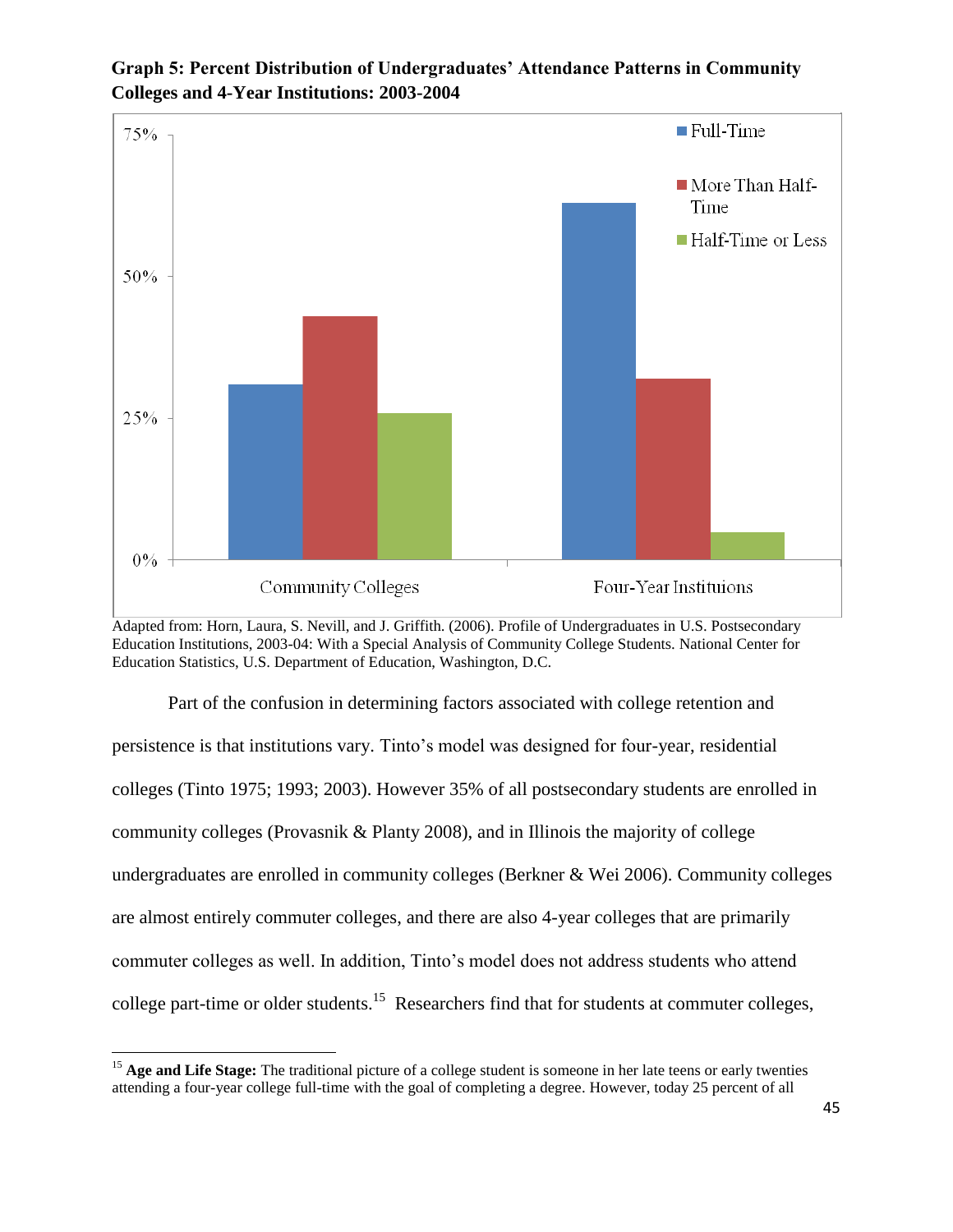**Graph 5: Percent Distribution of Undergraduates' Attendance Patterns in Community Colleges and 4-Year Institutions: 2003-2004**

Adapted from: Horn, Laura, S. Nevill, and J. Griffith. (2006). Profile of Undergraduates in U.S. Postsecondary Education Institutions, 2003-04: With a Special Analysis of Community College Students. National Center for Education Statistics, U.S. Department of Education, Washington, D.C.

Part of the confusion in determining factors associated with college retention and persistence is that institutions vary. Tinto's model was designed for four-year, residential colleges (Tinto 1975; 1993; 2003). However 35% of all postsecondary students are enrolled in community colleges (Provasnik & Planty 2008), and in Illinois the majority of college undergraduates are enrolled in community colleges (Berkner & Wei 2006). Community colleges are almost entirely commuter colleges, and there are also 4-year colleges that are primarily commuter colleges as well. In addition, Tinto's model does not address students who attend college part-time or older students.[15] Researchers find that for students at commuter colleges,

[15] **Age and Life Stage:** The traditional picture of a college student is someone in her late teens or early twenties attending a four-year college full-time with the goal of completing a degree. However, today 25 percent of all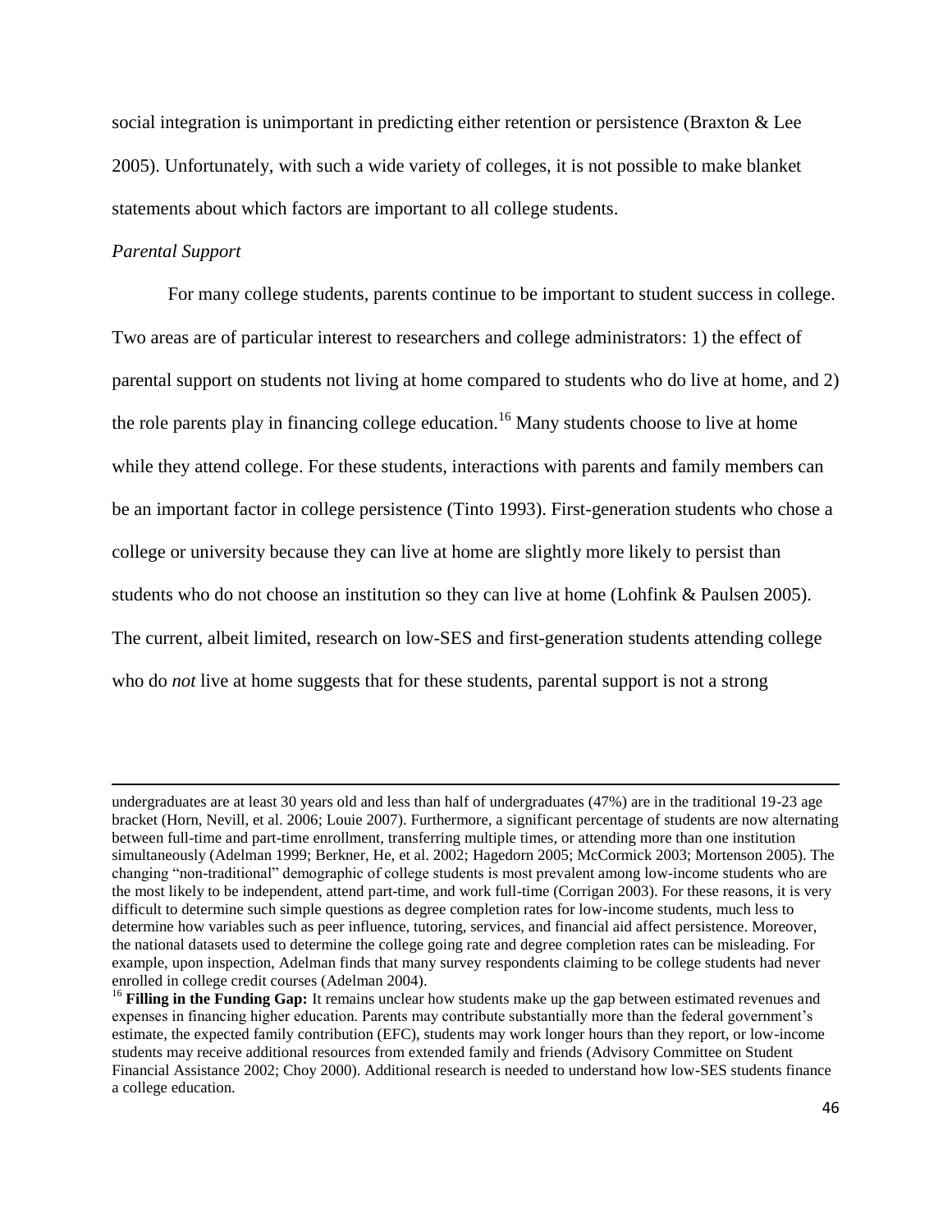social integration is unimportant in predicting either retention or persistence (Braxton & Lee 2005). Unfortunately, with such a wide variety of colleges, it is not possible to make blanket statements about which factors are important to all college students.

*Parental Support*

For many college students, parents continue to be important to student success in college. Two areas are of particular interest to researchers and college administrators: 1) the effect of parental support on students not living at home compared to students who do live at home, and 2) the role parents play in financing college education.[16] Many students choose to live at home while they attend college. For these students, interactions with parents and family members can be an important factor in college persistence (Tinto 1993). First-generation students who chose a college or university because they can live at home are slightly more likely to persist than students who do not choose an institution so they can live at home (Lohfink & Paulsen 2005). The current, albeit limited, research on low-SES and first-generation students attending college who do *not* live at home suggests that for these students, parental support is not a strong

---

undergraduates are at least 30 years old and less than half of undergraduates (47%) are in the traditional 19-23 age bracket (Horn, Nevill, et al. 2006; Louie 2007). Furthermore, a significant percentage of students are now alternating between full-time and part-time enrollment, transferring multiple times, or attending more than one institution simultaneously (Adelman 1999; Berkner, He, et al. 2002; Hagedorn 2005; McCormick 2003; Mortenson 2005). The changing "non-traditional" demographic of college students is most prevalent among low-income students who are the most likely to be independent, attend part-time, and work full-time (Corrigan 2003). For these reasons, it is very difficult to determine such simple questions as degree completion rates for low-income students, much less to determine how variables such as peer influence, tutoring, services, and financial aid affect persistence. Moreover, the national datasets used to determine the college going rate and degree completion rates can be misleading. For example, upon inspection, Adelman finds that many survey respondents claiming to be college students had never enrolled in college credit courses (Adelman 2004).

[16] **Filling in the Funding Gap:** It remains unclear how students make up the gap between estimated revenues and expenses in financing higher education. Parents may contribute substantially more than the federal government's estimate, the expected family contribution (EFC), students may work longer hours than they report, or low-income students may receive additional resources from extended family and friends (Advisory Committee on Student Financial Assistance 2002; Choy 2000). Additional research is needed to understand how low-SES students finance a college education.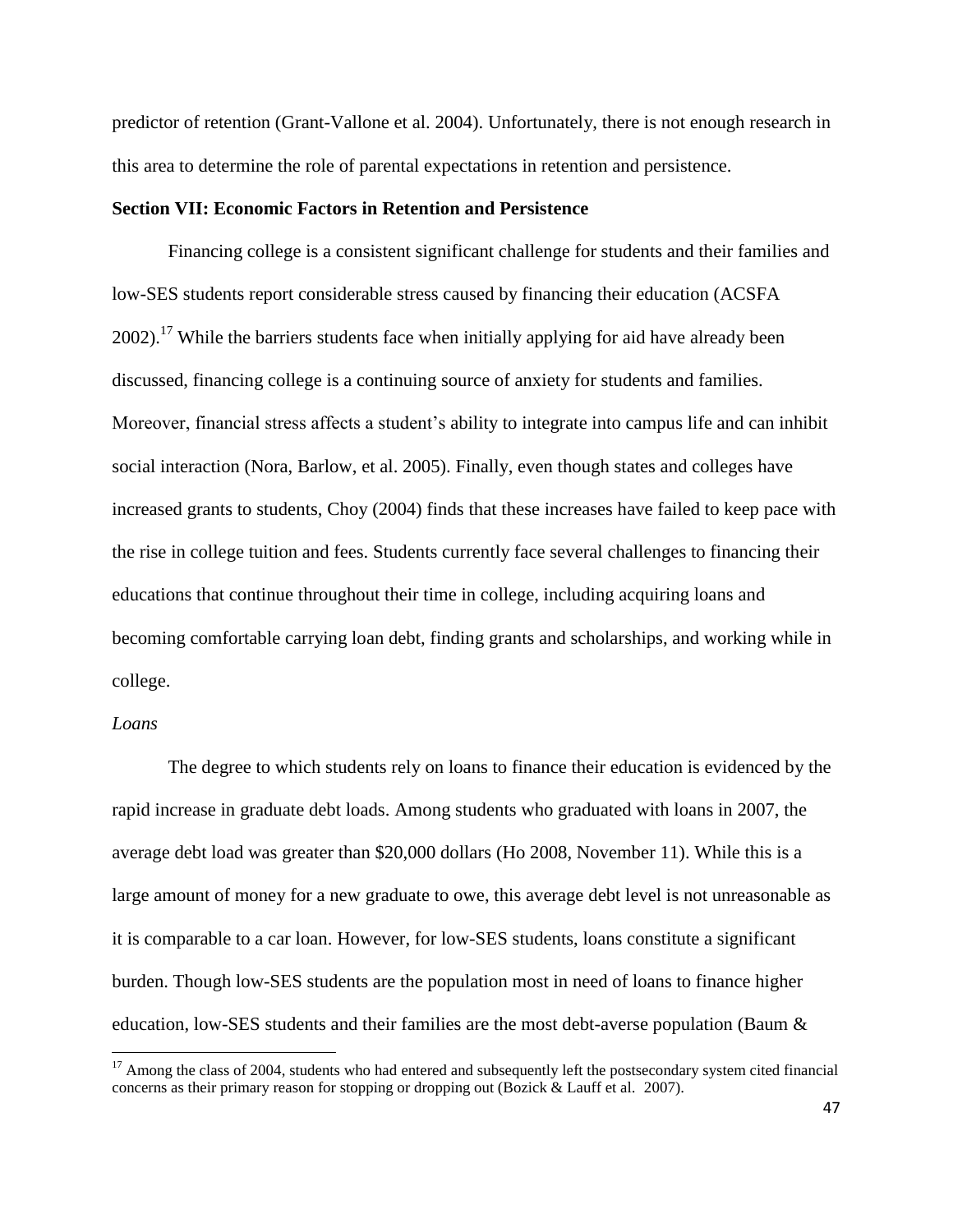predictor of retention (Grant-Vallone et al. 2004). Unfortunately, there is not enough research in this area to determine the role of parental expectations in retention and persistence.

**Section VII: Economic Factors in Retention and Persistence**

Financing college is a consistent significant challenge for students and their families and low-SES students report considerable stress caused by financing their education (ACSFA 2002).[17] While the barriers students face when initially applying for aid have already been discussed, financing college is a continuing source of anxiety for students and families. Moreover, financial stress affects a student's ability to integrate into campus life and can inhibit social interaction (Nora, Barlow, et al. 2005). Finally, even though states and colleges have increased grants to students, Choy (2004) finds that these increases have failed to keep pace with the rise in college tuition and fees. Students currently face several challenges to financing their educations that continue throughout their time in college, including acquiring loans and becoming comfortable carrying loan debt, finding grants and scholarships, and working while in college.

*Loans*

The degree to which students rely on loans to finance their education is evidenced by the rapid increase in graduate debt loads. Among students who graduated with loans in 2007, the average debt load was greater than $20,000 dollars (Ho 2008, November 11). While this is a large amount of money for a new graduate to owe, this average debt level is not unreasonable as it is comparable to a car loan. However, for low-SES students, loans constitute a significant burden. Though low-SES students are the population most in need of loans to finance higher education, low-SES students and their families are the most debt-averse population (Baum &

[17] Among the class of 2004, students who had entered and subsequently left the postsecondary system cited financial concerns as their primary reason for stopping or dropping out (Bozick & Lauff et al. 2007).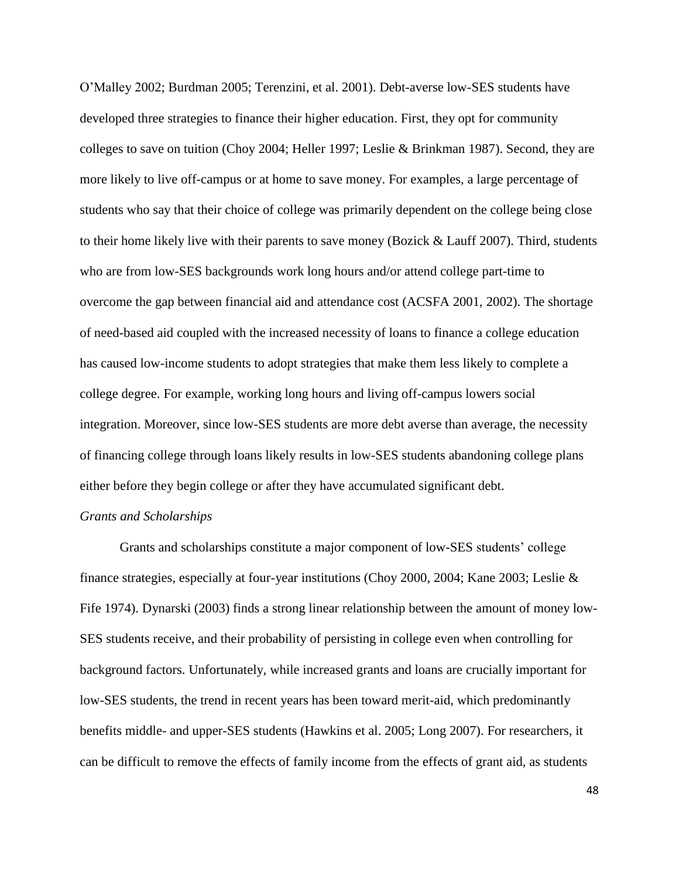O'Malley 2002; Burdman 2005; Terenzini, et al. 2001). Debt-averse low-SES students have developed three strategies to finance their higher education. First, they opt for community colleges to save on tuition (Choy 2004; Heller 1997; Leslie & Brinkman 1987). Second, they are more likely to live off-campus or at home to save money. For examples, a large percentage of students who say that their choice of college was primarily dependent on the college being close to their home likely live with their parents to save money (Bozick & Lauff 2007). Third, students who are from low-SES backgrounds work long hours and/or attend college part-time to overcome the gap between financial aid and attendance cost (ACSFA 2001, 2002). The shortage of need-based aid coupled with the increased necessity of loans to finance a college education has caused low-income students to adopt strategies that make them less likely to complete a college degree. For example, working long hours and living off-campus lowers social integration. Moreover, since low-SES students are more debt averse than average, the necessity of financing college through loans likely results in low-SES students abandoning college plans either before they begin college or after they have accumulated significant debt.

*Grants and Scholarships*

Grants and scholarships constitute a major component of low-SES students' college finance strategies, especially at four-year institutions (Choy 2000, 2004; Kane 2003; Leslie & Fife 1974). Dynarski (2003) finds a strong linear relationship between the amount of money low-SES students receive, and their probability of persisting in college even when controlling for background factors. Unfortunately, while increased grants and loans are crucially important for low-SES students, the trend in recent years has been toward merit-aid, which predominantly benefits middle- and upper-SES students (Hawkins et al. 2005; Long 2007). For researchers, it can be difficult to remove the effects of family income from the effects of grant aid, as students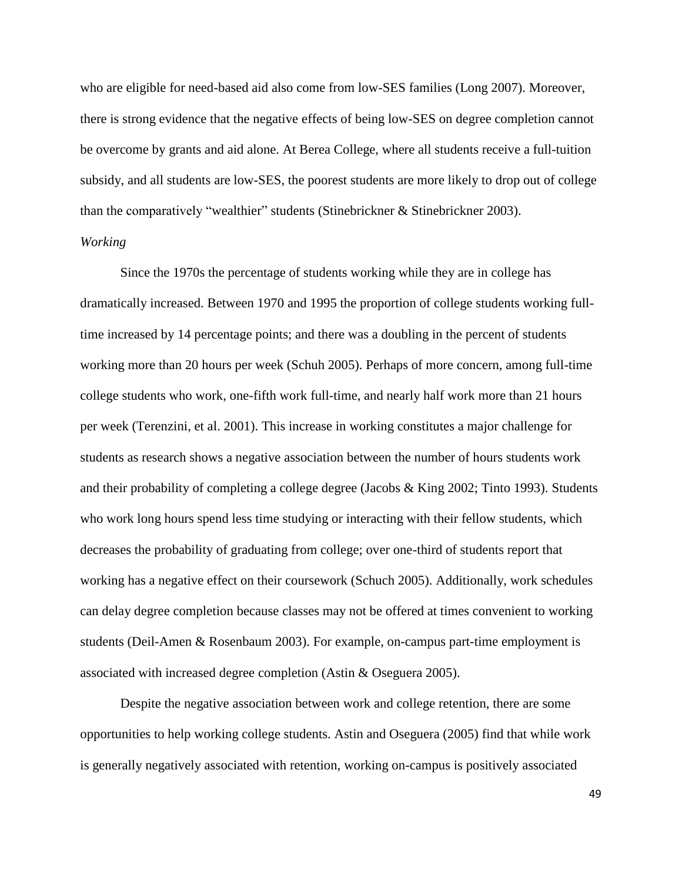who are eligible for need-based aid also come from low-SES families (Long 2007). Moreover, there is strong evidence that the negative effects of being low-SES on degree completion cannot be overcome by grants and aid alone. At Berea College, where all students receive a full-tuition subsidy, and all students are low-SES, the poorest students are more likely to drop out of college than the comparatively "wealthier" students (Stinebrickner & Stinebrickner 2003).

*Working*

Since the 1970s the percentage of students working while they are in college has dramatically increased. Between 1970 and 1995 the proportion of college students working full-time increased by 14 percentage points; and there was a doubling in the percent of students working more than 20 hours per week (Schuh 2005). Perhaps of more concern, among full-time college students who work, one-fifth work full-time, and nearly half work more than 21 hours per week (Terenzini, et al. 2001). This increase in working constitutes a major challenge for students as research shows a negative association between the number of hours students work and their probability of completing a college degree (Jacobs & King 2002; Tinto 1993). Students who work long hours spend less time studying or interacting with their fellow students, which decreases the probability of graduating from college; over one-third of students report that working has a negative effect on their coursework (Schuch 2005). Additionally, work schedules can delay degree completion because classes may not be offered at times convenient to working students (Deil-Amen & Rosenbaum 2003). For example, on-campus part-time employment is associated with increased degree completion (Astin & Oseguera 2005).

Despite the negative association between work and college retention, there are some opportunities to help working college students. Astin and Oseguera (2005) find that while work is generally negatively associated with retention, working on-campus is positively associated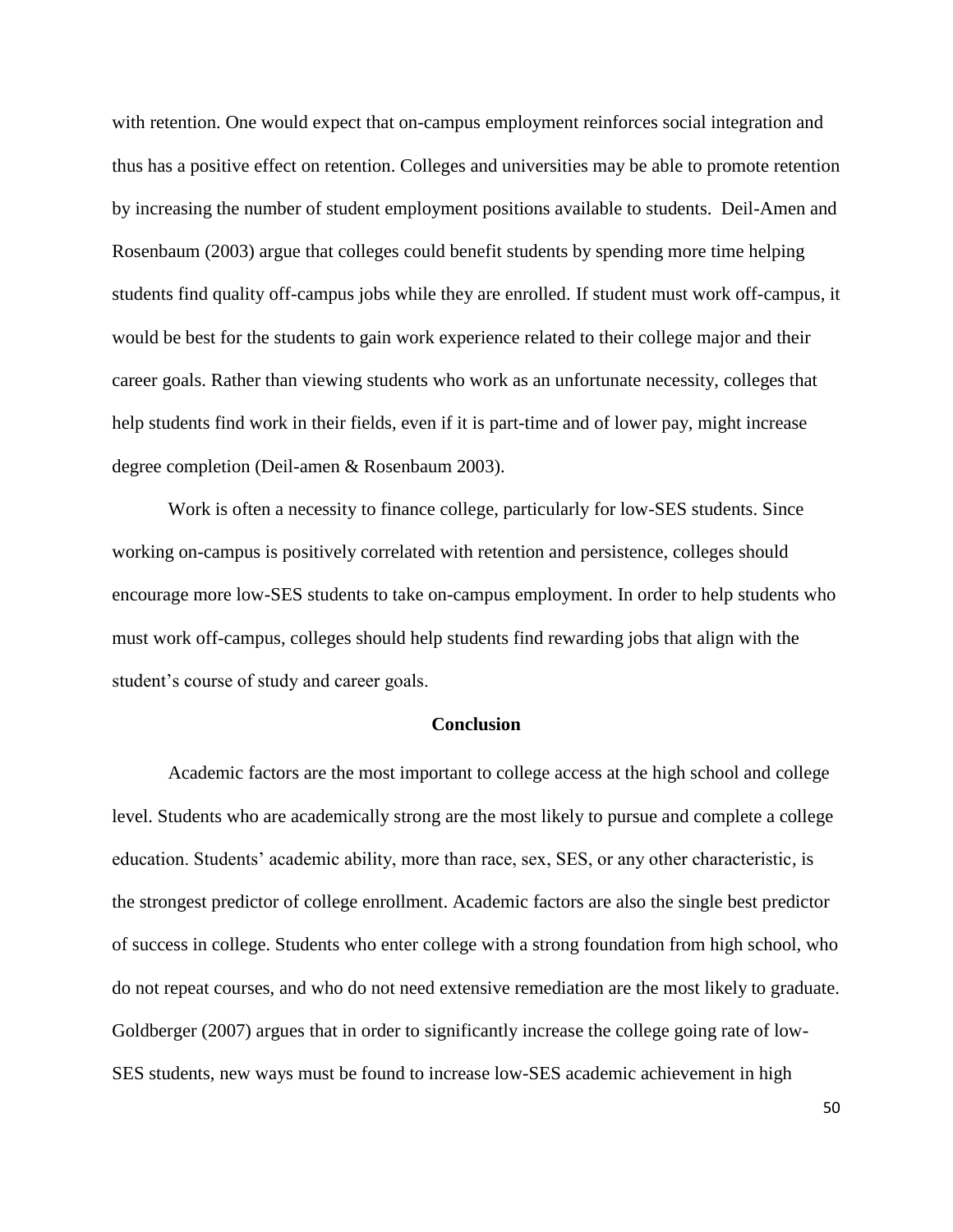with retention. One would expect that on-campus employment reinforces social integration and thus has a positive effect on retention. Colleges and universities may be able to promote retention by increasing the number of student employment positions available to students. Deil-Amen and Rosenbaum (2003) argue that colleges could benefit students by spending more time helping students find quality off-campus jobs while they are enrolled. If student must work off-campus, it would be best for the students to gain work experience related to their college major and their career goals. Rather than viewing students who work as an unfortunate necessity, colleges that help students find work in their fields, even if it is part-time and of lower pay, might increase degree completion (Deil-amen & Rosenbaum 2003).

Work is often a necessity to finance college, particularly for low-SES students. Since working on-campus is positively correlated with retention and persistence, colleges should encourage more low-SES students to take on-campus employment. In order to help students who must work off-campus, colleges should help students find rewarding jobs that align with the student's course of study and career goals.

## Conclusion

Academic factors are the most important to college access at the high school and college level. Students who are academically strong are the most likely to pursue and complete a college education. Students' academic ability, more than race, sex, SES, or any other characteristic, is the strongest predictor of college enrollment. Academic factors are also the single best predictor of success in college. Students who enter college with a strong foundation from high school, who do not repeat courses, and who do not need extensive remediation are the most likely to graduate. Goldberger (2007) argues that in order to significantly increase the college going rate of low-SES students, new ways must be found to increase low-SES academic achievement in high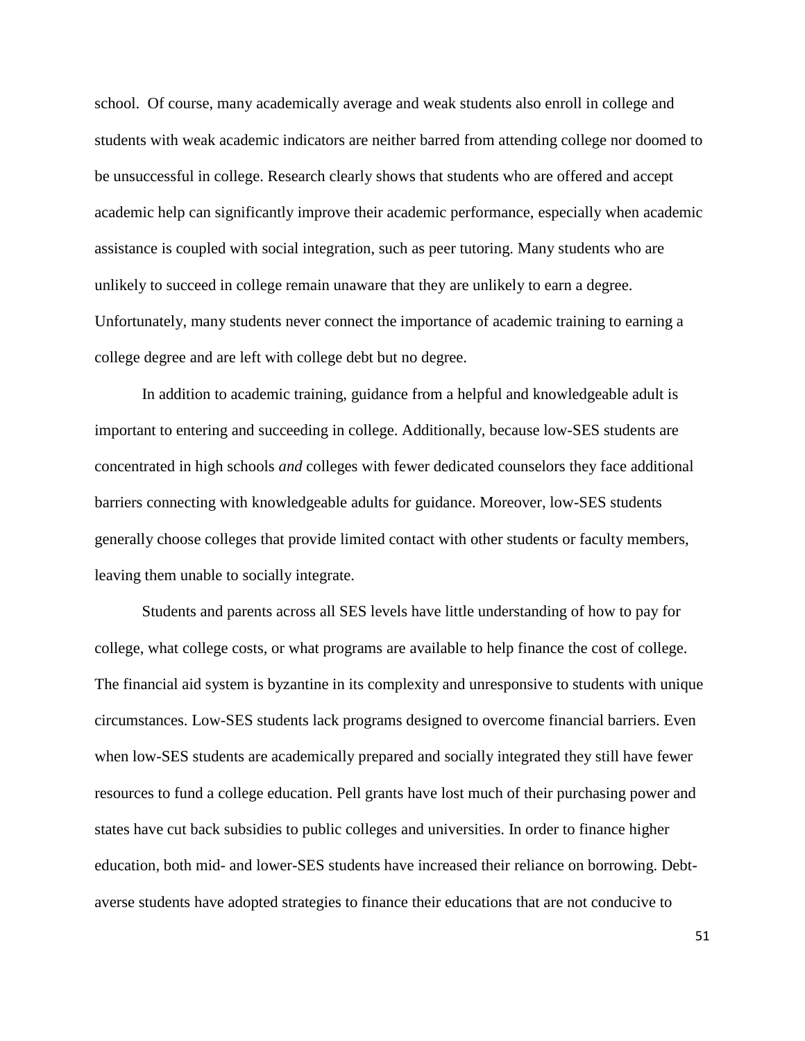school. Of course, many academically average and weak students also enroll in college and students with weak academic indicators are neither barred from attending college nor doomed to be unsuccessful in college. Research clearly shows that students who are offered and accept academic help can significantly improve their academic performance, especially when academic assistance is coupled with social integration, such as peer tutoring. Many students who are unlikely to succeed in college remain unaware that they are unlikely to earn a degree. Unfortunately, many students never connect the importance of academic training to earning a college degree and are left with college debt but no degree.

In addition to academic training, guidance from a helpful and knowledgeable adult is important to entering and succeeding in college. Additionally, because low-SES students are concentrated in high schools *and* colleges with fewer dedicated counselors they face additional barriers connecting with knowledgeable adults for guidance. Moreover, low-SES students generally choose colleges that provide limited contact with other students or faculty members, leaving them unable to socially integrate.

Students and parents across all SES levels have little understanding of how to pay for college, what college costs, or what programs are available to help finance the cost of college. The financial aid system is byzantine in its complexity and unresponsive to students with unique circumstances. Low-SES students lack programs designed to overcome financial barriers. Even when low-SES students are academically prepared and socially integrated they still have fewer resources to fund a college education. Pell grants have lost much of their purchasing power and states have cut back subsidies to public colleges and universities. In order to finance higher education, both mid- and lower-SES students have increased their reliance on borrowing. Debt-averse students have adopted strategies to finance their educations that are not conducive to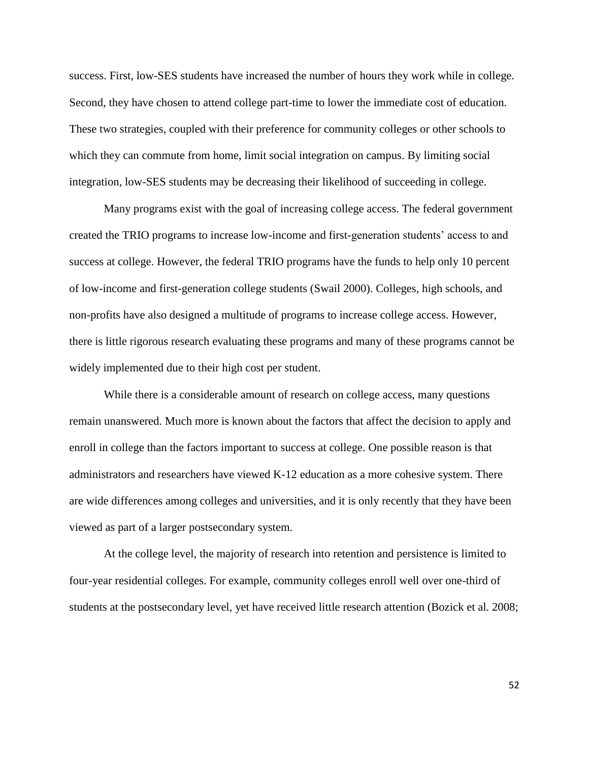success. First, low-SES students have increased the number of hours they work while in college. Second, they have chosen to attend college part-time to lower the immediate cost of education. These two strategies, coupled with their preference for community colleges or other schools to which they can commute from home, limit social integration on campus. By limiting social integration, low-SES students may be decreasing their likelihood of succeeding in college.

Many programs exist with the goal of increasing college access. The federal government created the TRIO programs to increase low-income and first-generation students' access to and success at college. However, the federal TRIO programs have the funds to help only 10 percent of low-income and first-generation college students (Swail 2000). Colleges, high schools, and non-profits have also designed a multitude of programs to increase college access. However, there is little rigorous research evaluating these programs and many of these programs cannot be widely implemented due to their high cost per student.

While there is a considerable amount of research on college access, many questions remain unanswered. Much more is known about the factors that affect the decision to apply and enroll in college than the factors important to success at college. One possible reason is that administrators and researchers have viewed K-12 education as a more cohesive system. There are wide differences among colleges and universities, and it is only recently that they have been viewed as part of a larger postsecondary system.

At the college level, the majority of research into retention and persistence is limited to four-year residential colleges. For example, community colleges enroll well over one-third of students at the postsecondary level, yet have received little research attention (Bozick et al. 2008;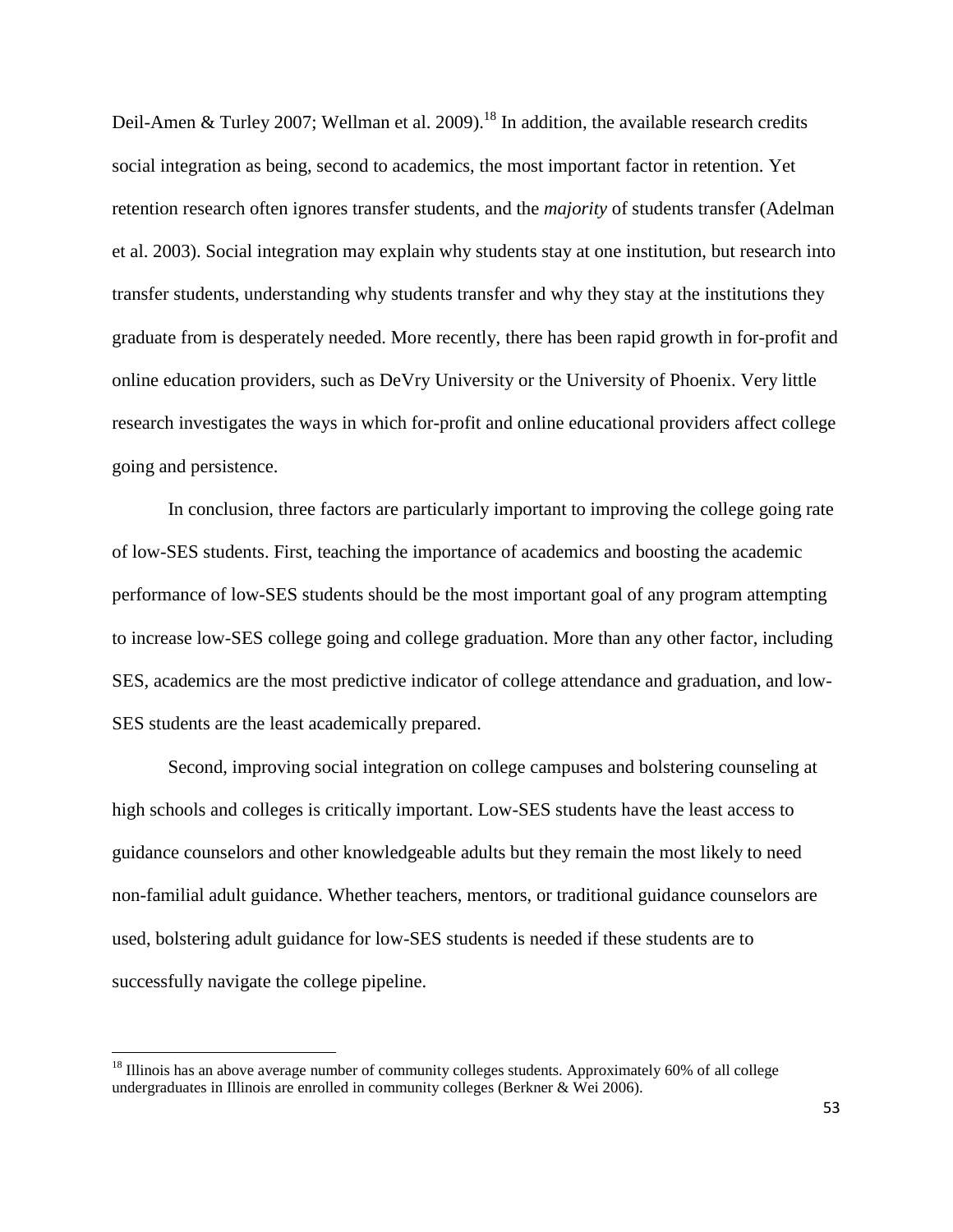Deil-Amen & Turley 2007; Wellman et al. 2009).[18] In addition, the available research credits social integration as being, second to academics, the most important factor in retention. Yet retention research often ignores transfer students, and the *majority* of students transfer (Adelman et al. 2003). Social integration may explain why students stay at one institution, but research into transfer students, understanding why students transfer and why they stay at the institutions they graduate from is desperately needed. More recently, there has been rapid growth in for-profit and online education providers, such as DeVry University or the University of Phoenix. Very little research investigates the ways in which for-profit and online educational providers affect college going and persistence.

In conclusion, three factors are particularly important to improving the college going rate of low-SES students. First, teaching the importance of academics and boosting the academic performance of low-SES students should be the most important goal of any program attempting to increase low-SES college going and college graduation. More than any other factor, including SES, academics are the most predictive indicator of college attendance and graduation, and low-SES students are the least academically prepared.

Second, improving social integration on college campuses and bolstering counseling at high schools and colleges is critically important. Low-SES students have the least access to guidance counselors and other knowledgeable adults but they remain the most likely to need non-familial adult guidance. Whether teachers, mentors, or traditional guidance counselors are used, bolstering adult guidance for low-SES students is needed if these students are to successfully navigate the college pipeline.

---

[18] Illinois has an above average number of community colleges students. Approximately 60% of all college undergraduates in Illinois are enrolled in community colleges (Berkner & Wei 2006).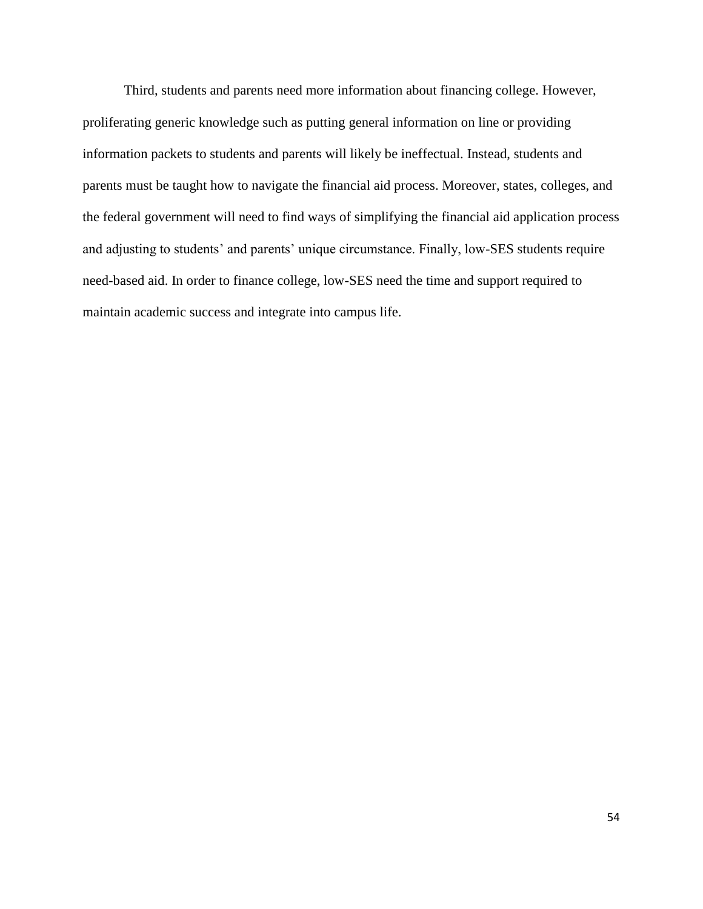Third, students and parents need more information about financing college. However, proliferating generic knowledge such as putting general information on line or providing information packets to students and parents will likely be ineffectual. Instead, students and parents must be taught how to navigate the financial aid process. Moreover, states, colleges, and the federal government will need to find ways of simplifying the financial aid application process and adjusting to students' and parents' unique circumstance. Finally, low-SES students require need-based aid. In order to finance college, low-SES need the time and support required to maintain academic success and integrate into campus life.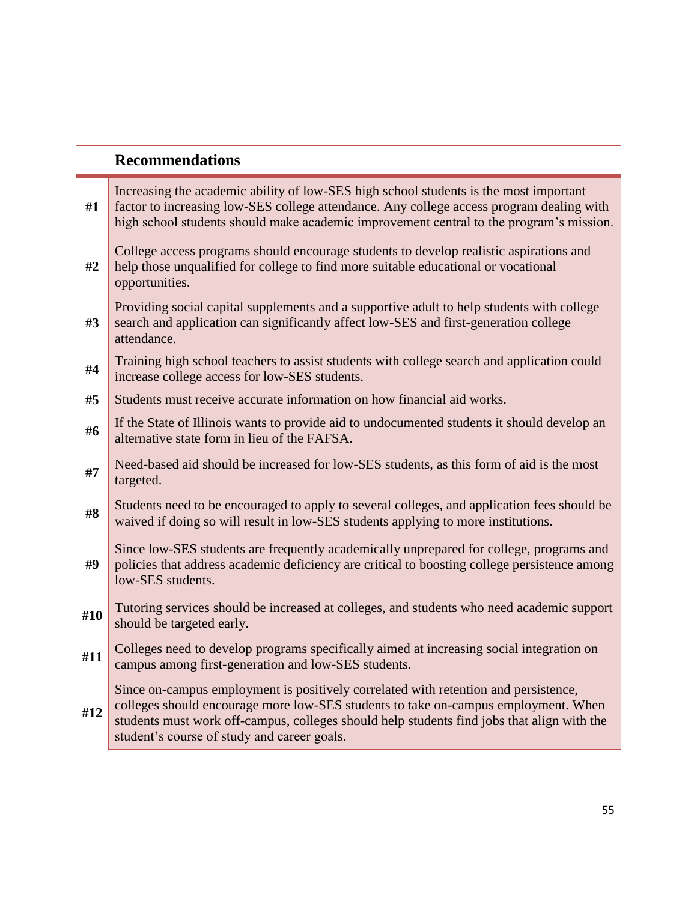| | Recommendations |
|---|---|
| #1 | Increasing the academic ability of low-SES high school students is the most important factor to increasing low-SES college attendance. Any college access program dealing with high school students should make academic improvement central to the program's mission. |
| #2 | College access programs should encourage students to develop realistic aspirations and help those unqualified for college to find more suitable educational or vocational opportunities. |
| #3 | Providing social capital supplements and a supportive adult to help students with college search and application can significantly affect low-SES and first-generation college attendance. |
| #4 | Training high school teachers to assist students with college search and application could increase college access for low-SES students. |
| #5 | Students must receive accurate information on how financial aid works. |
| #6 | If the State of Illinois wants to provide aid to undocumented students it should develop an alternative state form in lieu of the FAFSA. |
| #7 | Need-based aid should be increased for low-SES students, as this form of aid is the most targeted. |
| #8 | Students need to be encouraged to apply to several colleges, and application fees should be waived if doing so will result in low-SES students applying to more institutions. |
| #9 | Since low-SES students are frequently academically unprepared for college, programs and policies that address academic deficiency are critical to boosting college persistence among low-SES students. |
| #10 | Tutoring services should be increased at colleges, and students who need academic support should be targeted early. |
| #11 | Colleges need to develop programs specifically aimed at increasing social integration on campus among first-generation and low-SES students. |
| #12 | Since on-campus employment is positively correlated with retention and persistence, colleges should encourage more low-SES students to take on-campus employment. When students must work off-campus, colleges should help students find jobs that align with the student's course of study and career goals. |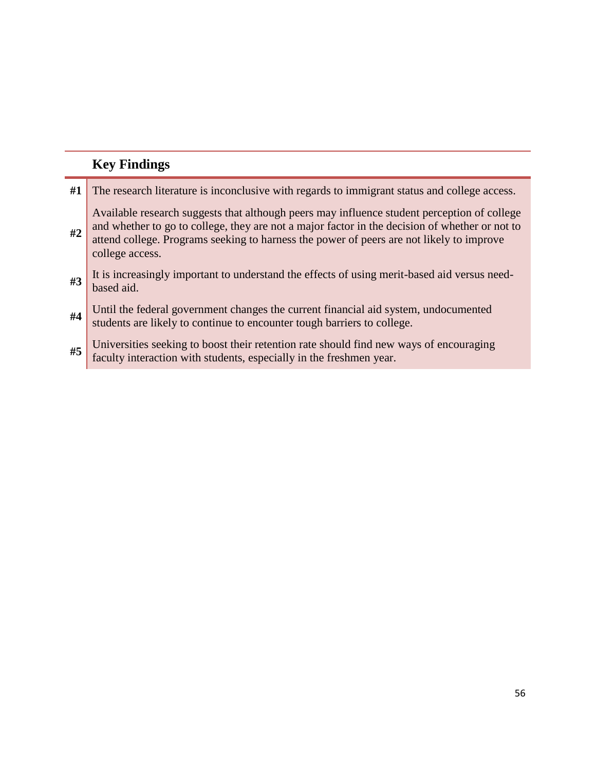## Key Findings

| | |
|---|---|
| **#1** | The research literature is inconclusive with regards to immigrant status and college access. |
| **#2** | Available research suggests that although peers may influence student perception of college and whether to go to college, they are not a major factor in the decision of whether or not to attend college. Programs seeking to harness the power of peers are not likely to improve college access. |
| **#3** | It is increasingly important to understand the effects of using merit-based aid versus need-based aid. |
| **#4** | Until the federal government changes the current financial aid system, undocumented students are likely to continue to encounter tough barriers to college. |
| **#5** | Universities seeking to boost their retention rate should find new ways of encouraging faculty interaction with students, especially in the freshmen year. |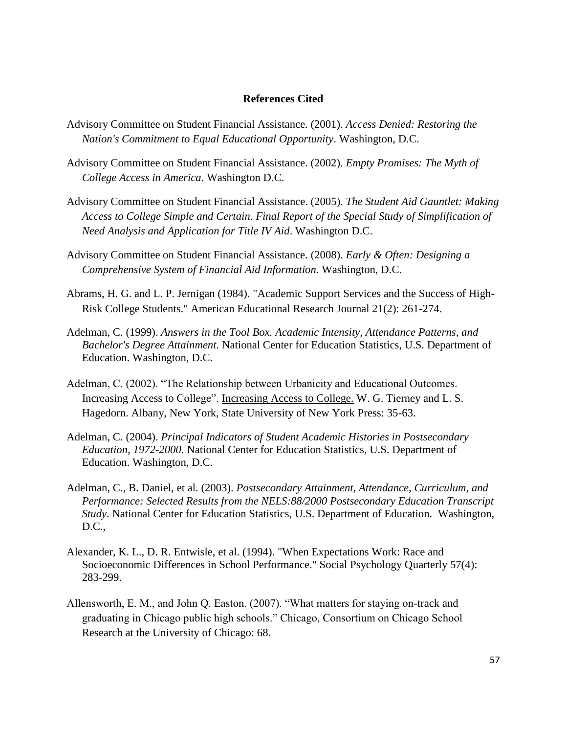## References Cited

Advisory Committee on Student Financial Assistance. (2001). *Access Denied: Restoring the Nation's Commitment to Equal Educational Opportunity*. Washington, D.C.

Advisory Committee on Student Financial Assistance. (2002). *Empty Promises: The Myth of College Access in America*. Washington D.C.

Advisory Committee on Student Financial Assistance. (2005). *The Student Aid Gauntlet: Making Access to College Simple and Certain. Final Report of the Special Study of Simplification of Need Analysis and Application for Title IV Aid*. Washington D.C.

Advisory Committee on Student Financial Assistance. (2008). *Early & Often: Designing a Comprehensive System of Financial Aid Information*. Washington, D.C.

Abrams, H. G. and L. P. Jernigan (1984). "Academic Support Services and the Success of High-Risk College Students." American Educational Research Journal 21(2): 261-274.

Adelman, C. (1999). *Answers in the Tool Box. Academic Intensity, Attendance Patterns, and Bachelor's Degree Attainment.* National Center for Education Statistics, U.S. Department of Education. Washington, D.C.

Adelman, C. (2002). "The Relationship between Urbanicity and Educational Outcomes. Increasing Access to College". Increasing Access to College. W. G. Tierney and L. S. Hagedorn. Albany, New York, State University of New York Press: 35-63.

Adelman, C. (2004). *Principal Indicators of Student Academic Histories in Postsecondary Education, 1972-2000*. National Center for Education Statistics, U.S. Department of Education. Washington, D.C.

Adelman, C., B. Daniel, et al. (2003). *Postsecondary Attainment, Attendance, Curriculum, and Performance: Selected Results from the NELS:88/2000 Postsecondary Education Transcript Study*. National Center for Education Statistics, U.S. Department of Education. Washington, D.C.,

Alexander, K. L., D. R. Entwisle, et al. (1994). "When Expectations Work: Race and Socioeconomic Differences in School Performance." Social Psychology Quarterly 57(4): 283-299.

Allensworth, E. M., and John Q. Easton. (2007). "What matters for staying on-track and graduating in Chicago public high schools." Chicago, Consortium on Chicago School Research at the University of Chicago: 68.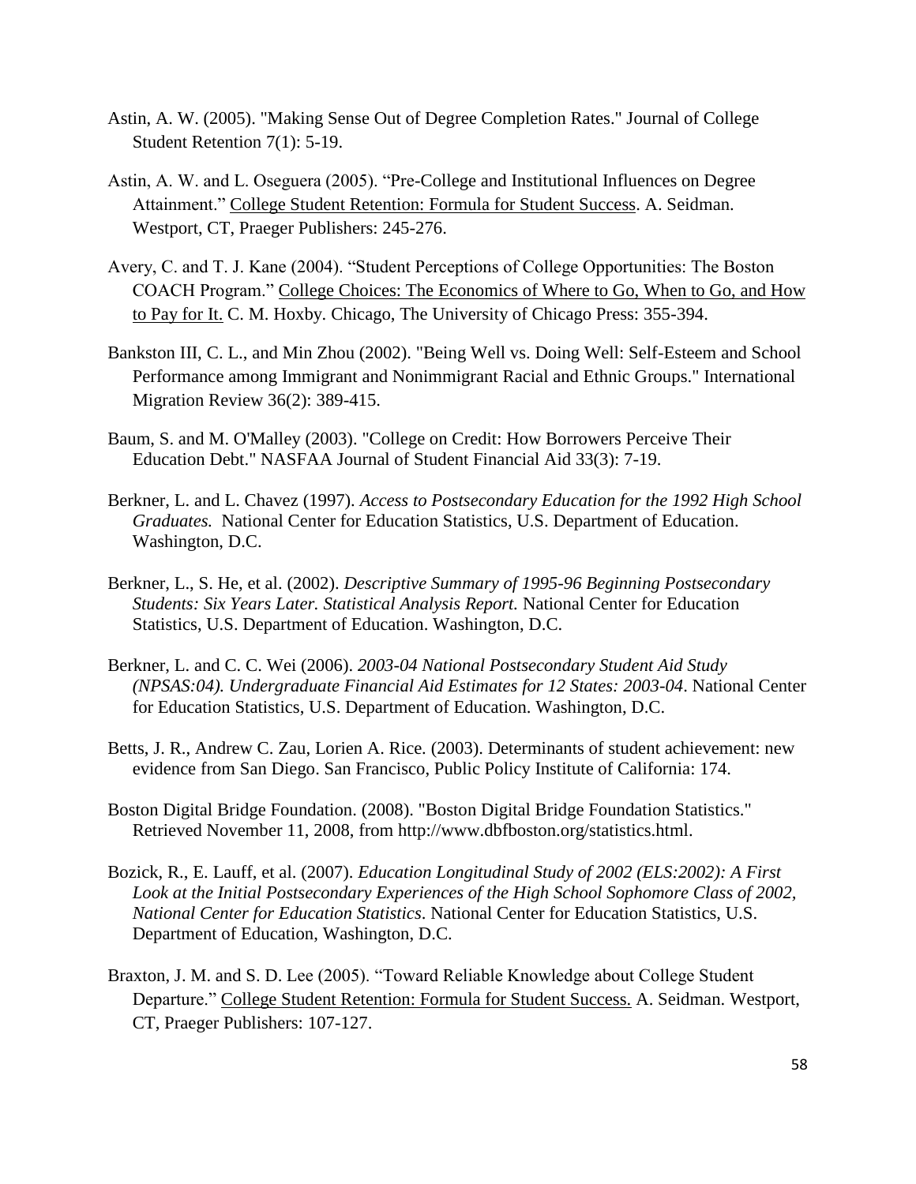Astin, A. W. (2005). "Making Sense Out of Degree Completion Rates." Journal of College Student Retention 7(1): 5-19.

Astin, A. W. and L. Oseguera (2005). "Pre-College and Institutional Influences on Degree Attainment." <u>College Student Retention: Formula for Student Success</u>. A. Seidman. Westport, CT, Praeger Publishers: 245-276.

Avery, C. and T. J. Kane (2004). "Student Perceptions of College Opportunities: The Boston COACH Program." <u>College Choices: The Economics of Where to Go, When to Go, and How to Pay for It.</u> C. M. Hoxby. Chicago, The University of Chicago Press: 355-394.

Bankston III, C. L., and Min Zhou (2002). "Being Well vs. Doing Well: Self-Esteem and School Performance among Immigrant and Nonimmigrant Racial and Ethnic Groups." International Migration Review 36(2): 389-415.

Baum, S. and M. O'Malley (2003). "College on Credit: How Borrowers Perceive Their Education Debt." NASFAA Journal of Student Financial Aid 33(3): 7-19.

Berkner, L. and L. Chavez (1997). *Access to Postsecondary Education for the 1992 High School Graduates.* National Center for Education Statistics, U.S. Department of Education. Washington, D.C.

Berkner, L., S. He, et al. (2002). *Descriptive Summary of 1995-96 Beginning Postsecondary Students: Six Years Later. Statistical Analysis Report.* National Center for Education Statistics, U.S. Department of Education. Washington, D.C.

Berkner, L. and C. C. Wei (2006). *2003-04 National Postsecondary Student Aid Study (NPSAS:04). Undergraduate Financial Aid Estimates for 12 States: 2003-04*. National Center for Education Statistics, U.S. Department of Education. Washington, D.C.

Betts, J. R., Andrew C. Zau, Lorien A. Rice. (2003). Determinants of student achievement: new evidence from San Diego. San Francisco, Public Policy Institute of California: 174.

Boston Digital Bridge Foundation. (2008). "Boston Digital Bridge Foundation Statistics." Retrieved November 11, 2008, from http://www.dbfboston.org/statistics.html.

Bozick, R., E. Lauff, et al. (2007). *Education Longitudinal Study of 2002 (ELS:2002): A First Look at the Initial Postsecondary Experiences of the High School Sophomore Class of 2002, National Center for Education Statistics*. National Center for Education Statistics, U.S. Department of Education, Washington, D.C.

Braxton, J. M. and S. D. Lee (2005). "Toward Reliable Knowledge about College Student Departure." <u>College Student Retention: Formula for Student Success.</u> A. Seidman. Westport, CT, Praeger Publishers: 107-127.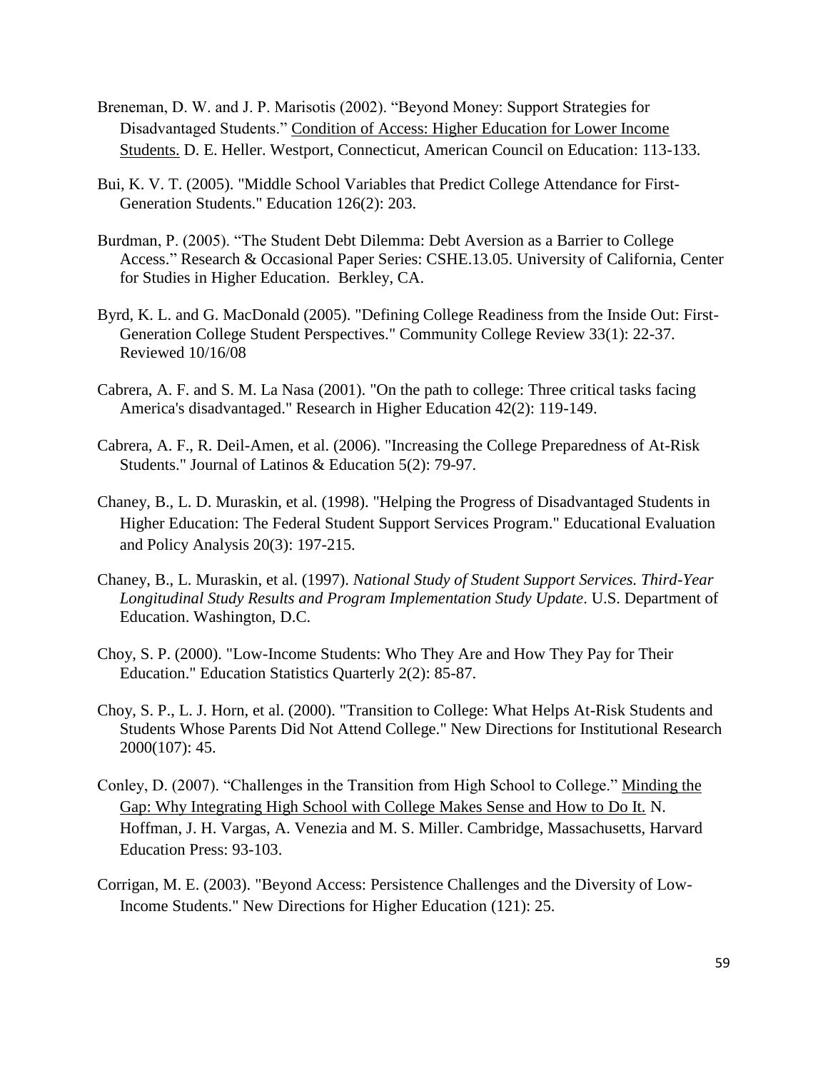Breneman, D. W. and J. P. Marisotis (2002). "Beyond Money: Support Strategies for Disadvantaged Students." Condition of Access: Higher Education for Lower Income Students. D. E. Heller. Westport, Connecticut, American Council on Education: 113-133.

Bui, K. V. T. (2005). "Middle School Variables that Predict College Attendance for First-Generation Students." Education 126(2): 203.

Burdman, P. (2005). "The Student Debt Dilemma: Debt Aversion as a Barrier to College Access." Research & Occasional Paper Series: CSHE.13.05. University of California, Center for Studies in Higher Education. Berkley, CA.

Byrd, K. L. and G. MacDonald (2005). "Defining College Readiness from the Inside Out: First-Generation College Student Perspectives." Community College Review 33(1): 22-37. Reviewed 10/16/08

Cabrera, A. F. and S. M. La Nasa (2001). "On the path to college: Three critical tasks facing America's disadvantaged." Research in Higher Education 42(2): 119-149.

Cabrera, A. F., R. Deil-Amen, et al. (2006). "Increasing the College Preparedness of At-Risk Students." Journal of Latinos & Education 5(2): 79-97.

Chaney, B., L. D. Muraskin, et al. (1998). "Helping the Progress of Disadvantaged Students in Higher Education: The Federal Student Support Services Program." Educational Evaluation and Policy Analysis 20(3): 197-215.

Chaney, B., L. Muraskin, et al. (1997). *National Study of Student Support Services. Third-Year Longitudinal Study Results and Program Implementation Study Update*. U.S. Department of Education. Washington, D.C.

Choy, S. P. (2000). "Low-Income Students: Who They Are and How They Pay for Their Education." Education Statistics Quarterly 2(2): 85-87.

Choy, S. P., L. J. Horn, et al. (2000). "Transition to College: What Helps At-Risk Students and Students Whose Parents Did Not Attend College." New Directions for Institutional Research 2000(107): 45.

Conley, D. (2007). "Challenges in the Transition from High School to College." Minding the Gap: Why Integrating High School with College Makes Sense and How to Do It. N. Hoffman, J. H. Vargas, A. Venezia and M. S. Miller. Cambridge, Massachusetts, Harvard Education Press: 93-103.

Corrigan, M. E. (2003). "Beyond Access: Persistence Challenges and the Diversity of Low-Income Students." New Directions for Higher Education (121): 25.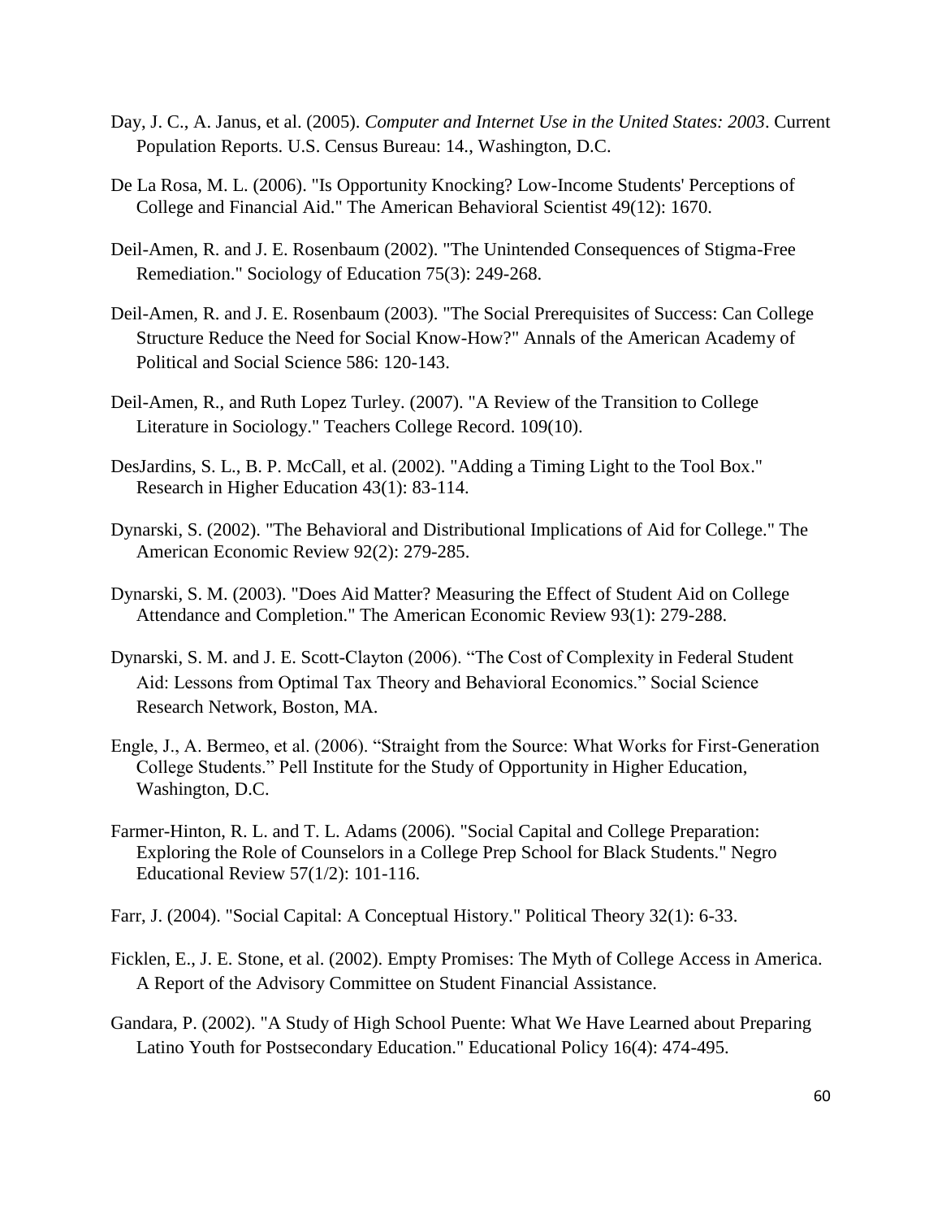Day, J. C., A. Janus, et al. (2005). *Computer and Internet Use in the United States: 2003*. Current Population Reports. U.S. Census Bureau: 14., Washington, D.C.

De La Rosa, M. L. (2006). "Is Opportunity Knocking? Low-Income Students' Perceptions of College and Financial Aid." The American Behavioral Scientist 49(12): 1670.

Deil-Amen, R. and J. E. Rosenbaum (2002). "The Unintended Consequences of Stigma-Free Remediation." Sociology of Education 75(3): 249-268.

Deil-Amen, R. and J. E. Rosenbaum (2003). "The Social Prerequisites of Success: Can College Structure Reduce the Need for Social Know-How?" Annals of the American Academy of Political and Social Science 586: 120-143.

Deil-Amen, R., and Ruth Lopez Turley. (2007). "A Review of the Transition to College Literature in Sociology." Teachers College Record. 109(10).

DesJardins, S. L., B. P. McCall, et al. (2002). "Adding a Timing Light to the Tool Box." Research in Higher Education 43(1): 83-114.

Dynarski, S. (2002). "The Behavioral and Distributional Implications of Aid for College." The American Economic Review 92(2): 279-285.

Dynarski, S. M. (2003). "Does Aid Matter? Measuring the Effect of Student Aid on College Attendance and Completion." The American Economic Review 93(1): 279-288.

Dynarski, S. M. and J. E. Scott-Clayton (2006). "The Cost of Complexity in Federal Student Aid: Lessons from Optimal Tax Theory and Behavioral Economics." Social Science Research Network, Boston, MA.

Engle, J., A. Bermeo, et al. (2006). "Straight from the Source: What Works for First-Generation College Students." Pell Institute for the Study of Opportunity in Higher Education, Washington, D.C.

Farmer-Hinton, R. L. and T. L. Adams (2006). "Social Capital and College Preparation: Exploring the Role of Counselors in a College Prep School for Black Students." Negro Educational Review 57(1/2): 101-116.

Farr, J. (2004). "Social Capital: A Conceptual History." Political Theory 32(1): 6-33.

Ficklen, E., J. E. Stone, et al. (2002). Empty Promises: The Myth of College Access in America. A Report of the Advisory Committee on Student Financial Assistance.

Gandara, P. (2002). "A Study of High School Puente: What We Have Learned about Preparing Latino Youth for Postsecondary Education." Educational Policy 16(4): 474-495.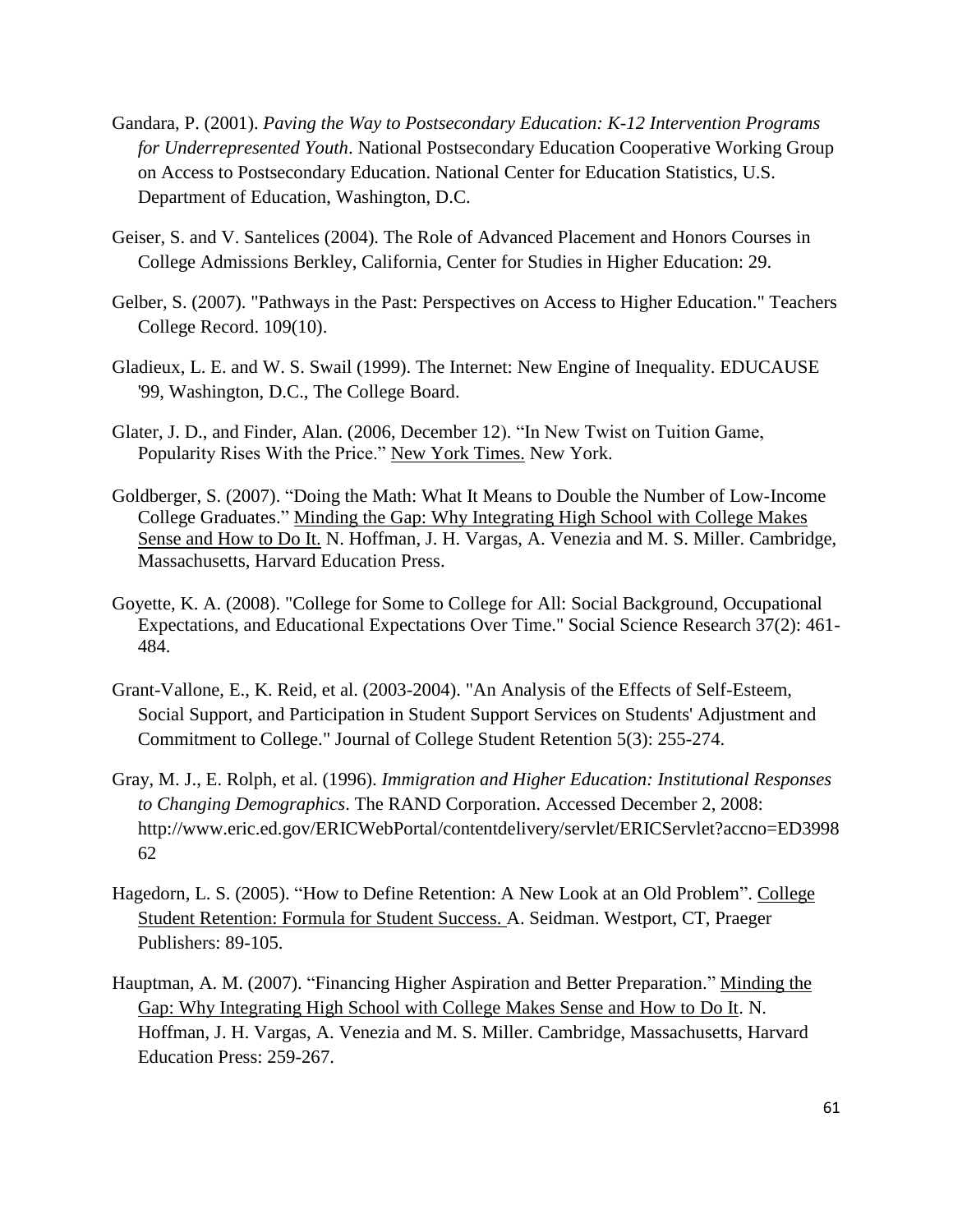Gandara, P. (2001). *Paving the Way to Postsecondary Education: K-12 Intervention Programs for Underrepresented Youth*. National Postsecondary Education Cooperative Working Group on Access to Postsecondary Education. National Center for Education Statistics, U.S. Department of Education, Washington, D.C.

Geiser, S. and V. Santelices (2004). The Role of Advanced Placement and Honors Courses in College Admissions Berkley, California, Center for Studies in Higher Education: 29.

Gelber, S. (2007). "Pathways in the Past: Perspectives on Access to Higher Education." Teachers College Record. 109(10).

Gladieux, L. E. and W. S. Swail (1999). The Internet: New Engine of Inequality. EDUCAUSE '99, Washington, D.C., The College Board.

Glater, J. D., and Finder, Alan. (2006, December 12). "In New Twist on Tuition Game, Popularity Rises With the Price." New York Times. New York.

Goldberger, S. (2007). "Doing the Math: What It Means to Double the Number of Low-Income College Graduates." Minding the Gap: Why Integrating High School with College Makes Sense and How to Do It. N. Hoffman, J. H. Vargas, A. Venezia and M. S. Miller. Cambridge, Massachusetts, Harvard Education Press.

Goyette, K. A. (2008). "College for Some to College for All: Social Background, Occupational Expectations, and Educational Expectations Over Time." Social Science Research 37(2): 461-484.

Grant-Vallone, E., K. Reid, et al. (2003-2004). "An Analysis of the Effects of Self-Esteem, Social Support, and Participation in Student Support Services on Students' Adjustment and Commitment to College." Journal of College Student Retention 5(3): 255-274.

Gray, M. J., E. Rolph, et al. (1996). *Immigration and Higher Education: Institutional Responses to Changing Demographics*. The RAND Corporation. Accessed December 2, 2008: http://www.eric.ed.gov/ERICWebPortal/contentdelivery/servlet/ERICServlet?accno=ED399862

Hagedorn, L. S. (2005). "How to Define Retention: A New Look at an Old Problem". College Student Retention: Formula for Student Success. A. Seidman. Westport, CT, Praeger Publishers: 89-105.

Hauptman, A. M. (2007). "Financing Higher Aspiration and Better Preparation." Minding the Gap: Why Integrating High School with College Makes Sense and How to Do It. N. Hoffman, J. H. Vargas, A. Venezia and M. S. Miller. Cambridge, Massachusetts, Harvard Education Press: 259-267.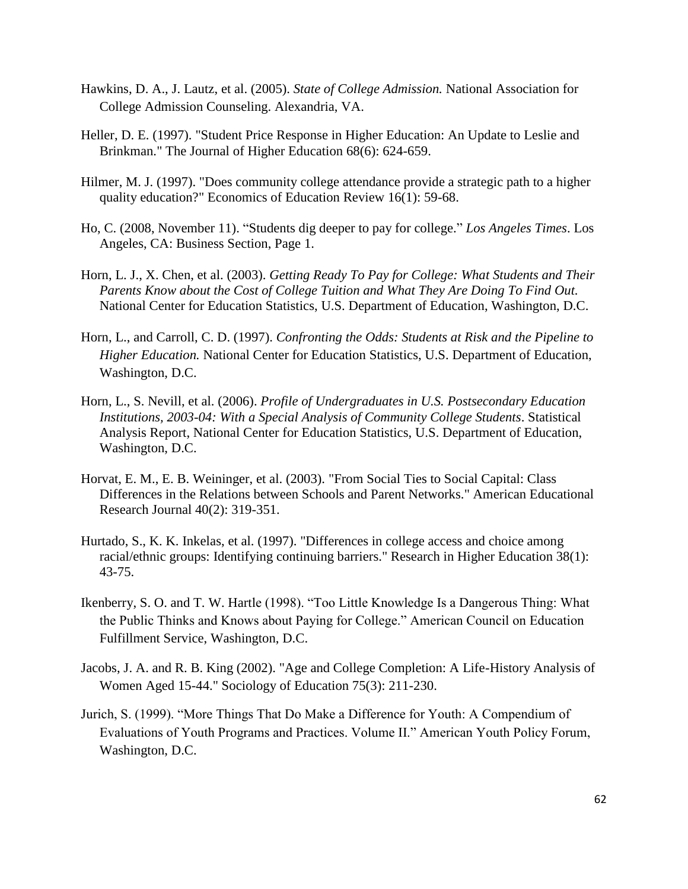Hawkins, D. A., J. Lautz, et al. (2005). *State of College Admission.* National Association for College Admission Counseling. Alexandria, VA.

Heller, D. E. (1997). "Student Price Response in Higher Education: An Update to Leslie and Brinkman." The Journal of Higher Education 68(6): 624-659.

Hilmer, M. J. (1997). "Does community college attendance provide a strategic path to a higher quality education?" Economics of Education Review 16(1): 59-68.

Ho, C. (2008, November 11). "Students dig deeper to pay for college." *Los Angeles Times*. Los Angeles, CA: Business Section, Page 1.

Horn, L. J., X. Chen, et al. (2003). *Getting Ready To Pay for College: What Students and Their Parents Know about the Cost of College Tuition and What They Are Doing To Find Out.* National Center for Education Statistics, U.S. Department of Education, Washington, D.C.

Horn, L., and Carroll, C. D. (1997). *Confronting the Odds: Students at Risk and the Pipeline to Higher Education.* National Center for Education Statistics, U.S. Department of Education, Washington, D.C.

Horn, L., S. Nevill, et al. (2006). *Profile of Undergraduates in U.S. Postsecondary Education Institutions, 2003-04: With a Special Analysis of Community College Students*. Statistical Analysis Report, National Center for Education Statistics, U.S. Department of Education, Washington, D.C.

Horvat, E. M., E. B. Weininger, et al. (2003). "From Social Ties to Social Capital: Class Differences in the Relations between Schools and Parent Networks." American Educational Research Journal 40(2): 319-351.

Hurtado, S., K. K. Inkelas, et al. (1997). "Differences in college access and choice among racial/ethnic groups: Identifying continuing barriers." Research in Higher Education 38(1): 43-75.

Ikenberry, S. O. and T. W. Hartle (1998). "Too Little Knowledge Is a Dangerous Thing: What the Public Thinks and Knows about Paying for College." American Council on Education Fulfillment Service, Washington, D.C.

Jacobs, J. A. and R. B. King (2002). "Age and College Completion: A Life-History Analysis of Women Aged 15-44." Sociology of Education 75(3): 211-230.

Jurich, S. (1999). "More Things That Do Make a Difference for Youth: A Compendium of Evaluations of Youth Programs and Practices. Volume II." American Youth Policy Forum, Washington, D.C.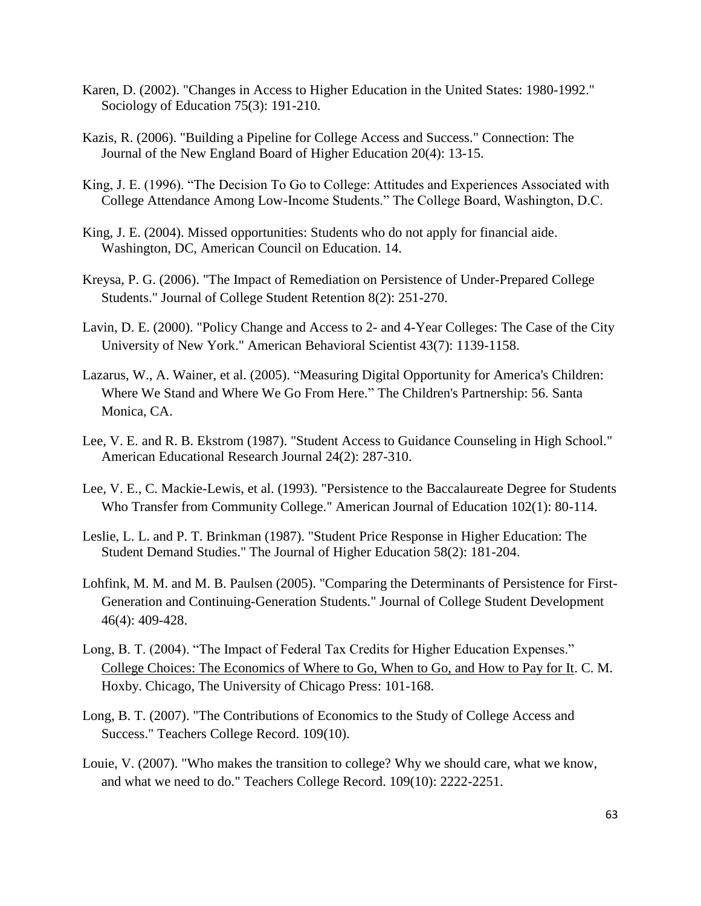Karen, D. (2002). "Changes in Access to Higher Education in the United States: 1980-1992." Sociology of Education 75(3): 191-210.

Kazis, R. (2006). "Building a Pipeline for College Access and Success." Connection: The Journal of the New England Board of Higher Education 20(4): 13-15.

King, J. E. (1996). "The Decision To Go to College: Attitudes and Experiences Associated with College Attendance Among Low-Income Students." The College Board, Washington, D.C.

King, J. E. (2004). Missed opportunities: Students who do not apply for financial aide. Washington, DC, American Council on Education. 14.

Kreysa, P. G. (2006). "The Impact of Remediation on Persistence of Under-Prepared College Students." Journal of College Student Retention 8(2): 251-270.

Lavin, D. E. (2000). "Policy Change and Access to 2- and 4-Year Colleges: The Case of the City University of New York." American Behavioral Scientist 43(7): 1139-1158.

Lazarus, W., A. Wainer, et al. (2005). "Measuring Digital Opportunity for America's Children: Where We Stand and Where We Go From Here." The Children's Partnership: 56. Santa Monica, CA.

Lee, V. E. and R. B. Ekstrom (1987). "Student Access to Guidance Counseling in High School." American Educational Research Journal 24(2): 287-310.

Lee, V. E., C. Mackie-Lewis, et al. (1993). "Persistence to the Baccalaureate Degree for Students Who Transfer from Community College." American Journal of Education 102(1): 80-114.

Leslie, L. L. and P. T. Brinkman (1987). "Student Price Response in Higher Education: The Student Demand Studies." The Journal of Higher Education 58(2): 181-204.

Lohfink, M. M. and M. B. Paulsen (2005). "Comparing the Determinants of Persistence for First-Generation and Continuing-Generation Students." Journal of College Student Development 46(4): 409-428.

Long, B. T. (2004). "The Impact of Federal Tax Credits for Higher Education Expenses." <u>College Choices: The Economics of Where to Go, When to Go, and How to Pay for It</u>. C. M. Hoxby. Chicago, The University of Chicago Press: 101-168.

Long, B. T. (2007). "The Contributions of Economics to the Study of College Access and Success." Teachers College Record. 109(10).

Louie, V. (2007). "Who makes the transition to college? Why we should care, what we know, and what we need to do." Teachers College Record. 109(10): 2222-2251.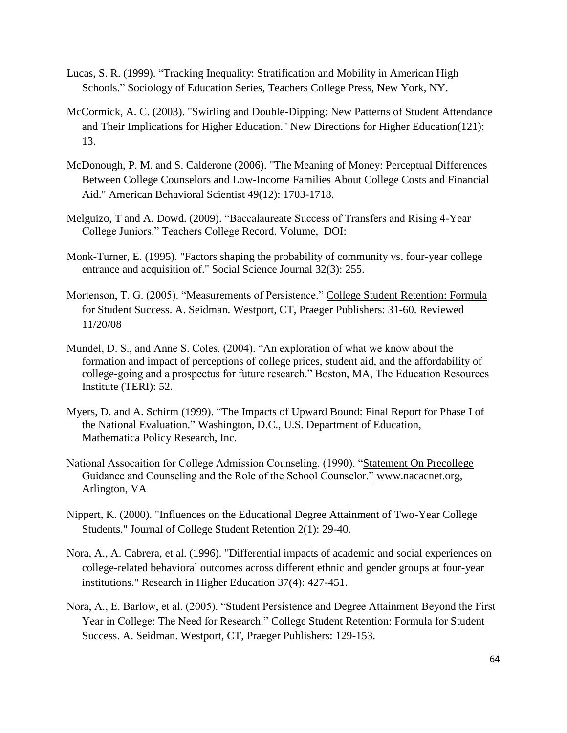Lucas, S. R. (1999). "Tracking Inequality: Stratification and Mobility in American High Schools." Sociology of Education Series, Teachers College Press, New York, NY.

McCormick, A. C. (2003). "Swirling and Double-Dipping: New Patterns of Student Attendance and Their Implications for Higher Education." New Directions for Higher Education(121): 13.

McDonough, P. M. and S. Calderone (2006). "The Meaning of Money: Perceptual Differences Between College Counselors and Low-Income Families About College Costs and Financial Aid." American Behavioral Scientist 49(12): 1703-1718.

Melguizo, T and A. Dowd. (2009). "Baccalaureate Success of Transfers and Rising 4-Year College Juniors." Teachers College Record. Volume, DOI:

Monk-Turner, E. (1995). "Factors shaping the probability of community vs. four-year college entrance and acquisition of." Social Science Journal 32(3): 255.

Mortenson, T. G. (2005). "Measurements of Persistence." College Student Retention: Formula for Student Success. A. Seidman. Westport, CT, Praeger Publishers: 31-60. Reviewed 11/20/08

Mundel, D. S., and Anne S. Coles. (2004). "An exploration of what we know about the formation and impact of perceptions of college prices, student aid, and the affordability of college-going and a prospectus for future research." Boston, MA, The Education Resources Institute (TERI): 52.

Myers, D. and A. Schirm (1999). "The Impacts of Upward Bound: Final Report for Phase I of the National Evaluation." Washington, D.C., U.S. Department of Education, Mathematica Policy Research, Inc.

National Assocaition for College Admission Counseling. (1990). "Statement On Precollege Guidance and Counseling and the Role of the School Counselor." www.nacacnet.org, Arlington, VA

Nippert, K. (2000). "Influences on the Educational Degree Attainment of Two-Year College Students." Journal of College Student Retention 2(1): 29-40.

Nora, A., A. Cabrera, et al. (1996). "Differential impacts of academic and social experiences on college-related behavioral outcomes across different ethnic and gender groups at four-year institutions." Research in Higher Education 37(4): 427-451.

Nora, A., E. Barlow, et al. (2005). "Student Persistence and Degree Attainment Beyond the First Year in College: The Need for Research." College Student Retention: Formula for Student Success. A. Seidman. Westport, CT, Praeger Publishers: 129-153.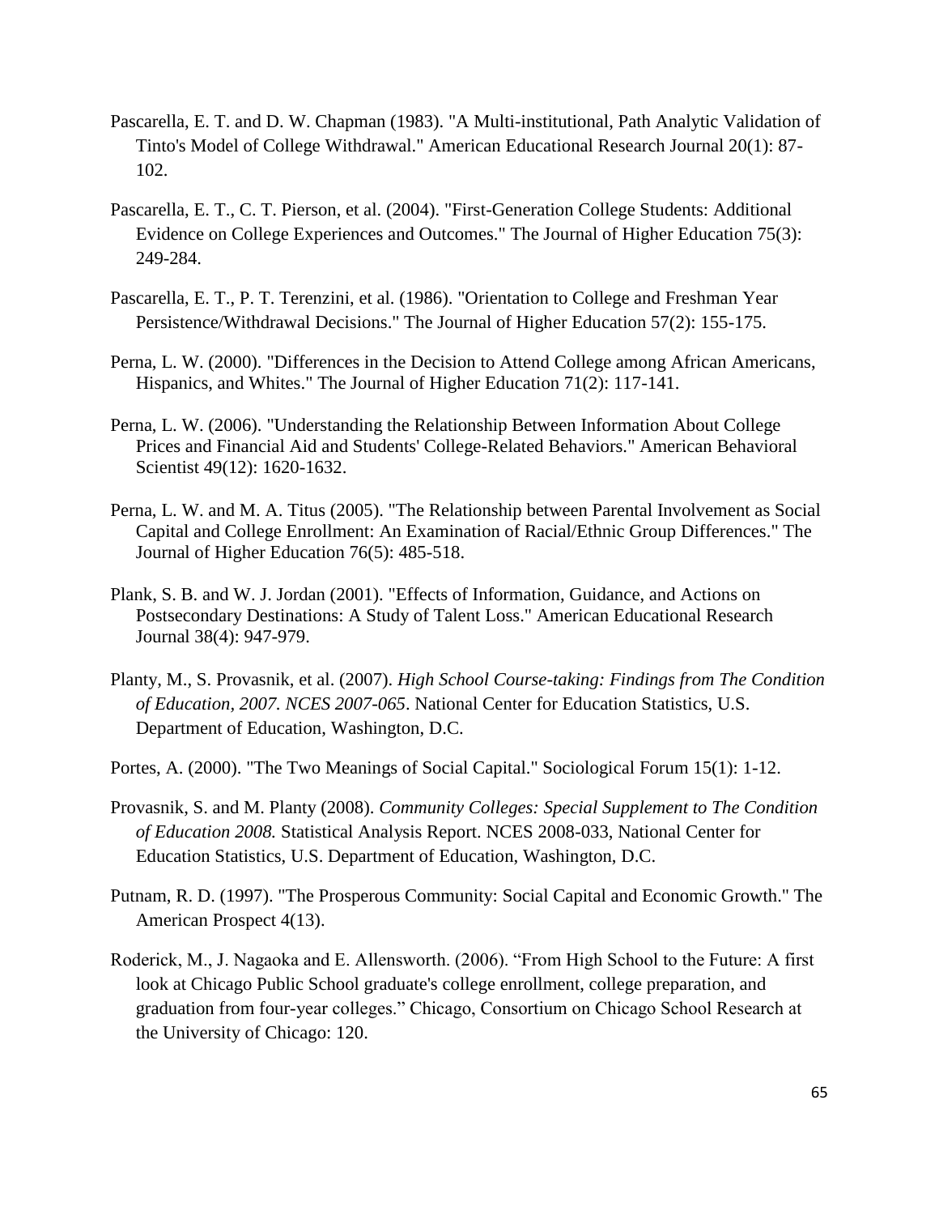Pascarella, E. T. and D. W. Chapman (1983). "A Multi-institutional, Path Analytic Validation of Tinto's Model of College Withdrawal." American Educational Research Journal 20(1): 87-102.

Pascarella, E. T., C. T. Pierson, et al. (2004). "First-Generation College Students: Additional Evidence on College Experiences and Outcomes." The Journal of Higher Education 75(3): 249-284.

Pascarella, E. T., P. T. Terenzini, et al. (1986). "Orientation to College and Freshman Year Persistence/Withdrawal Decisions." The Journal of Higher Education 57(2): 155-175.

Perna, L. W. (2000). "Differences in the Decision to Attend College among African Americans, Hispanics, and Whites." The Journal of Higher Education 71(2): 117-141.

Perna, L. W. (2006). "Understanding the Relationship Between Information About College Prices and Financial Aid and Students' College-Related Behaviors." American Behavioral Scientist 49(12): 1620-1632.

Perna, L. W. and M. A. Titus (2005). "The Relationship between Parental Involvement as Social Capital and College Enrollment: An Examination of Racial/Ethnic Group Differences." The Journal of Higher Education 76(5): 485-518.

Plank, S. B. and W. J. Jordan (2001). "Effects of Information, Guidance, and Actions on Postsecondary Destinations: A Study of Talent Loss." American Educational Research Journal 38(4): 947-979.

Planty, M., S. Provasnik, et al. (2007). *High School Course-taking: Findings from The Condition of Education, 2007. NCES 2007-065*. National Center for Education Statistics, U.S. Department of Education, Washington, D.C.

Portes, A. (2000). "The Two Meanings of Social Capital." Sociological Forum 15(1): 1-12.

Provasnik, S. and M. Planty (2008). *Community Colleges: Special Supplement to The Condition of Education 2008.* Statistical Analysis Report. NCES 2008-033, National Center for Education Statistics, U.S. Department of Education, Washington, D.C.

Putnam, R. D. (1997). "The Prosperous Community: Social Capital and Economic Growth." The American Prospect 4(13).

Roderick, M., J. Nagaoka and E. Allensworth. (2006). "From High School to the Future: A first look at Chicago Public School graduate's college enrollment, college preparation, and graduation from four-year colleges." Chicago, Consortium on Chicago School Research at the University of Chicago: 120.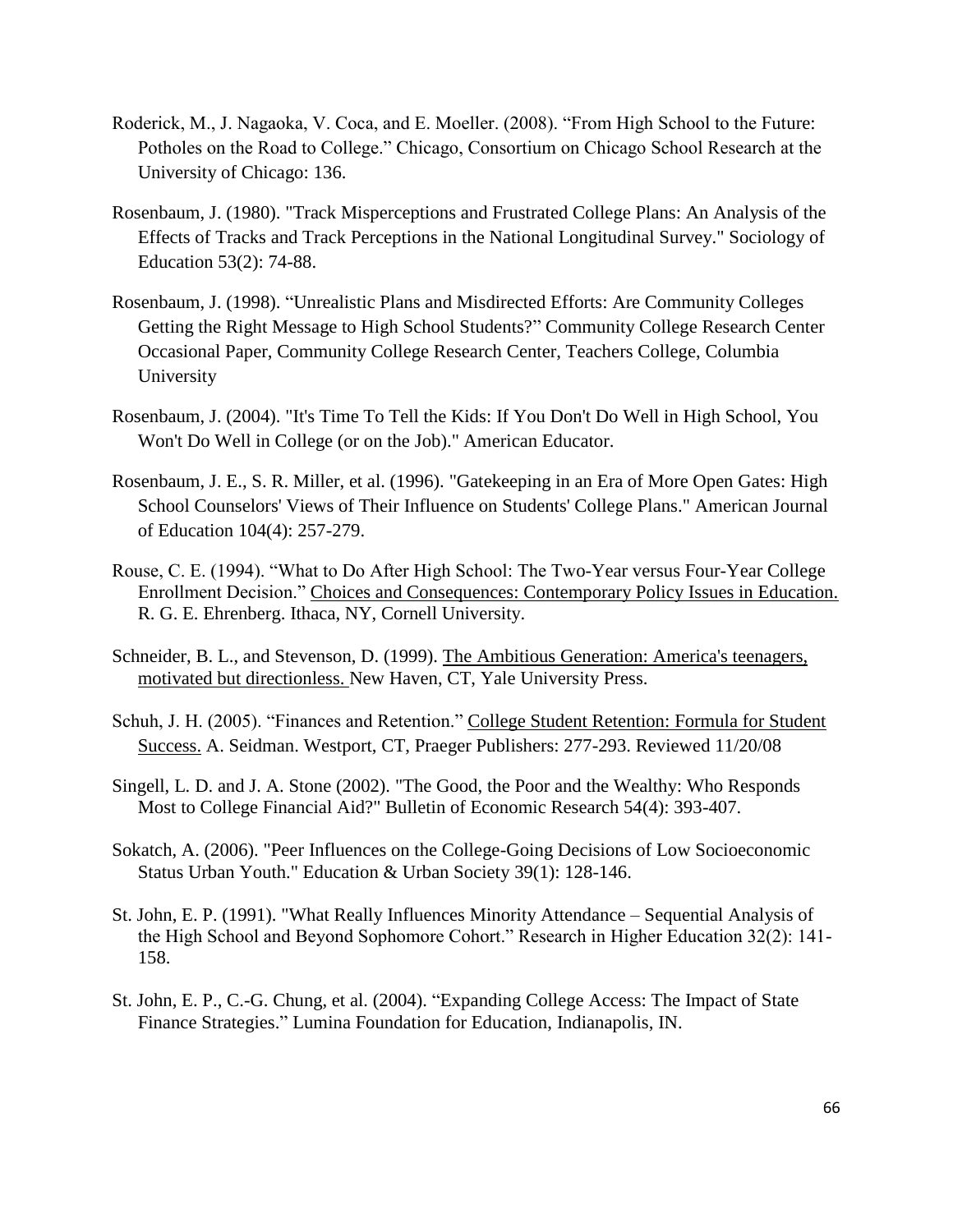Roderick, M., J. Nagaoka, V. Coca, and E. Moeller. (2008). "From High School to the Future: Potholes on the Road to College." Chicago, Consortium on Chicago School Research at the University of Chicago: 136.

Rosenbaum, J. (1980). "Track Misperceptions and Frustrated College Plans: An Analysis of the Effects of Tracks and Track Perceptions in the National Longitudinal Survey." Sociology of Education 53(2): 74-88.

Rosenbaum, J. (1998). "Unrealistic Plans and Misdirected Efforts: Are Community Colleges Getting the Right Message to High School Students?" Community College Research Center Occasional Paper, Community College Research Center, Teachers College, Columbia University

Rosenbaum, J. (2004). "It's Time To Tell the Kids: If You Don't Do Well in High School, You Won't Do Well in College (or on the Job)." American Educator.

Rosenbaum, J. E., S. R. Miller, et al. (1996). "Gatekeeping in an Era of More Open Gates: High School Counselors' Views of Their Influence on Students' College Plans." American Journal of Education 104(4): 257-279.

Rouse, C. E. (1994). "What to Do After High School: The Two-Year versus Four-Year College Enrollment Decision." Choices and Consequences: Contemporary Policy Issues in Education. R. G. E. Ehrenberg. Ithaca, NY, Cornell University.

Schneider, B. L., and Stevenson, D. (1999). The Ambitious Generation: America's teenagers, motivated but directionless. New Haven, CT, Yale University Press.

Schuh, J. H. (2005). "Finances and Retention." College Student Retention: Formula for Student Success. A. Seidman. Westport, CT, Praeger Publishers: 277-293. Reviewed 11/20/08

Singell, L. D. and J. A. Stone (2002). "The Good, the Poor and the Wealthy: Who Responds Most to College Financial Aid?" Bulletin of Economic Research 54(4): 393-407.

Sokatch, A. (2006). "Peer Influences on the College-Going Decisions of Low Socioeconomic Status Urban Youth." Education & Urban Society 39(1): 128-146.

St. John, E. P. (1991). "What Really Influences Minority Attendance – Sequential Analysis of the High School and Beyond Sophomore Cohort." Research in Higher Education 32(2): 141-158.

St. John, E. P., C.-G. Chung, et al. (2004). "Expanding College Access: The Impact of State Finance Strategies." Lumina Foundation for Education, Indianapolis, IN.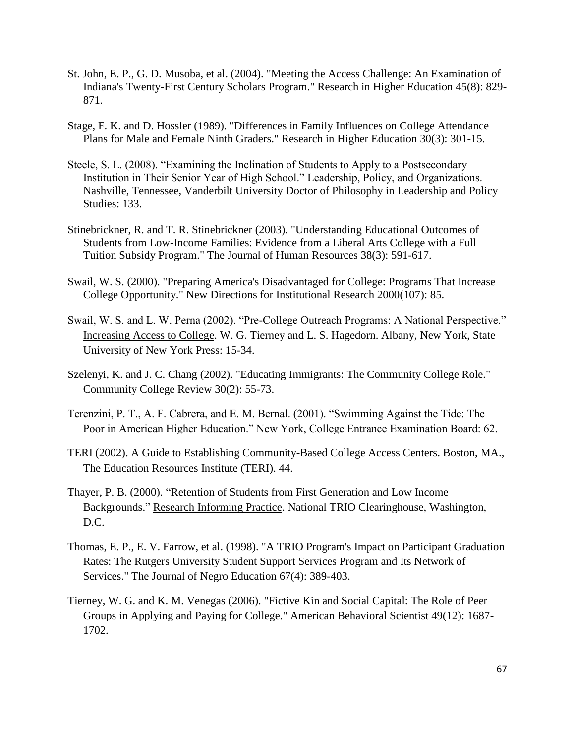St. John, E. P., G. D. Musoba, et al. (2004). "Meeting the Access Challenge: An Examination of Indiana's Twenty-First Century Scholars Program." Research in Higher Education 45(8): 829-871.

Stage, F. K. and D. Hossler (1989). "Differences in Family Influences on College Attendance Plans for Male and Female Ninth Graders." Research in Higher Education 30(3): 301-15.

Steele, S. L. (2008). "Examining the Inclination of Students to Apply to a Postsecondary Institution in Their Senior Year of High School." Leadership, Policy, and Organizations. Nashville, Tennessee, Vanderbilt University Doctor of Philosophy in Leadership and Policy Studies: 133.

Stinebrickner, R. and T. R. Stinebrickner (2003). "Understanding Educational Outcomes of Students from Low-Income Families: Evidence from a Liberal Arts College with a Full Tuition Subsidy Program." The Journal of Human Resources 38(3): 591-617.

Swail, W. S. (2000). "Preparing America's Disadvantaged for College: Programs That Increase College Opportunity." New Directions for Institutional Research 2000(107): 85.

Swail, W. S. and L. W. Perna (2002). "Pre-College Outreach Programs: A National Perspective." Increasing Access to College. W. G. Tierney and L. S. Hagedorn. Albany, New York, State University of New York Press: 15-34.

Szelenyi, K. and J. C. Chang (2002). "Educating Immigrants: The Community College Role." Community College Review 30(2): 55-73.

Terenzini, P. T., A. F. Cabrera, and E. M. Bernal. (2001). "Swimming Against the Tide: The Poor in American Higher Education." New York, College Entrance Examination Board: 62.

TERI (2002). A Guide to Establishing Community-Based College Access Centers. Boston, MA., The Education Resources Institute (TERI). 44.

Thayer, P. B. (2000). "Retention of Students from First Generation and Low Income Backgrounds." Research Informing Practice. National TRIO Clearinghouse, Washington, D.C.

Thomas, E. P., E. V. Farrow, et al. (1998). "A TRIO Program's Impact on Participant Graduation Rates: The Rutgers University Student Support Services Program and Its Network of Services." The Journal of Negro Education 67(4): 389-403.

Tierney, W. G. and K. M. Venegas (2006). "Fictive Kin and Social Capital: The Role of Peer Groups in Applying and Paying for College." American Behavioral Scientist 49(12): 1687-1702.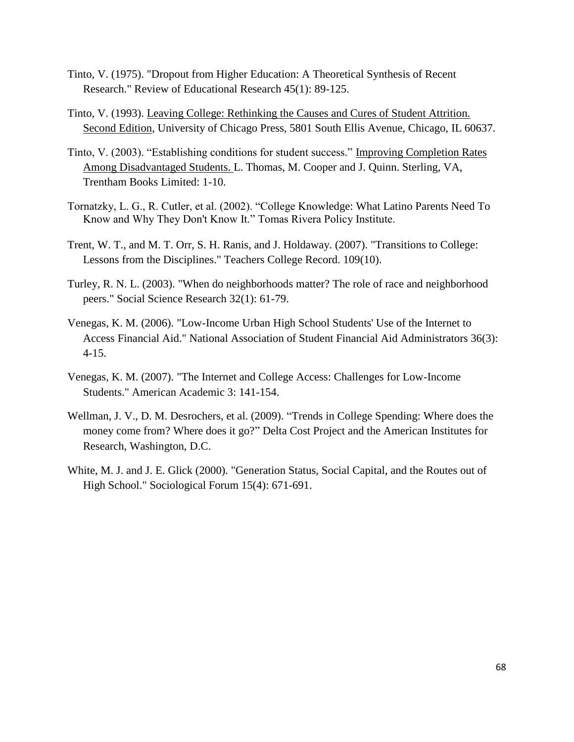Tinto, V. (1975). "Dropout from Higher Education: A Theoretical Synthesis of Recent Research." Review of Educational Research 45(1): 89-125.

Tinto, V. (1993). Leaving College: Rethinking the Causes and Cures of Student Attrition. Second Edition, University of Chicago Press, 5801 South Ellis Avenue, Chicago, IL 60637.

Tinto, V. (2003). "Establishing conditions for student success." Improving Completion Rates Among Disadvantaged Students. L. Thomas, M. Cooper and J. Quinn. Sterling, VA, Trentham Books Limited: 1-10.

Tornatzky, L. G., R. Cutler, et al. (2002). "College Knowledge: What Latino Parents Need To Know and Why They Don't Know It." Tomas Rivera Policy Institute.

Trent, W. T., and M. T. Orr, S. H. Ranis, and J. Holdaway. (2007). "Transitions to College: Lessons from the Disciplines." Teachers College Record. 109(10).

Turley, R. N. L. (2003). "When do neighborhoods matter? The role of race and neighborhood peers." Social Science Research 32(1): 61-79.

Venegas, K. M. (2006). "Low-Income Urban High School Students' Use of the Internet to Access Financial Aid." National Association of Student Financial Aid Administrators 36(3): 4-15.

Venegas, K. M. (2007). "The Internet and College Access: Challenges for Low-Income Students." American Academic 3: 141-154.

Wellman, J. V., D. M. Desrochers, et al. (2009). "Trends in College Spending: Where does the money come from? Where does it go?" Delta Cost Project and the American Institutes for Research, Washington, D.C.

White, M. J. and J. E. Glick (2000). "Generation Status, Social Capital, and the Routes out of High School." Sociological Forum 15(4): 671-691.